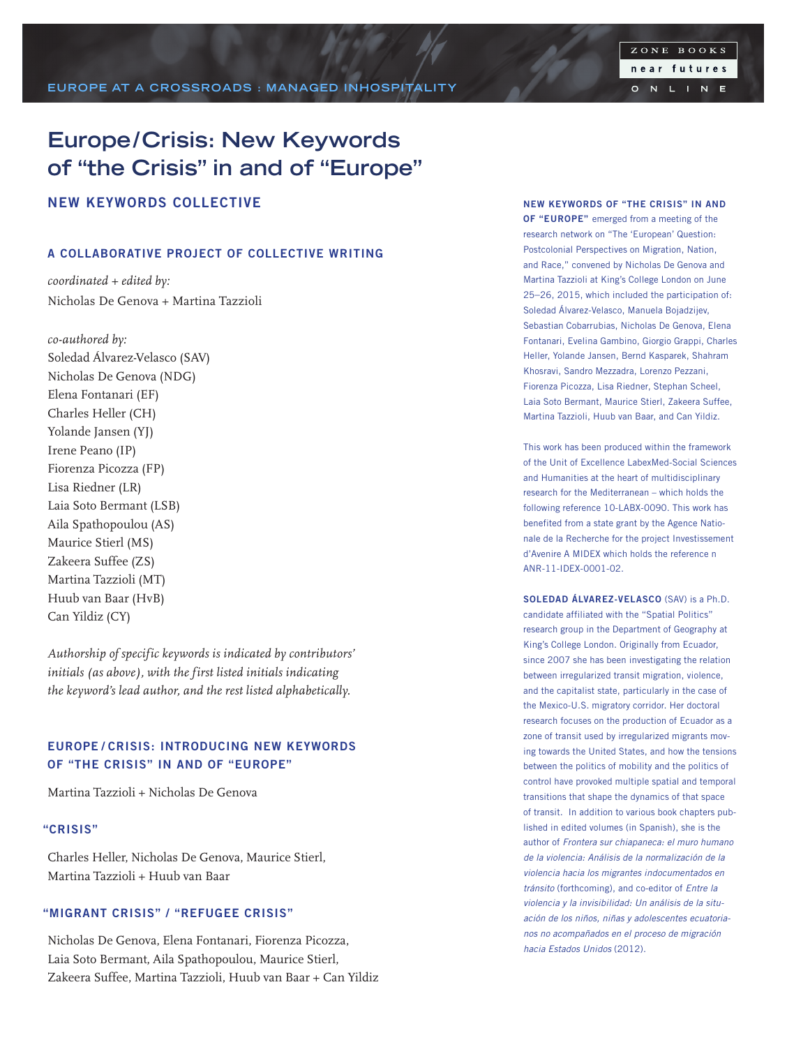EUROPE AT A CROSSROADS : MANAGED INHOSPITALITY

ZONE BOOKS near futures ONLINE

# Europe/Crisis: New Keywords of "the Crisis" in and of "Europe"

## NEW KEYWORDS COLLECTIVE

### A COLLABORATIVE PROJECT OF COLLECTIVE WRITING

*coordinated + edited by:*
Nicholas De Genova + Martina Tazzioli

*co-authored by:*
Soledad Álvarez-Velasco (SAV)
Nicholas De Genova (NDG)
Elena Fontanari (EF)
Charles Heller (CH)
Yolande Jansen (YJ)
Irene Peano (IP)
Fiorenza Picozza (FP)
Lisa Riedner (LR)
Laia Soto Bermant (LSB)
Aila Spathopoulou (AS)
Maurice Stierl (MS)
Zakeera Suffee (ZS)
Martina Tazzioli (MT)
Huub van Baar (HvB)
Can Yildiz (CY)

*Authorship of specific keywords is indicated by contributors' initials (as above), with the first listed initials indicating the keyword's lead author, and the rest listed alphabetically.*

### EUROPE/CRISIS: INTRODUCING NEW KEYWORDS OF "THE CRISIS" IN AND OF "EUROPE"

Martina Tazzioli + Nicholas De Genova

### "CRISIS"

Charles Heller, Nicholas De Genova, Maurice Stierl, Martina Tazzioli + Huub van Baar

### "MIGRANT CRISIS" / "REFUGEE CRISIS"

Nicholas De Genova, Elena Fontanari, Fiorenza Picozza, Laia Soto Bermant, Aila Spathopoulou, Maurice Stierl, Zakeera Suffee, Martina Tazzioli, Huub van Baar + Can Yildiz

**NEW KEYWORDS OF "THE CRISIS" IN AND OF "EUROPE"** emerged from a meeting of the research network on "The 'European' Question: Postcolonial Perspectives on Migration, Nation, and Race," convened by Nicholas De Genova and Martina Tazzioli at King's College London on June 25–26, 2015, which included the participation of: Soledad Álvarez-Velasco, Manuela Bojadzijev, Sebastian Cobarrubias, Nicholas De Genova, Elena Fontanari, Evelina Gambino, Giorgio Grappi, Charles Heller, Yolande Jansen, Bernd Kasparek, Shahram Khosravi, Sandro Mezzadra, Lorenzo Pezzani, Fiorenza Picozza, Lisa Riedner, Stephan Scheel, Laia Soto Bermant, Maurice Stierl, Zakeera Suffee, Martina Tazzioli, Huub van Baar, and Can Yildiz.

This work has been produced within the framework of the Unit of Excellence LabexMed-Social Sciences and Humanities at the heart of multidisciplinary research for the Mediterranean – which holds the following reference 10-LABX-0090. This work has benefited from a state grant by the Agence Nationale de la Recherche for the project Investissement d'Avenire A MIDEX which holds the reference n ANR-11-IDEX-0001-02.

**SOLEDAD ÁLVAREZ-VELASCO** (SAV) is a Ph.D. candidate affiliated with the "Spatial Politics" research group in the Department of Geography at King's College London. Originally from Ecuador, since 2007 she has been investigating the relation between irregularized transit migration, violence, and the capitalist state, particularly in the case of the Mexico-U.S. migratory corridor. Her doctoral research focuses on the production of Ecuador as a zone of transit used by irregularized migrants moving towards the United States, and how the tensions between the politics of mobility and the politics of control have provoked multiple spatial and temporal transitions that shape the dynamics of that space of transit. In addition to various book chapters published in edited volumes (in Spanish), she is the author of *Frontera sur chiapaneca: el muro humano de la violencia: Análisis de la normalización de la violencia hacia los migrantes indocumentados en tránsito* (forthcoming), and co-editor of *Entre la violencia y la invisibilidad: Un análisis de la situación de los niños, niñas y adolescentes ecuatorianos no acompañados en el proceso de migración hacia Estados Unidos* (2012).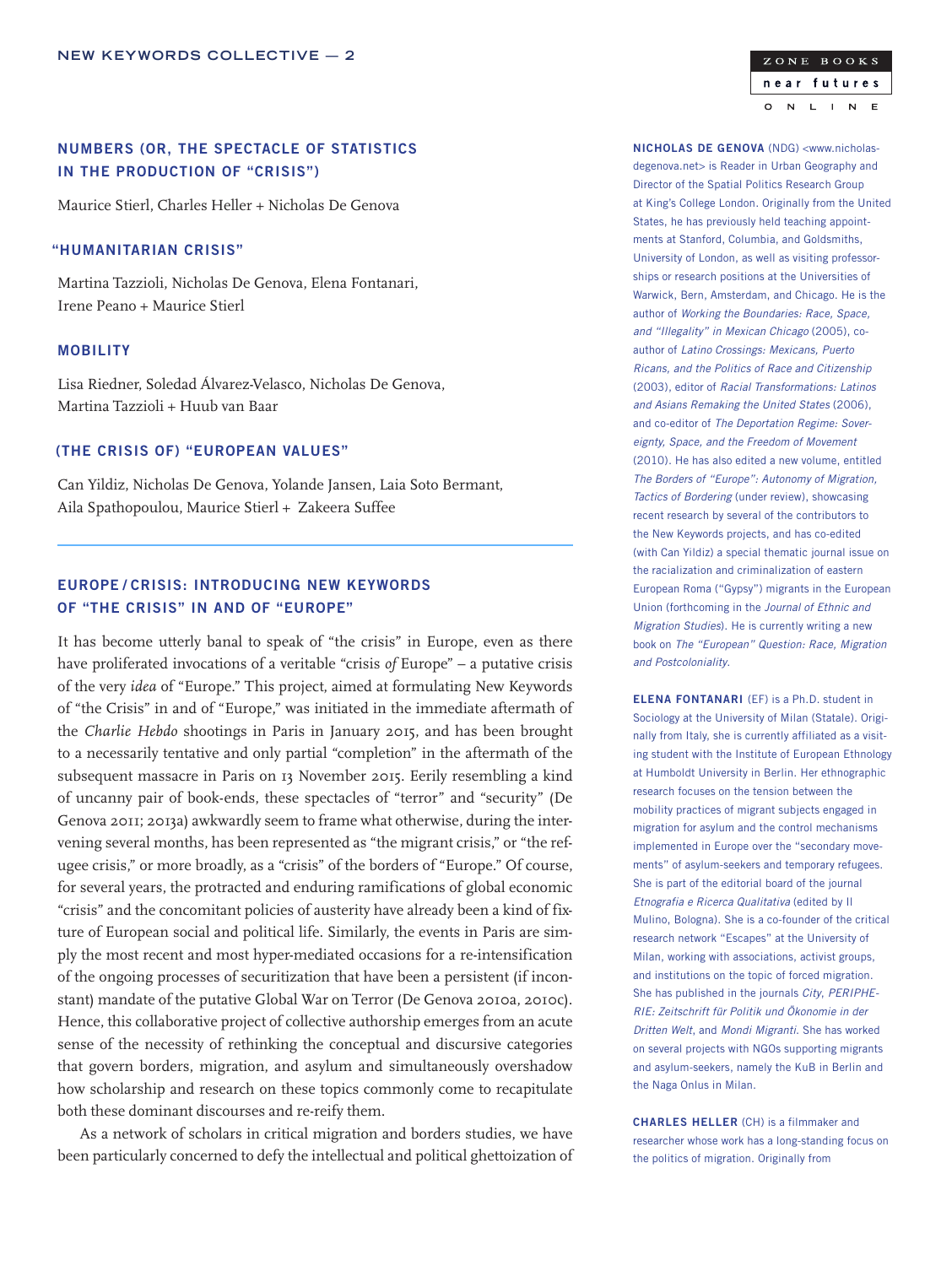## NUMBERS (OR, THE SPECTACLE OF STATISTICS IN THE PRODUCTION OF "CRISIS")

Maurice Stierl, Charles Heller + Nicholas De Genova

## "HUMANITARIAN CRISIS"

Martina Tazzioli, Nicholas De Genova, Elena Fontanari, Irene Peano + Maurice Stierl

## MOBILITY

Lisa Riedner, Soledad Álvarez-Velasco, Nicholas De Genova, Martina Tazzioli + Huub van Baar

## (THE CRISIS OF) "EUROPEAN VALUES"

Can Yildiz, Nicholas De Genova, Yolande Jansen, Laia Soto Bermant, Aila Spathopoulou, Maurice Stierl + Zakeera Suffee

---

## EUROPE / CRISIS: INTRODUCING NEW KEYWORDS OF "THE CRISIS" IN AND OF "EUROPE"

It has become utterly banal to speak of "the crisis" in Europe, even as there have proliferated invocations of a veritable "crisis *of* Europe" – a putative crisis of the very *idea* of "Europe." This project, aimed at formulating New Keywords of "the Crisis" in and of "Europe," was initiated in the immediate aftermath of the *Charlie Hebdo* shootings in Paris in January 2015, and has been brought to a necessarily tentative and only partial "completion" in the aftermath of the subsequent massacre in Paris on 13 November 2015. Eerily resembling a kind of uncanny pair of book-ends, these spectacles of "terror" and "security" (De Genova 2011; 2013a) awkwardly seem to frame what otherwise, during the intervening several months, has been represented as "the migrant crisis," or "the refugee crisis," or more broadly, as a "crisis" of the borders of "Europe." Of course, for several years, the protracted and enduring ramifications of global economic "crisis" and the concomitant policies of austerity have already been a kind of fixture of European social and political life. Similarly, the events in Paris are simply the most recent and most hyper-mediated occasions for a re-intensification of the ongoing processes of securitization that have been a persistent (if inconstant) mandate of the putative Global War on Terror (De Genova 2010a, 2010c). Hence, this collaborative project of collective authorship emerges from an acute sense of the necessity of rethinking the conceptual and discursive categories that govern borders, migration, and asylum and simultaneously overshadow how scholarship and research on these topics commonly come to recapitulate both these dominant discourses and re-reify them.

As a network of scholars in critical migration and borders studies, we have been particularly concerned to defy the intellectual and political ghettoization of

**NICHOLAS DE GENOVA** (NDG) <www.nicholas-degenova.net> is Reader in Urban Geography and Director of the Spatial Politics Research Group at King's College London. Originally from the United States, he has previously held teaching appointments at Stanford, Columbia, and Goldsmiths, University of London, as well as visiting professorships or research positions at the Universities of Warwick, Bern, Amsterdam, and Chicago. He is the author of *Working the Boundaries: Race, Space, and "Illegality" in Mexican Chicago* (2005), co-author of *Latino Crossings: Mexicans, Puerto Ricans, and the Politics of Race and Citizenship* (2003), editor of *Racial Transformations: Latinos and Asians Remaking the United States* (2006), and co-editor of *The Deportation Regime: Sovereignty, Space, and the Freedom of Movement* (2010). He has also edited a new volume, entitled *The Borders of "Europe": Autonomy of Migration, Tactics of Bordering* (under review), showcasing recent research by several of the contributors to the New Keywords projects, and has co-edited (with Can Yildiz) a special thematic journal issue on the racialization and criminalization of eastern European Roma ("Gypsy") migrants in the European Union (forthcoming in the *Journal of Ethnic and Migration Studies*). He is currently writing a new book on *The "European" Question: Race, Migration and Postcoloniality*.

**ELENA FONTANARI** (EF) is a Ph.D. student in Sociology at the University of Milan (Statale). Originally from Italy, she is currently affiliated as a visiting student with the Institute of European Ethnology at Humboldt University in Berlin. Her ethnographic research focuses on the tension between the mobility practices of migrant subjects engaged in migration for asylum and the control mechanisms implemented in Europe over the "secondary movements" of asylum-seekers and temporary refugees. She is part of the editorial board of the journal *Etnografia e Ricerca Qualitativa* (edited by Il Mulino, Bologna). She is a co-founder of the critical research network "Escapes" at the University of Milan, working with associations, activist groups, and institutions on the topic of forced migration. She has published in the journals *City*, *PERIPHERIE: Zeitschrift für Politik und Ökonomie in der Dritten Welt*, and *Mondi Migranti*. She has worked on several projects with NGOs supporting migrants and asylum-seekers, namely the KuB in Berlin and the Naga Onlus in Milan.

**CHARLES HELLER** (CH) is a filmmaker and researcher whose work has a long-standing focus on the politics of migration. Originally from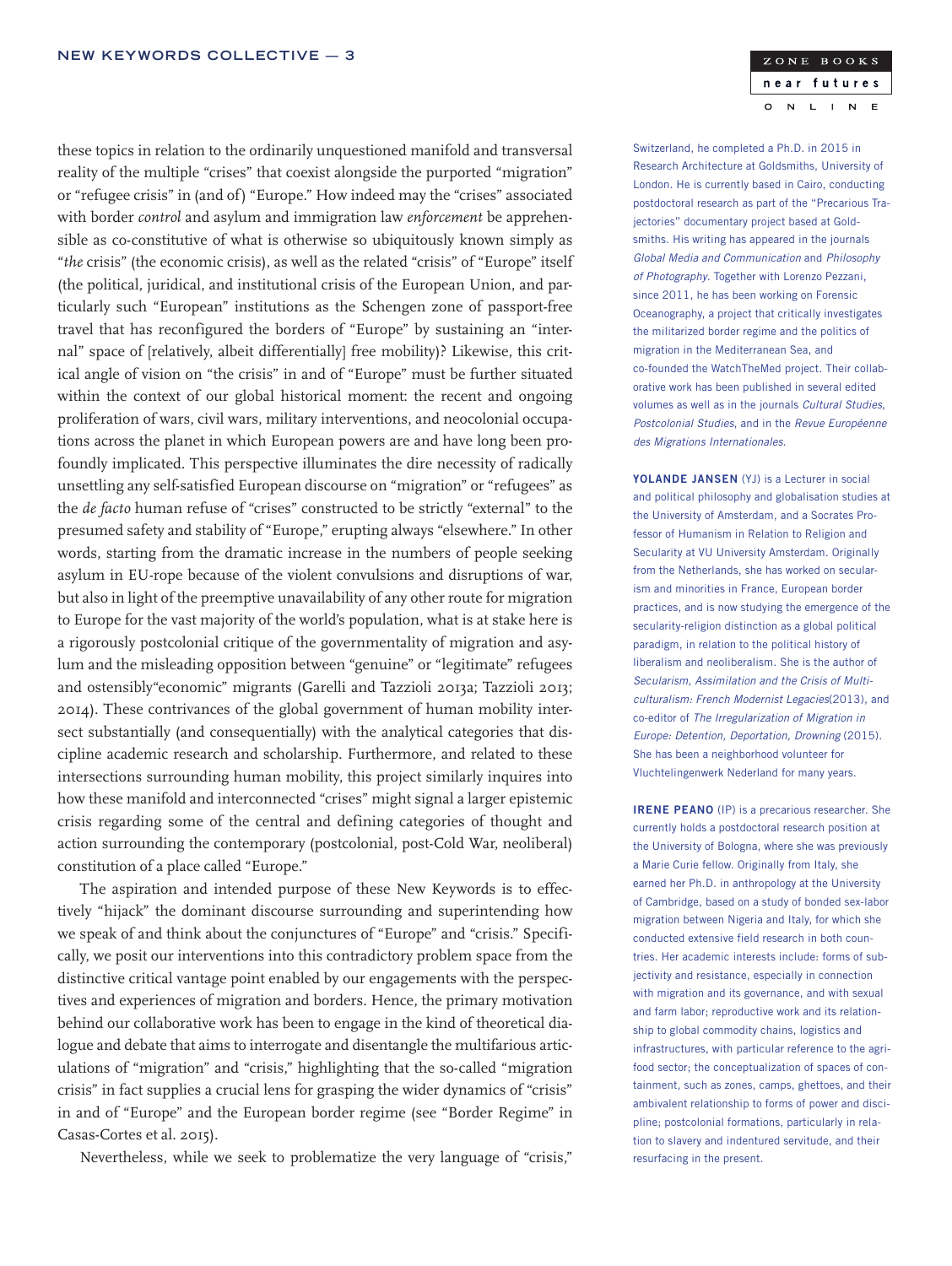these topics in relation to the ordinarily unquestioned manifold and transversal reality of the multiple "crises" that coexist alongside the purported "migration" or "refugee crisis" in (and of) "Europe." How indeed may the "crises" associated with border *control* and asylum and immigration law *enforcement* be apprehensible as co-constitutive of what is otherwise so ubiquitously known simply as "*the* crisis" (the economic crisis), as well as the related "crisis" of "Europe" itself (the political, juridical, and institutional crisis of the European Union, and particularly such "European" institutions as the Schengen zone of passport-free travel that has reconfigured the borders of "Europe" by sustaining an "internal" space of [relatively, albeit differentially] free mobility)? Likewise, this critical angle of vision on "the crisis" in and of "Europe" must be further situated within the context of our global historical moment: the recent and ongoing proliferation of wars, civil wars, military interventions, and neocolonial occupations across the planet in which European powers are and have long been profoundly implicated. This perspective illuminates the dire necessity of radically unsettling any self-satisfied European discourse on "migration" or "refugees" as the *de facto* human refuse of "crises" constructed to be strictly "external" to the presumed safety and stability of "Europe," erupting always "elsewhere." In other words, starting from the dramatic increase in the numbers of people seeking asylum in EU-rope because of the violent convulsions and disruptions of war, but also in light of the preemptive unavailability of any other route for migration to Europe for the vast majority of the world's population, what is at stake here is a rigorously postcolonial critique of the governmentality of migration and asylum and the misleading opposition between "genuine" or "legitimate" refugees and ostensibly"economic" migrants (Garelli and Tazzioli 2013a; Tazzioli 2013; 2014). These contrivances of the global government of human mobility intersect substantially (and consequentially) with the analytical categories that discipline academic research and scholarship. Furthermore, and related to these intersections surrounding human mobility, this project similarly inquires into how these manifold and interconnected "crises" might signal a larger epistemic crisis regarding some of the central and defining categories of thought and action surrounding the contemporary (postcolonial, post-Cold War, neoliberal) constitution of a place called "Europe."

The aspiration and intended purpose of these New Keywords is to effectively "hijack" the dominant discourse surrounding and superintending how we speak of and think about the conjunctures of "Europe" and "crisis." Specifically, we posit our interventions into this contradictory problem space from the distinctive critical vantage point enabled by our engagements with the perspectives and experiences of migration and borders. Hence, the primary motivation behind our collaborative work has been to engage in the kind of theoretical dialogue and debate that aims to interrogate and disentangle the multifarious articulations of "migration" and "crisis," highlighting that the so-called "migration crisis" in fact supplies a crucial lens for grasping the wider dynamics of "crisis" in and of "Europe" and the European border regime (see "Border Regime" in Casas-Cortes et al. 2015).

Nevertheless, while we seek to problematize the very language of "crisis,"

Switzerland, he completed a Ph.D. in 2015 in Research Architecture at Goldsmiths, University of London. He is currently based in Cairo, conducting postdoctoral research as part of the "Precarious Trajectories" documentary project based at Goldsmiths. His writing has appeared in the journals *Global Media and Communication* and *Philosophy of Photography*. Together with Lorenzo Pezzani, since 2011, he has been working on Forensic Oceanography, a project that critically investigates the militarized border regime and the politics of migration in the Mediterranean Sea, and co-founded the WatchTheMed project. Their collaborative work has been published in several edited volumes as well as in the journals *Cultural Studies*, *Postcolonial Studies*, and in the *Revue Européenne des Migrations Internationales*.

**YOLANDE JANSEN** (YJ) is a Lecturer in social and political philosophy and globalisation studies at the University of Amsterdam, and a Socrates Professor of Humanism in Relation to Religion and Secularity at VU University Amsterdam. Originally from the Netherlands, she has worked on secularism and minorities in France, European border practices, and is now studying the emergence of the secularity-religion distinction as a global political paradigm, in relation to the political history of liberalism and neoliberalism. She is the author of *Secularism, Assimilation and the Crisis of Multiculturalism: French Modernist Legacies*(2013), and co-editor of *The Irregularization of Migration in Europe: Detention, Deportation, Drowning* (2015). She has been a neighborhood volunteer for Vluchtelingenwerk Nederland for many years.

**IRENE PEANO** (IP) is a precarious researcher. She currently holds a postdoctoral research position at the University of Bologna, where she was previously a Marie Curie fellow. Originally from Italy, she earned her Ph.D. in anthropology at the University of Cambridge, based on a study of bonded sex-labor migration between Nigeria and Italy, for which she conducted extensive field research in both countries. Her academic interests include: forms of subjectivity and resistance, especially in connection with migration and its governance, and with sexual and farm labor; reproductive work and its relationship to global commodity chains, logistics and infrastructures, with particular reference to the agri-food sector; the conceptualization of spaces of containment, such as zones, camps, ghettoes, and their ambivalent relationship to forms of power and discipline; postcolonial formations, particularly in relation to slavery and indentured servitude, and their resurfacing in the present.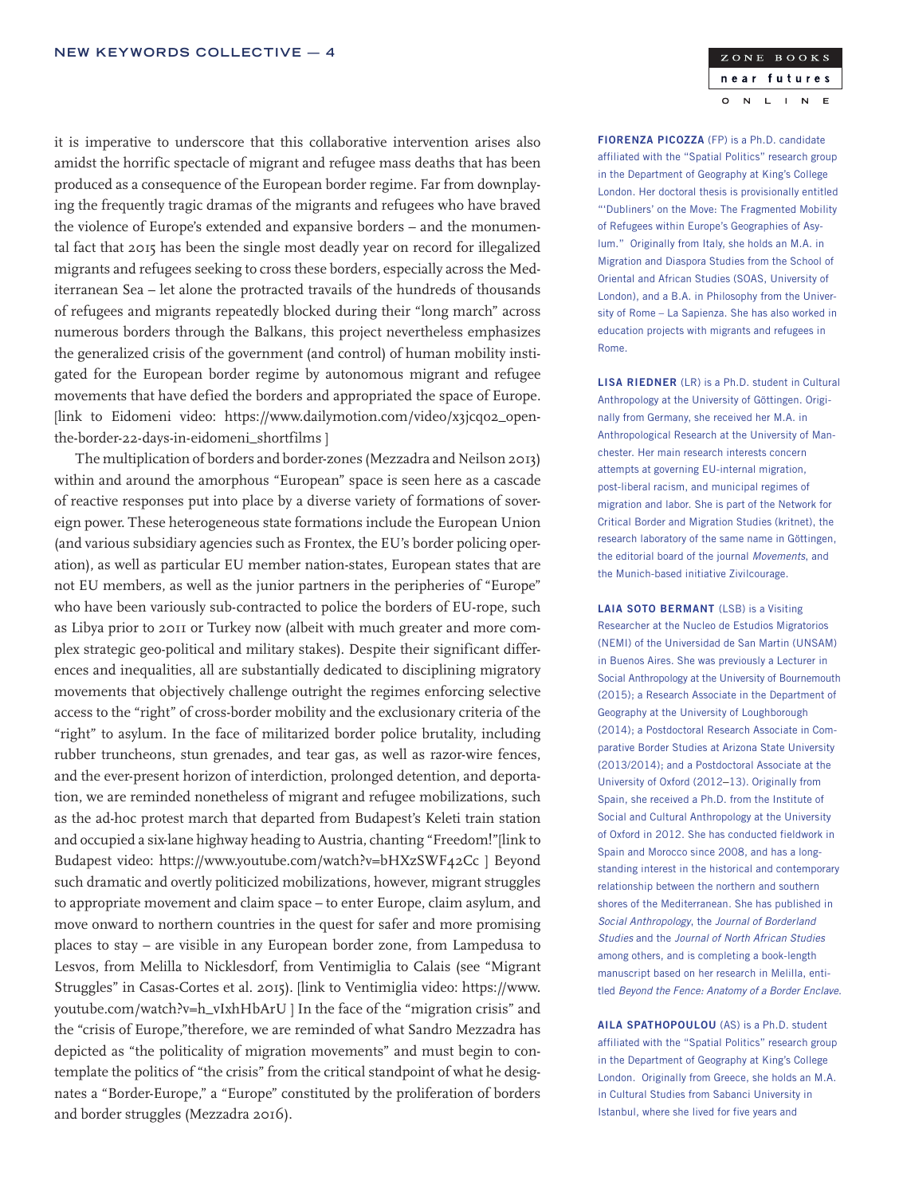it is imperative to underscore that this collaborative intervention arises also amidst the horrific spectacle of migrant and refugee mass deaths that has been produced as a consequence of the European border regime. Far from downplaying the frequently tragic dramas of the migrants and refugees who have braved the violence of Europe's extended and expansive borders – and the monumental fact that 2015 has been the single most deadly year on record for illegalized migrants and refugees seeking to cross these borders, especially across the Mediterranean Sea – let alone the protracted travails of the hundreds of thousands of refugees and migrants repeatedly blocked during their "long march" across numerous borders through the Balkans, this project nevertheless emphasizes the generalized crisis of the government (and control) of human mobility instigated for the European border regime by autonomous migrant and refugee movements that have defied the borders and appropriated the space of Europe. [link to Eidomeni video: https://www.dailymotion.com/video/x3jcq02_open-the-border-22-days-in-eidomeni_shortfilms ]

The multiplication of borders and border-zones (Mezzadra and Neilson 2013) within and around the amorphous "European" space is seen here as a cascade of reactive responses put into place by a diverse variety of formations of sovereign power. These heterogeneous state formations include the European Union (and various subsidiary agencies such as Frontex, the EU's border policing operation), as well as particular EU member nation-states, European states that are not EU members, as well as the junior partners in the peripheries of "Europe" who have been variously sub-contracted to police the borders of EU-rope, such as Libya prior to 2011 or Turkey now (albeit with much greater and more complex strategic geo-political and military stakes). Despite their significant differences and inequalities, all are substantially dedicated to disciplining migratory movements that objectively challenge outright the regimes enforcing selective access to the "right" of cross-border mobility and the exclusionary criteria of the "right" to asylum. In the face of militarized border police brutality, including rubber truncheons, stun grenades, and tear gas, as well as razor-wire fences, and the ever-present horizon of interdiction, prolonged detention, and deportation, we are reminded nonetheless of migrant and refugee mobilizations, such as the ad-hoc protest march that departed from Budapest's Keleti train station and occupied a six-lane highway heading to Austria, chanting "Freedom!"[link to Budapest video: https://www.youtube.com/watch?v=bHXzSWF42Cc ] Beyond such dramatic and overtly politicized mobilizations, however, migrant struggles to appropriate movement and claim space – to enter Europe, claim asylum, and move onward to northern countries in the quest for safer and more promising places to stay – are visible in any European border zone, from Lampedusa to Lesvos, from Melilla to Nicklesdorf, from Ventimiglia to Calais (see "Migrant Struggles" in Casas-Cortes et al. 2015). [link to Ventimiglia video: https://www.youtube.com/watch?v=h_vIxhHbArU ] In the face of the "migration crisis" and the "crisis of Europe,"therefore, we are reminded of what Sandro Mezzadra has depicted as "the politicality of migration movements" and must begin to contemplate the politics of "the crisis" from the critical standpoint of what he designates a "Border-Europe," a "Europe" constituted by the proliferation of borders and border struggles (Mezzadra 2016).

**FIORENZA PICOZZA** (FP) is a Ph.D. candidate affiliated with the "Spatial Politics" research group in the Department of Geography at King's College London. Her doctoral thesis is provisionally entitled "'Dubliners' on the Move: The Fragmented Mobility of Refugees within Europe's Geographies of Asylum." Originally from Italy, she holds an M.A. in Migration and Diaspora Studies from the School of Oriental and African Studies (SOAS, University of London), and a B.A. in Philosophy from the University of Rome – La Sapienza. She has also worked in education projects with migrants and refugees in Rome.

**LISA RIEDNER** (LR) is a Ph.D. student in Cultural Anthropology at the University of Göttingen. Originally from Germany, she received her M.A. in Anthropological Research at the University of Manchester. Her main research interests concern attempts at governing EU-internal migration, post-liberal racism, and municipal regimes of migration and labor. She is part of the Network for Critical Border and Migration Studies (kritnet), the research laboratory of the same name in Göttingen, the editorial board of the journal *Movements*, and the Munich-based initiative Zivilcourage.

**LAIA SOTO BERMANT** (LSB) is a Visiting Researcher at the Nucleo de Estudios Migratorios (NEMI) of the Universidad de San Martin (UNSAM) in Buenos Aires. She was previously a Lecturer in Social Anthropology at the University of Bournemouth (2015); a Research Associate in the Department of Geography at the University of Loughborough (2014); a Postdoctoral Research Associate in Comparative Border Studies at Arizona State University (2013/2014); and a Postdoctoral Associate at the University of Oxford (2012–13). Originally from Spain, she received a Ph.D. from the Institute of Social and Cultural Anthropology at the University of Oxford in 2012. She has conducted fieldwork in Spain and Morocco since 2008, and has a longstanding interest in the historical and contemporary relationship between the northern and southern shores of the Mediterranean. She has published in *Social Anthropology*, the *Journal of Borderland Studies* and the *Journal of North African Studies* among others, and is completing a book-length manuscript based on her research in Melilla, entitled *Beyond the Fence: Anatomy of a Border Enclave*.

**AILA SPATHOPOULOU** (AS) is a Ph.D. student affiliated with the "Spatial Politics" research group in the Department of Geography at King's College London. Originally from Greece, she holds an M.A. in Cultural Studies from Sabanci University in Istanbul, where she lived for five years and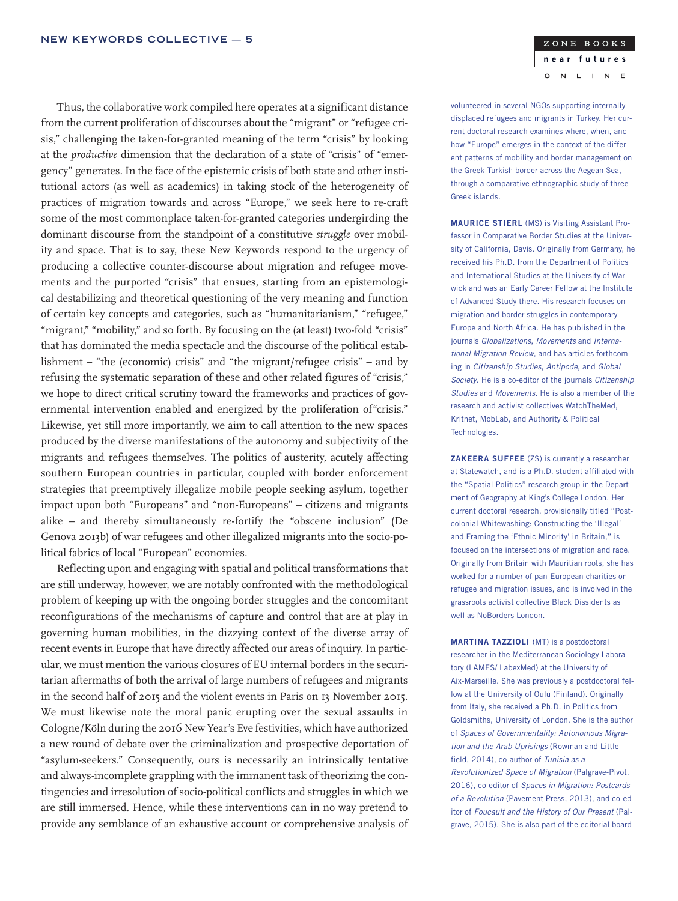Thus, the collaborative work compiled here operates at a significant distance from the current proliferation of discourses about the "migrant" or "refugee crisis," challenging the taken-for-granted meaning of the term "crisis" by looking at the *productive* dimension that the declaration of a state of "crisis" of "emergency" generates. In the face of the epistemic crisis of both state and other institutional actors (as well as academics) in taking stock of the heterogeneity of practices of migration towards and across "Europe," we seek here to re-craft some of the most commonplace taken-for-granted categories undergirding the dominant discourse from the standpoint of a constitutive *struggle* over mobility and space. That is to say, these New Keywords respond to the urgency of producing a collective counter-discourse about migration and refugee movements and the purported "crisis" that ensues, starting from an epistemological destabilizing and theoretical questioning of the very meaning and function of certain key concepts and categories, such as "humanitarianism," "refugee," "migrant," "mobility," and so forth. By focusing on the (at least) two-fold "crisis" that has dominated the media spectacle and the discourse of the political establishment – "the (economic) crisis" and "the migrant/refugee crisis" – and by refusing the systematic separation of these and other related figures of "crisis," we hope to direct critical scrutiny toward the frameworks and practices of governmental intervention enabled and energized by the proliferation of"crisis." Likewise, yet still more importantly, we aim to call attention to the new spaces produced by the diverse manifestations of the autonomy and subjectivity of the migrants and refugees themselves. The politics of austerity, acutely affecting southern European countries in particular, coupled with border enforcement strategies that preemptively illegalize mobile people seeking asylum, together impact upon both "Europeans" and "non-Europeans" – citizens and migrants alike – and thereby simultaneously re-fortify the "obscene inclusion" (De Genova 2013b) of war refugees and other illegalized migrants into the socio-political fabrics of local "European" economies.

Reflecting upon and engaging with spatial and political transformations that are still underway, however, we are notably confronted with the methodological problem of keeping up with the ongoing border struggles and the concomitant reconfigurations of the mechanisms of capture and control that are at play in governing human mobilities, in the dizzying context of the diverse array of recent events in Europe that have directly affected our areas of inquiry. In particular, we must mention the various closures of EU internal borders in the securitarian aftermaths of both the arrival of large numbers of refugees and migrants in the second half of 2015 and the violent events in Paris on 13 November 2015. We must likewise note the moral panic erupting over the sexual assaults in Cologne/Köln during the 2016 New Year's Eve festivities, which have authorized a new round of debate over the criminalization and prospective deportation of "asylum-seekers." Consequently, ours is necessarily an intrinsically tentative and always-incomplete grappling with the immanent task of theorizing the contingencies and irresolution of socio-political conflicts and struggles in which we are still immersed. Hence, while these interventions can in no way pretend to provide any semblance of an exhaustive account or comprehensive analysis of

volunteered in several NGOs supporting internally displaced refugees and migrants in Turkey. Her current doctoral research examines where, when, and how "Europe" emerges in the context of the different patterns of mobility and border management on the Greek-Turkish border across the Aegean Sea, through a comparative ethnographic study of three Greek islands.

**MAURICE STIERL** (MS) is Visiting Assistant Professor in Comparative Border Studies at the University of California, Davis. Originally from Germany, he received his Ph.D. from the Department of Politics and International Studies at the University of Warwick and was an Early Career Fellow at the Institute of Advanced Study there. His research focuses on migration and border struggles in contemporary Europe and North Africa. He has published in the journals *Globalizations*, *Movements* and *International Migration Review*, and has articles forthcoming in *Citizenship Studies*, *Antipode*, and *Global Society*. He is a co-editor of the journals *Citizenship Studies* and *Movements*. He is also a member of the research and activist collectives WatchTheMed, Kritnet, MobLab, and Authority & Political Technologies.

**ZAKEERA SUFFEE** (ZS) is currently a researcher at Statewatch, and is a Ph.D. student affiliated with the "Spatial Politics" research group in the Department of Geography at King's College London. Her current doctoral research, provisionally titled "Post-colonial Whitewashing: Constructing the 'Illegal' and Framing the 'Ethnic Minority' in Britain," is focused on the intersections of migration and race. Originally from Britain with Mauritian roots, she has worked for a number of pan-European charities on refugee and migration issues, and is involved in the grassroots activist collective Black Dissidents as well as NoBorders London.

**MARTINA TAZZIOLI** (MT) is a postdoctoral researcher in the Mediterranean Sociology Laboratory (LAMES/ LabexMed) at the University of Aix-Marseille. She was previously a postdoctoral fellow at the University of Oulu (Finland). Originally from Italy, she received a Ph.D. in Politics from Goldsmiths, University of London. She is the author of *Spaces of Governmentality: Autonomous Migration and the Arab Uprisings* (Rowman and Littlefield, 2014), co-author of *Tunisia as a Revolutionized Space of Migration* (Palgrave-Pivot, 2016), co-editor of *Spaces in Migration: Postcards of a Revolution* (Pavement Press, 2013), and co-editor of *Foucault and the History of Our Present* (Palgrave, 2015). She is also part of the editorial board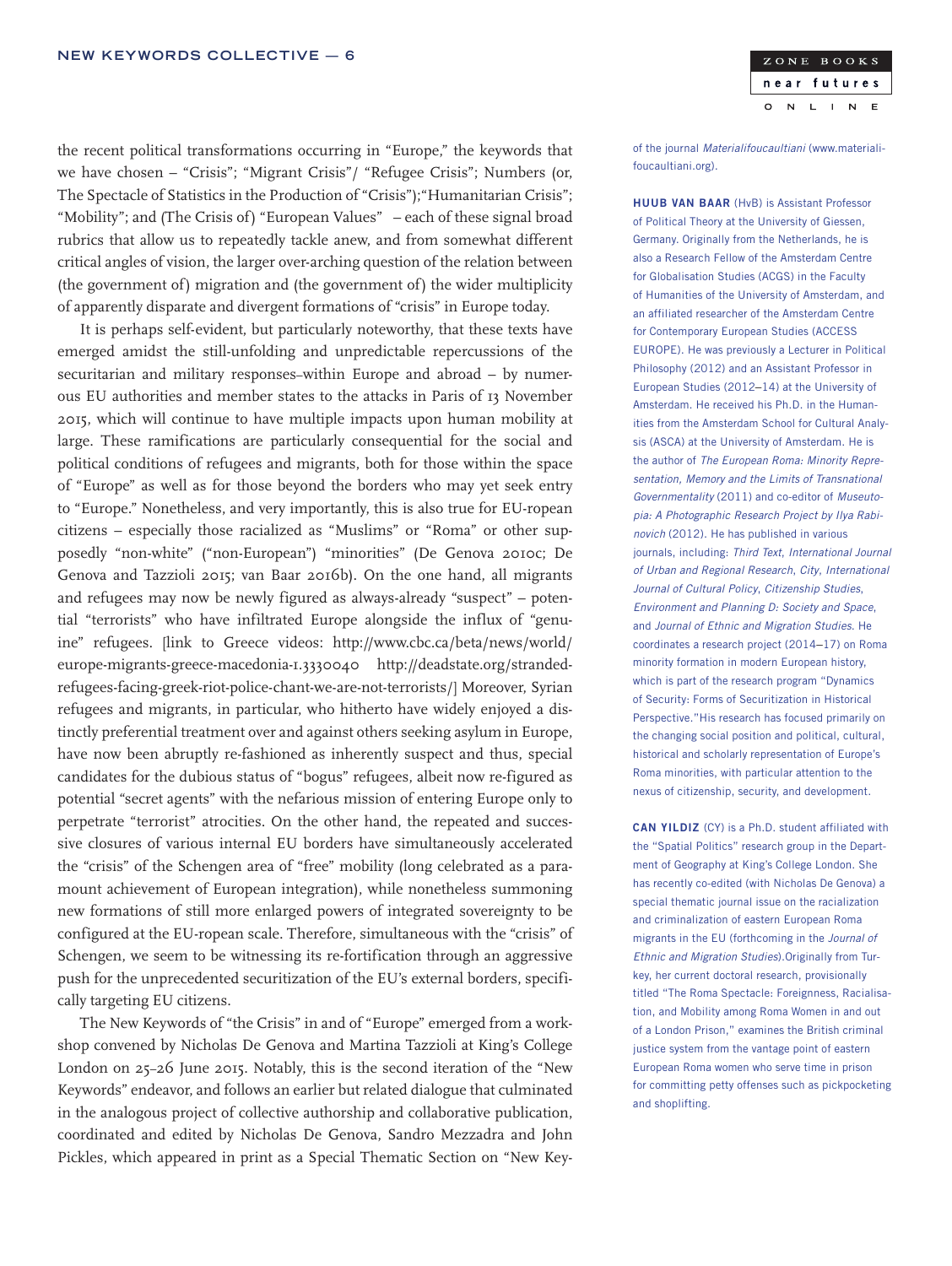the recent political transformations occurring in "Europe," the keywords that we have chosen – "Crisis"; "Migrant Crisis"/ "Refugee Crisis"; Numbers (or, The Spectacle of Statistics in the Production of "Crisis");"Humanitarian Crisis"; "Mobility"; and (The Crisis of) "European Values" – each of these signal broad rubrics that allow us to repeatedly tackle anew, and from somewhat different critical angles of vision, the larger over-arching question of the relation between (the government of) migration and (the government of) the wider multiplicity of apparently disparate and divergent formations of "crisis" in Europe today.

It is perhaps self-evident, but particularly noteworthy, that these texts have emerged amidst the still-unfolding and unpredictable repercussions of the securitarian and military responses–within Europe and abroad – by numerous EU authorities and member states to the attacks in Paris of 13 November 2015, which will continue to have multiple impacts upon human mobility at large. These ramifications are particularly consequential for the social and political conditions of refugees and migrants, both for those within the space of "Europe" as well as for those beyond the borders who may yet seek entry to "Europe." Nonetheless, and very importantly, this is also true for EU-ropean citizens – especially those racialized as "Muslims" or "Roma" or other supposedly "non-white" ("non-European") "minorities" (De Genova 2010c; De Genova and Tazzioli 2015; van Baar 2016b). On the one hand, all migrants and refugees may now be newly figured as always-already "suspect" – potential "terrorists" who have infiltrated Europe alongside the influx of "genuine" refugees. [link to Greece videos: http://www.cbc.ca/beta/news/world/europe-migrants-greece-macedonia-1.3330040 http://deadstate.org/stranded-refugees-facing-greek-riot-police-chant-we-are-not-terrorists/] Moreover, Syrian refugees and migrants, in particular, who hitherto have widely enjoyed a distinctly preferential treatment over and against others seeking asylum in Europe, have now been abruptly re-fashioned as inherently suspect and thus, special candidates for the dubious status of "bogus" refugees, albeit now re-figured as potential "secret agents" with the nefarious mission of entering Europe only to perpetrate "terrorist" atrocities. On the other hand, the repeated and successive closures of various internal EU borders have simultaneously accelerated the "crisis" of the Schengen area of "free" mobility (long celebrated as a paramount achievement of European integration), while nonetheless summoning new formations of still more enlarged powers of integrated sovereignty to be configured at the EU-ropean scale. Therefore, simultaneous with the "crisis" of Schengen, we seem to be witnessing its re-fortification through an aggressive push for the unprecedented securitization of the EU's external borders, specifically targeting EU citizens.

The New Keywords of "the Crisis" in and of "Europe" emerged from a workshop convened by Nicholas De Genova and Martina Tazzioli at King's College London on 25–26 June 2015. Notably, this is the second iteration of the "New Keywords" endeavor, and follows an earlier but related dialogue that culminated in the analogous project of collective authorship and collaborative publication, coordinated and edited by Nicholas De Genova, Sandro Mezzadra and John Pickles, which appeared in print as a Special Thematic Section on "New Key-

of the journal *Materialifoucaultiani* (www.materialifoucaultiani.org).

**HUUB VAN BAAR** (HvB) is Assistant Professor of Political Theory at the University of Giessen, Germany. Originally from the Netherlands, he is also a Research Fellow of the Amsterdam Centre for Globalisation Studies (ACGS) in the Faculty of Humanities of the University of Amsterdam, and an affiliated researcher of the Amsterdam Centre for Contemporary European Studies (ACCESS EUROPE). He was previously a Lecturer in Political Philosophy (2012) and an Assistant Professor in European Studies (2012–14) at the University of Amsterdam. He received his Ph.D. in the Humanities from the Amsterdam School for Cultural Analysis (ASCA) at the University of Amsterdam. He is the author of *The European Roma: Minority Representation, Memory and the Limits of Transnational Governmentality* (2011) and co-editor of *Museutopia: A Photographic Research Project by Ilya Rabinovich* (2012). He has published in various journals, including: *Third Text*, *International Journal of Urban and Regional Research*, *City*, *International Journal of Cultural Policy*, *Citizenship Studies*, *Environment and Planning D: Society and Space*, and *Journal of Ethnic and Migration Studies*. He coordinates a research project (2014–17) on Roma minority formation in modern European history, which is part of the research program "Dynamics of Security: Forms of Securitization in Historical Perspective."His research has focused primarily on the changing social position and political, cultural, historical and scholarly representation of Europe's Roma minorities, with particular attention to the nexus of citizenship, security, and development.

**CAN YILDIZ** (CY) is a Ph.D. student affiliated with the "Spatial Politics" research group in the Department of Geography at King's College London. She has recently co-edited (with Nicholas De Genova) a special thematic journal issue on the racialization and criminalization of eastern European Roma migrants in the EU (forthcoming in the *Journal of Ethnic and Migration Studies*).Originally from Turkey, her current doctoral research, provisionally titled "The Roma Spectacle: Foreignness, Racialisation, and Mobility among Roma Women in and out of a London Prison," examines the British criminal justice system from the vantage point of eastern European Roma women who serve time in prison for committing petty offenses such as pickpocketing and shoplifting.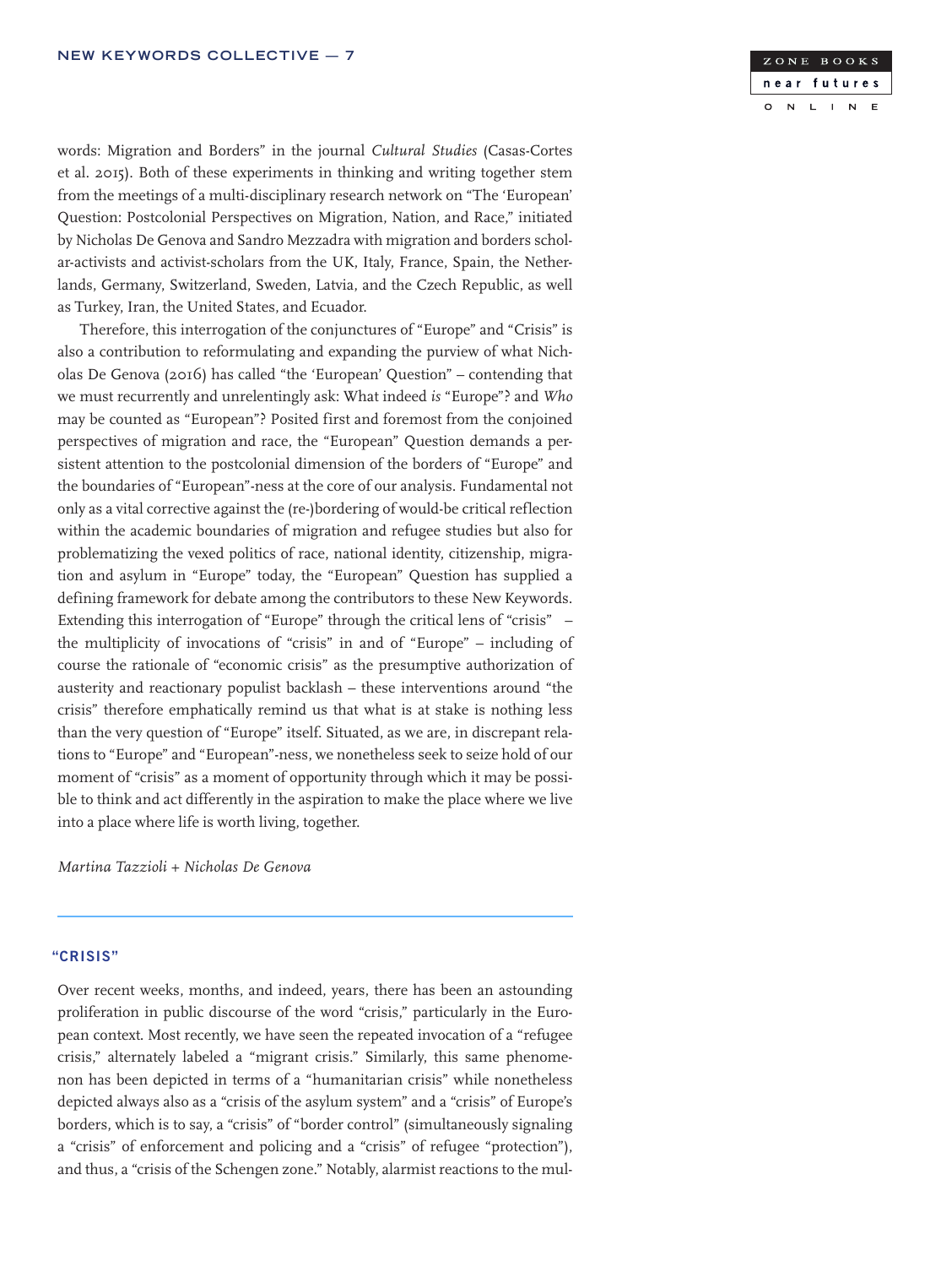words: Migration and Borders" in the journal *Cultural Studies* (Casas-Cortes et al. 2015). Both of these experiments in thinking and writing together stem from the meetings of a multi-disciplinary research network on "The 'European' Question: Postcolonial Perspectives on Migration, Nation, and Race," initiated by Nicholas De Genova and Sandro Mezzadra with migration and borders scholar-activists and activist-scholars from the UK, Italy, France, Spain, the Netherlands, Germany, Switzerland, Sweden, Latvia, and the Czech Republic, as well as Turkey, Iran, the United States, and Ecuador.

Therefore, this interrogation of the conjunctures of "Europe" and "Crisis" is also a contribution to reformulating and expanding the purview of what Nicholas De Genova (2016) has called "the 'European' Question" – contending that we must recurrently and unrelentingly ask: What indeed *is* "Europe"? and *Who* may be counted as "European"? Posited first and foremost from the conjoined perspectives of migration and race, the "European" Question demands a persistent attention to the postcolonial dimension of the borders of "Europe" and the boundaries of "European"-ness at the core of our analysis. Fundamental not only as a vital corrective against the (re-)bordering of would-be critical reflection within the academic boundaries of migration and refugee studies but also for problematizing the vexed politics of race, national identity, citizenship, migration and asylum in "Europe" today, the "European" Question has supplied a defining framework for debate among the contributors to these New Keywords. Extending this interrogation of "Europe" through the critical lens of "crisis" – the multiplicity of invocations of "crisis" in and of "Europe" – including of course the rationale of "economic crisis" as the presumptive authorization of austerity and reactionary populist backlash – these interventions around "the crisis" therefore emphatically remind us that what is at stake is nothing less than the very question of "Europe" itself. Situated, as we are, in discrepant relations to "Europe" and "European"-ness, we nonetheless seek to seize hold of our moment of "crisis" as a moment of opportunity through which it may be possible to think and act differently in the aspiration to make the place where we live into a place where life is worth living, together.

*Martina Tazzioli + Nicholas De Genova*

---

## "CRISIS"

Over recent weeks, months, and indeed, years, there has been an astounding proliferation in public discourse of the word "crisis," particularly in the European context. Most recently, we have seen the repeated invocation of a "refugee crisis," alternately labeled a "migrant crisis." Similarly, this same phenomenon has been depicted in terms of a "humanitarian crisis" while nonetheless depicted always also as a "crisis of the asylum system" and a "crisis" of Europe's borders, which is to say, a "crisis" of "border control" (simultaneously signaling a "crisis" of enforcement and policing and a "crisis" of refugee "protection"), and thus, a "crisis of the Schengen zone." Notably, alarmist reactions to the mul-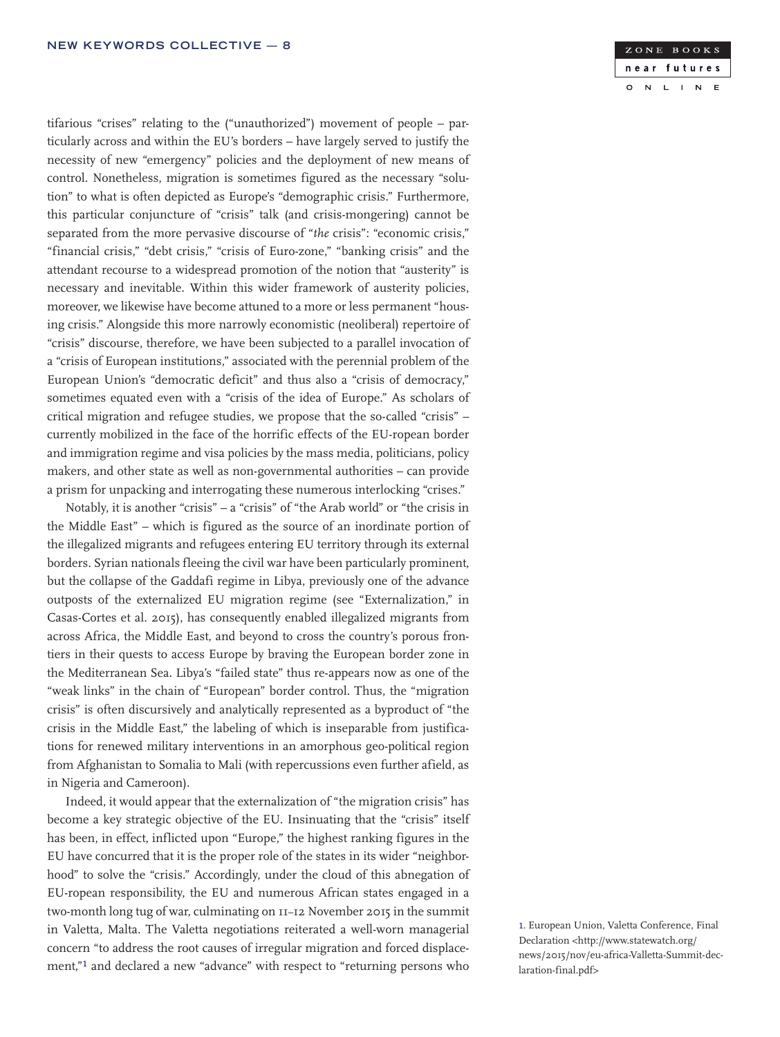tifarious "crises" relating to the ("unauthorized") movement of people – particularly across and within the EU's borders – have largely served to justify the necessity of new "emergency" policies and the deployment of new means of control. Nonetheless, migration is sometimes figured as the necessary "solution" to what is often depicted as Europe's "demographic crisis." Furthermore, this particular conjuncture of "crisis" talk (and crisis-mongering) cannot be separated from the more pervasive discourse of "*the* crisis": "economic crisis," "financial crisis," "debt crisis," "crisis of Euro-zone," "banking crisis" and the attendant recourse to a widespread promotion of the notion that "austerity" is necessary and inevitable. Within this wider framework of austerity policies, moreover, we likewise have become attuned to a more or less permanent "housing crisis." Alongside this more narrowly economistic (neoliberal) repertoire of "crisis" discourse, therefore, we have been subjected to a parallel invocation of a "crisis of European institutions," associated with the perennial problem of the European Union's "democratic deficit" and thus also a "crisis of democracy," sometimes equated even with a "crisis of the idea of Europe." As scholars of critical migration and refugee studies, we propose that the so-called "crisis" – currently mobilized in the face of the horrific effects of the EU-ropean border and immigration regime and visa policies by the mass media, politicians, policy makers, and other state as well as non-governmental authorities – can provide a prism for unpacking and interrogating these numerous interlocking "crises."

Notably, it is another "crisis" – a "crisis" of "the Arab world" or "the crisis in the Middle East" – which is figured as the source of an inordinate portion of the illegalized migrants and refugees entering EU territory through its external borders. Syrian nationals fleeing the civil war have been particularly prominent, but the collapse of the Gaddafi regime in Libya, previously one of the advance outposts of the externalized EU migration regime (see "Externalization," in Casas-Cortes et al. 2015), has consequently enabled illegalized migrants from across Africa, the Middle East, and beyond to cross the country's porous frontiers in their quests to access Europe by braving the European border zone in the Mediterranean Sea. Libya's "failed state" thus re-appears now as one of the "weak links" in the chain of "European" border control. Thus, the "migration crisis" is often discursively and analytically represented as a byproduct of "the crisis in the Middle East," the labeling of which is inseparable from justifications for renewed military interventions in an amorphous geo-political region from Afghanistan to Somalia to Mali (with repercussions even further afield, as in Nigeria and Cameroon).

Indeed, it would appear that the externalization of "the migration crisis" has become a key strategic objective of the EU. Insinuating that the "crisis" itself has been, in effect, inflicted upon "Europe," the highest ranking figures in the EU have concurred that it is the proper role of the states in its wider "neighborhood" to solve the "crisis." Accordingly, under the cloud of this abnegation of EU-ropean responsibility, the EU and numerous African states engaged in a two-month long tug of war, culminating on 11–12 November 2015 in the summit in Valetta, Malta. The Valetta negotiations reiterated a well-worn managerial concern "to address the root causes of irregular migration and forced displacement,"[1] and declared a new "advance" with respect to "returning persons who

1. European Union, Valetta Conference, Final Declaration <http://www.statewatch.org/news/2015/nov/eu-africa-Valletta-Summit-declaration-final.pdf>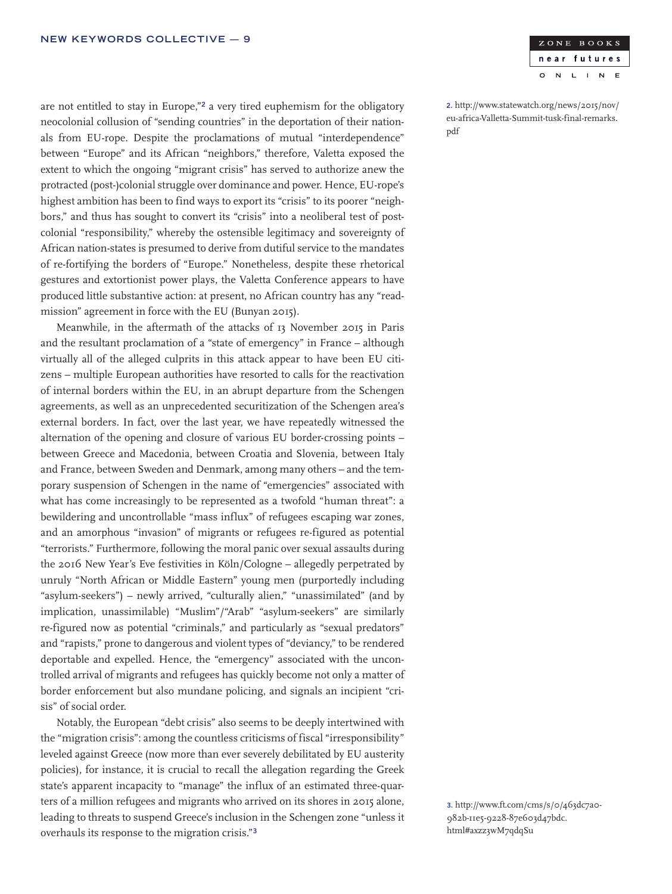are not entitled to stay in Europe,"[2] a very tired euphemism for the obligatory neocolonial collusion of "sending countries" in the deportation of their nationals from EU-rope. Despite the proclamations of mutual "interdependence" between "Europe" and its African "neighbors," therefore, Valetta exposed the extent to which the ongoing "migrant crisis" has served to authorize anew the protracted (post-)colonial struggle over dominance and power. Hence, EU-rope's highest ambition has been to find ways to export its "crisis" to its poorer "neighbors," and thus has sought to convert its "crisis" into a neoliberal test of postcolonial "responsibility," whereby the ostensible legitimacy and sovereignty of African nation-states is presumed to derive from dutiful service to the mandates of re-fortifying the borders of "Europe." Nonetheless, despite these rhetorical gestures and extortionist power plays, the Valetta Conference appears to have produced little substantive action: at present, no African country has any "readmission" agreement in force with the EU (Bunyan 2015).

2. http://www.statewatch.org/news/2015/nov/eu-africa-Valletta-Summit-tusk-final-remarks.pdf

Meanwhile, in the aftermath of the attacks of 13 November 2015 in Paris and the resultant proclamation of a "state of emergency" in France – although virtually all of the alleged culprits in this attack appear to have been EU citizens – multiple European authorities have resorted to calls for the reactivation of internal borders within the EU, in an abrupt departure from the Schengen agreements, as well as an unprecedented securitization of the Schengen area's external borders. In fact, over the last year, we have repeatedly witnessed the alternation of the opening and closure of various EU border-crossing points – between Greece and Macedonia, between Croatia and Slovenia, between Italy and France, between Sweden and Denmark, among many others – and the temporary suspension of Schengen in the name of "emergencies" associated with what has come increasingly to be represented as a twofold "human threat": a bewildering and uncontrollable "mass influx" of refugees escaping war zones, and an amorphous "invasion" of migrants or refugees re-figured as potential "terrorists." Furthermore, following the moral panic over sexual assaults during the 2016 New Year's Eve festivities in Köln/Cologne – allegedly perpetrated by unruly "North African or Middle Eastern" young men (purportedly including "asylum-seekers") – newly arrived, "culturally alien," "unassimilated" (and by implication, unassimilable) "Muslim"/"Arab" "asylum-seekers" are similarly re-figured now as potential "criminals," and particularly as "sexual predators" and "rapists," prone to dangerous and violent types of "deviancy," to be rendered deportable and expelled. Hence, the "emergency" associated with the uncontrolled arrival of migrants and refugees has quickly become not only a matter of border enforcement but also mundane policing, and signals an incipient "crisis" of social order.

Notably, the European "debt crisis" also seems to be deeply intertwined with the "migration crisis": among the countless criticisms of fiscal "irresponsibility" leveled against Greece (now more than ever severely debilitated by EU austerity policies), for instance, it is crucial to recall the allegation regarding the Greek state's apparent incapacity to "manage" the influx of an estimated three-quarters of a million refugees and migrants who arrived on its shores in 2015 alone, leading to threats to suspend Greece's inclusion in the Schengen zone "unless it overhauls its response to the migration crisis."[3]

3. http://www.ft.com/cms/s/0/463dc7a0-982b-11e5-9228-87e603d47bdc.html#axzz3wM7qdqSu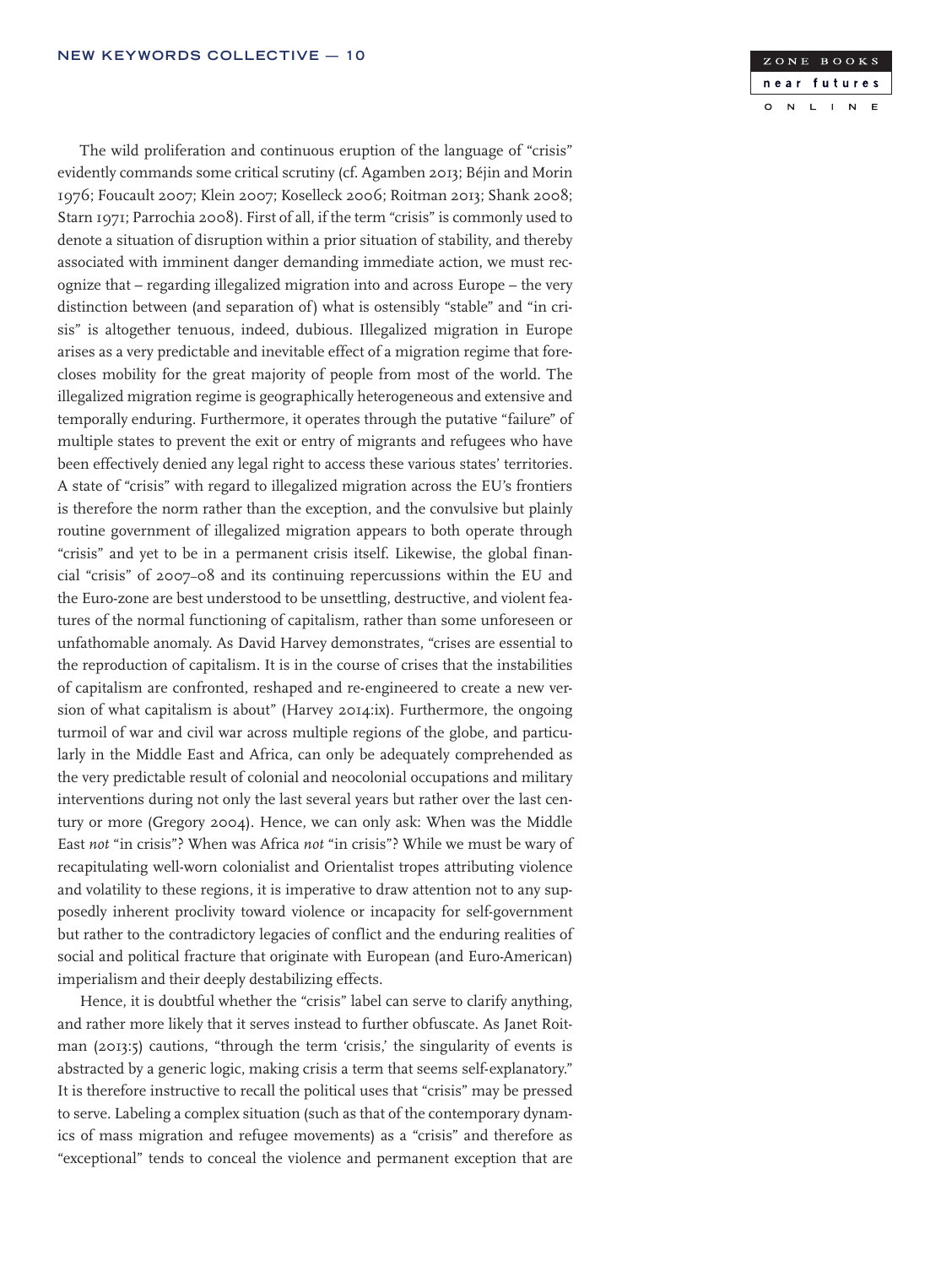The wild proliferation and continuous eruption of the language of "crisis" evidently commands some critical scrutiny (cf. Agamben 2013; Béjin and Morin 1976; Foucault 2007; Klein 2007; Koselleck 2006; Roitman 2013; Shank 2008; Starn 1971; Parrochia 2008). First of all, if the term "crisis" is commonly used to denote a situation of disruption within a prior situation of stability, and thereby associated with imminent danger demanding immediate action, we must recognize that – regarding illegalized migration into and across Europe – the very distinction between (and separation of) what is ostensibly "stable" and "in crisis" is altogether tenuous, indeed, dubious. Illegalized migration in Europe arises as a very predictable and inevitable effect of a migration regime that forecloses mobility for the great majority of people from most of the world. The illegalized migration regime is geographically heterogeneous and extensive and temporally enduring. Furthermore, it operates through the putative "failure" of multiple states to prevent the exit or entry of migrants and refugees who have been effectively denied any legal right to access these various states' territories. A state of "crisis" with regard to illegalized migration across the EU's frontiers is therefore the norm rather than the exception, and the convulsive but plainly routine government of illegalized migration appears to both operate through "crisis" and yet to be in a permanent crisis itself. Likewise, the global financial "crisis" of 2007–08 and its continuing repercussions within the EU and the Euro-zone are best understood to be unsettling, destructive, and violent features of the normal functioning of capitalism, rather than some unforeseen or unfathomable anomaly. As David Harvey demonstrates, "crises are essential to the reproduction of capitalism. It is in the course of crises that the instabilities of capitalism are confronted, reshaped and re-engineered to create a new version of what capitalism is about" (Harvey 2014:ix). Furthermore, the ongoing turmoil of war and civil war across multiple regions of the globe, and particularly in the Middle East and Africa, can only be adequately comprehended as the very predictable result of colonial and neocolonial occupations and military interventions during not only the last several years but rather over the last century or more (Gregory 2004). Hence, we can only ask: When was the Middle East *not* "in crisis"? When was Africa *not* "in crisis"? While we must be wary of recapitulating well-worn colonialist and Orientalist tropes attributing violence and volatility to these regions, it is imperative to draw attention not to any supposedly inherent proclivity toward violence or incapacity for self-government but rather to the contradictory legacies of conflict and the enduring realities of social and political fracture that originate with European (and Euro-American) imperialism and their deeply destabilizing effects.

Hence, it is doubtful whether the "crisis" label can serve to clarify anything, and rather more likely that it serves instead to further obfuscate. As Janet Roitman (2013:5) cautions, "through the term 'crisis,' the singularity of events is abstracted by a generic logic, making crisis a term that seems self-explanatory." It is therefore instructive to recall the political uses that "crisis" may be pressed to serve. Labeling a complex situation (such as that of the contemporary dynamics of mass migration and refugee movements) as a "crisis" and therefore as "exceptional" tends to conceal the violence and permanent exception that are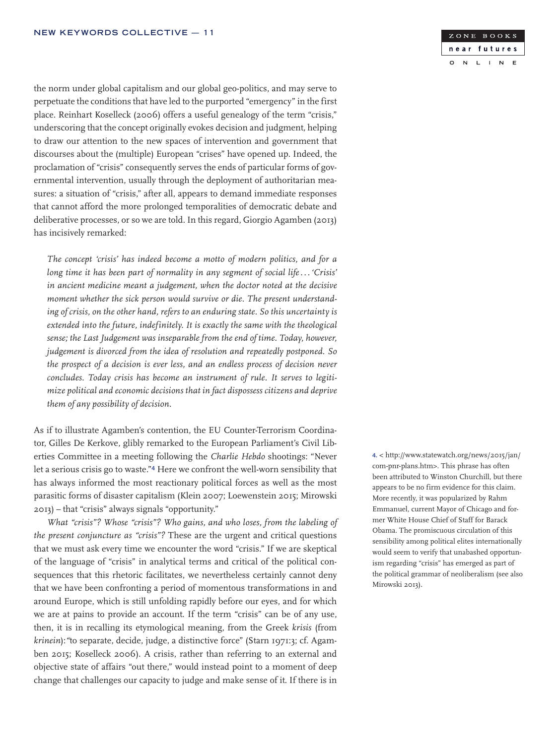the norm under global capitalism and our global geo-politics, and may serve to perpetuate the conditions that have led to the purported "emergency" in the first place. Reinhart Koselleck (2006) offers a useful genealogy of the term "crisis," underscoring that the concept originally evokes decision and judgment, helping to draw our attention to the new spaces of intervention and government that discourses about the (multiple) European "crises" have opened up. Indeed, the proclamation of "crisis" consequently serves the ends of particular forms of governmental intervention, usually through the deployment of authoritarian measures: a situation of "crisis," after all, appears to demand immediate responses that cannot afford the more prolonged temporalities of democratic debate and deliberative processes, or so we are told. In this regard, Giorgio Agamben (2013) has incisively remarked:

> *The concept 'crisis' has indeed become a motto of modern politics, and for a long time it has been part of normality in any segment of social life ... 'Crisis' in ancient medicine meant a judgement, when the doctor noted at the decisive moment whether the sick person would survive or die. The present understanding of crisis, on the other hand, refers to an enduring state. So this uncertainty is extended into the future, indefinitely. It is exactly the same with the theological sense; the Last Judgement was inseparable from the end of time. Today, however, judgement is divorced from the idea of resolution and repeatedly postponed. So the prospect of a decision is ever less, and an endless process of decision never concludes. Today crisis has become an instrument of rule. It serves to legitimize political and economic decisions that in fact dispossess citizens and deprive them of any possibility of decision.*

As if to illustrate Agamben's contention, the EU Counter-Terrorism Coordinator, Gilles De Kerkove, glibly remarked to the European Parliament's Civil Liberties Committee in a meeting following the *Charlie Hebdo* shootings: "Never let a serious crisis go to waste."[4] Here we confront the well-worn sensibility that has always informed the most reactionary political forces as well as the most parasitic forms of disaster capitalism (Klein 2007; Loewenstein 2015; Mirowski 2013) – that "crisis" always signals "opportunity."

*What "crisis"? Whose "crisis"? Who gains, and who loses, from the labeling of the present conjuncture as "crisis"?* These are the urgent and critical questions that we must ask every time we encounter the word "crisis." If we are skeptical of the language of "crisis" in analytical terms and critical of the political consequences that this rhetoric facilitates, we nevertheless certainly cannot deny that we have been confronting a period of momentous transformations in and around Europe, which is still unfolding rapidly before our eyes, and for which we are at pains to provide an account. If the term "crisis" can be of any use, then, it is in recalling its etymological meaning, from the Greek *krisis* (from *krinein*): "to separate, decide, judge, a distinctive force" (Starn 1971:3; cf. Agamben 2015; Koselleck 2006). A crisis, rather than referring to an external and objective state of affairs "out there," would instead point to a moment of deep change that challenges our capacity to judge and make sense of it. If there is in

4. < http://www.statewatch.org/news/2015/jan/com-pnr-plans.htm>. This phrase has often been attributed to Winston Churchill, but there appears to be no firm evidence for this claim. More recently, it was popularized by Rahm Emmanuel, current Mayor of Chicago and former White House Chief of Staff for Barack Obama. The promiscuous circulation of this sensibility among political elites internationally would seem to verify that unabashed opportunism regarding "crisis" has emerged as part of the political grammar of neoliberalism (see also Mirowski 2013).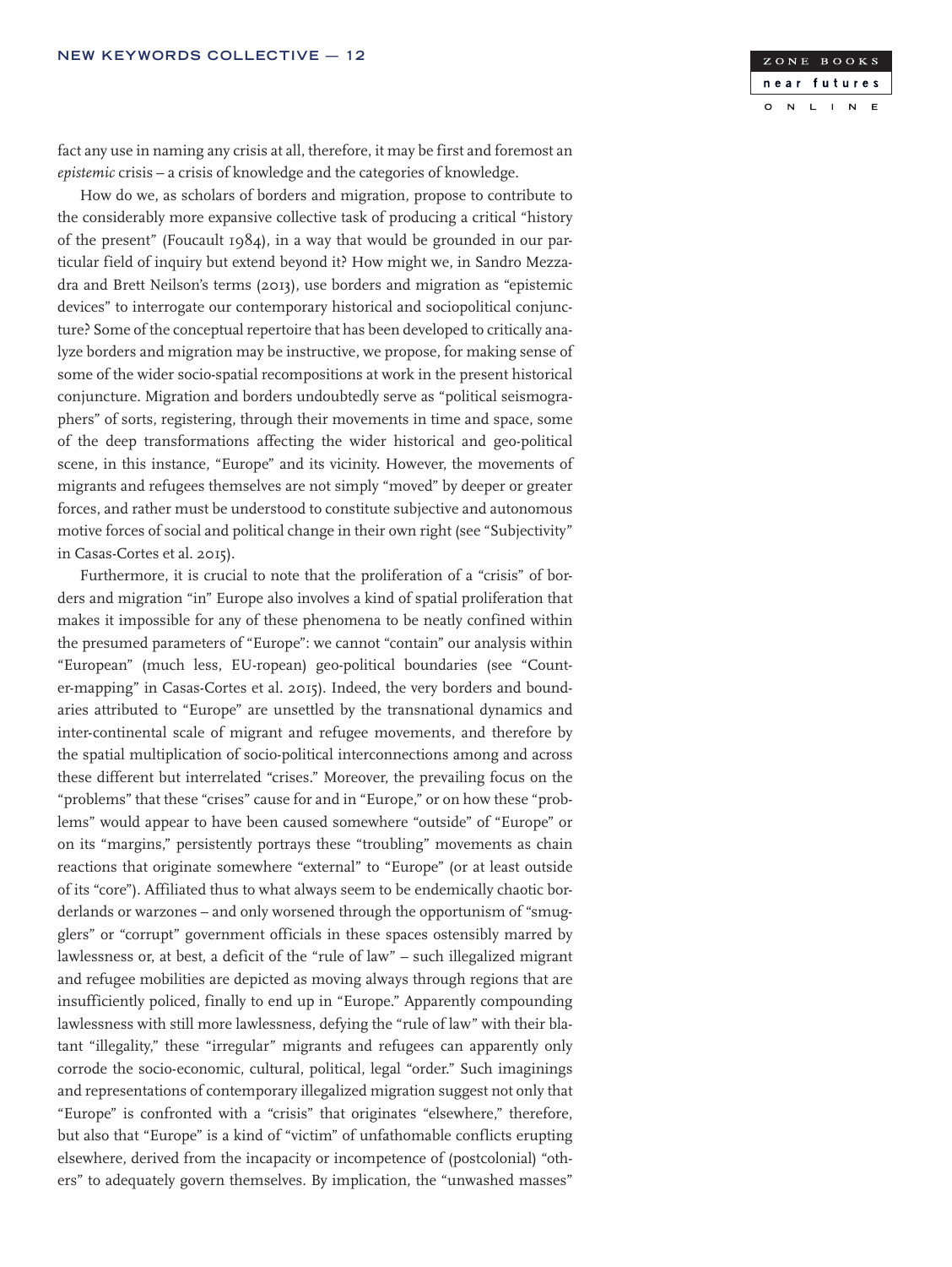fact any use in naming any crisis at all, therefore, it may be first and foremost an *epistemic* crisis – a crisis of knowledge and the categories of knowledge.

How do we, as scholars of borders and migration, propose to contribute to the considerably more expansive collective task of producing a critical "history of the present" (Foucault 1984), in a way that would be grounded in our particular field of inquiry but extend beyond it? How might we, in Sandro Mezzadra and Brett Neilson's terms (2013), use borders and migration as "epistemic devices" to interrogate our contemporary historical and sociopolitical conjuncture? Some of the conceptual repertoire that has been developed to critically analyze borders and migration may be instructive, we propose, for making sense of some of the wider socio-spatial recompositions at work in the present historical conjuncture. Migration and borders undoubtedly serve as "political seismographers" of sorts, registering, through their movements in time and space, some of the deep transformations affecting the wider historical and geo-political scene, in this instance, "Europe" and its vicinity. However, the movements of migrants and refugees themselves are not simply "moved" by deeper or greater forces, and rather must be understood to constitute subjective and autonomous motive forces of social and political change in their own right (see "Subjectivity" in Casas-Cortes et al. 2015).

Furthermore, it is crucial to note that the proliferation of a "crisis" of borders and migration "in" Europe also involves a kind of spatial proliferation that makes it impossible for any of these phenomena to be neatly confined within the presumed parameters of "Europe": we cannot "contain" our analysis within "European" (much less, EU-ropean) geo-political boundaries (see "Counter-mapping" in Casas-Cortes et al. 2015). Indeed, the very borders and boundaries attributed to "Europe" are unsettled by the transnational dynamics and inter-continental scale of migrant and refugee movements, and therefore by the spatial multiplication of socio-political interconnections among and across these different but interrelated "crises." Moreover, the prevailing focus on the "problems" that these "crises" cause for and in "Europe," or on how these "problems" would appear to have been caused somewhere "outside" of "Europe" or on its "margins," persistently portrays these "troubling" movements as chain reactions that originate somewhere "external" to "Europe" (or at least outside of its "core"). Affiliated thus to what always seem to be endemically chaotic borderlands or warzones – and only worsened through the opportunism of "smugglers" or "corrupt" government officials in these spaces ostensibly marred by lawlessness or, at best, a deficit of the "rule of law" – such illegalized migrant and refugee mobilities are depicted as moving always through regions that are insufficiently policed, finally to end up in "Europe." Apparently compounding lawlessness with still more lawlessness, defying the "rule of law" with their blatant "illegality," these "irregular" migrants and refugees can apparently only corrode the socio-economic, cultural, political, legal "order." Such imaginings and representations of contemporary illegalized migration suggest not only that "Europe" is confronted with a "crisis" that originates "elsewhere," therefore, but also that "Europe" is a kind of "victim" of unfathomable conflicts erupting elsewhere, derived from the incapacity or incompetence of (postcolonial) "others" to adequately govern themselves. By implication, the "unwashed masses"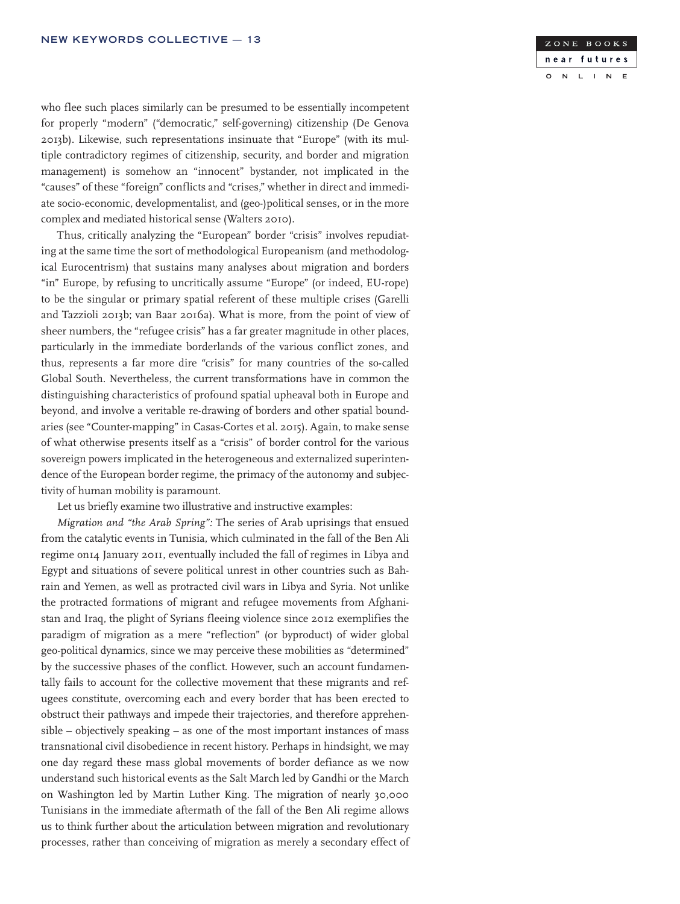who flee such places similarly can be presumed to be essentially incompetent for properly "modern" ("democratic," self-governing) citizenship (De Genova 2013b). Likewise, such representations insinuate that "Europe" (with its multiple contradictory regimes of citizenship, security, and border and migration management) is somehow an "innocent" bystander, not implicated in the "causes" of these "foreign" conflicts and "crises," whether in direct and immediate socio-economic, developmentalist, and (geo-)political senses, or in the more complex and mediated historical sense (Walters 2010).

Thus, critically analyzing the "European" border "crisis" involves repudiating at the same time the sort of methodological Europeanism (and methodological Eurocentrism) that sustains many analyses about migration and borders "in" Europe, by refusing to uncritically assume "Europe" (or indeed, EU-rope) to be the singular or primary spatial referent of these multiple crises (Garelli and Tazzioli 2013b; van Baar 2016a). What is more, from the point of view of sheer numbers, the "refugee crisis" has a far greater magnitude in other places, particularly in the immediate borderlands of the various conflict zones, and thus, represents a far more dire "crisis" for many countries of the so-called Global South. Nevertheless, the current transformations have in common the distinguishing characteristics of profound spatial upheaval both in Europe and beyond, and involve a veritable re-drawing of borders and other spatial boundaries (see "Counter-mapping" in Casas-Cortes et al. 2015). Again, to make sense of what otherwise presents itself as a "crisis" of border control for the various sovereign powers implicated in the heterogeneous and externalized superintendence of the European border regime, the primacy of the autonomy and subjectivity of human mobility is paramount.

Let us briefly examine two illustrative and instructive examples:

*Migration and "the Arab Spring":* The series of Arab uprisings that ensued from the catalytic events in Tunisia, which culminated in the fall of the Ben Ali regime on14 January 2011, eventually included the fall of regimes in Libya and Egypt and situations of severe political unrest in other countries such as Bahrain and Yemen, as well as protracted civil wars in Libya and Syria. Not unlike the protracted formations of migrant and refugee movements from Afghanistan and Iraq, the plight of Syrians fleeing violence since 2012 exemplifies the paradigm of migration as a mere "reflection" (or byproduct) of wider global geo-political dynamics, since we may perceive these mobilities as "determined" by the successive phases of the conflict. However, such an account fundamentally fails to account for the collective movement that these migrants and refugees constitute, overcoming each and every border that has been erected to obstruct their pathways and impede their trajectories, and therefore apprehensible – objectively speaking – as one of the most important instances of mass transnational civil disobedience in recent history. Perhaps in hindsight, we may one day regard these mass global movements of border defiance as we now understand such historical events as the Salt March led by Gandhi or the March on Washington led by Martin Luther King. The migration of nearly 30,000 Tunisians in the immediate aftermath of the fall of the Ben Ali regime allows us to think further about the articulation between migration and revolutionary processes, rather than conceiving of migration as merely a secondary effect of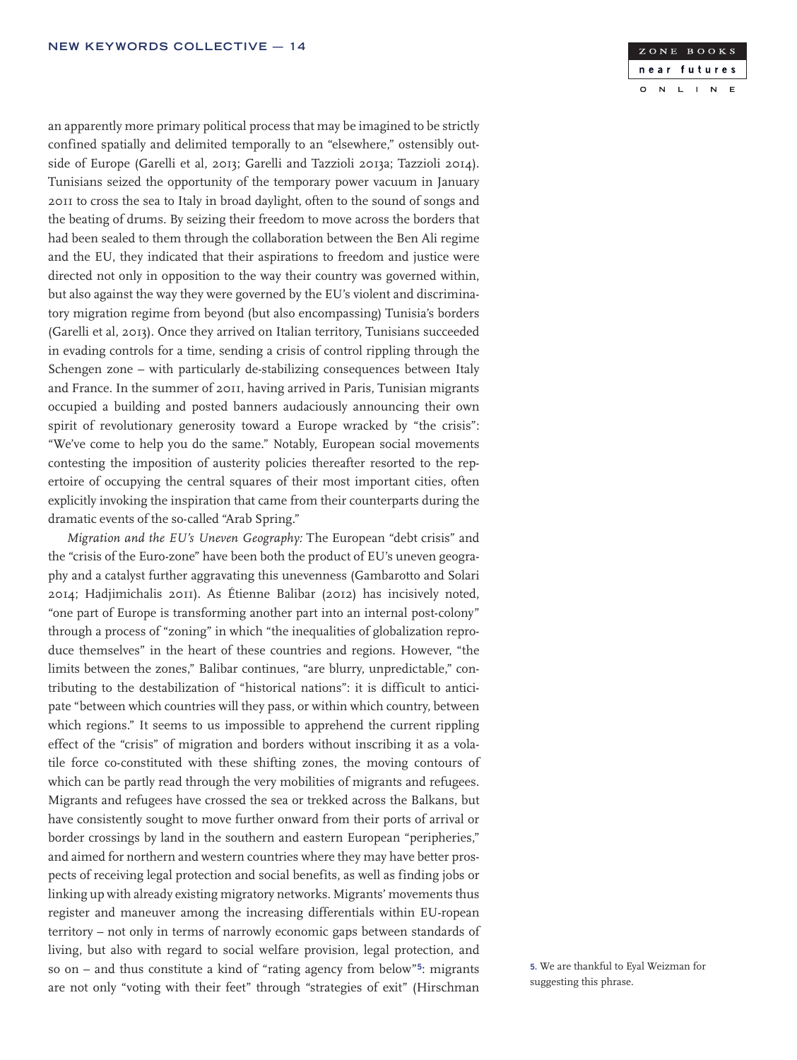an apparently more primary political process that may be imagined to be strictly confined spatially and delimited temporally to an "elsewhere," ostensibly outside of Europe (Garelli et al, 2013; Garelli and Tazzioli 2013a; Tazzioli 2014). Tunisians seized the opportunity of the temporary power vacuum in January 2011 to cross the sea to Italy in broad daylight, often to the sound of songs and the beating of drums. By seizing their freedom to move across the borders that had been sealed to them through the collaboration between the Ben Ali regime and the EU, they indicated that their aspirations to freedom and justice were directed not only in opposition to the way their country was governed within, but also against the way they were governed by the EU's violent and discriminatory migration regime from beyond (but also encompassing) Tunisia's borders (Garelli et al, 2013). Once they arrived on Italian territory, Tunisians succeeded in evading controls for a time, sending a crisis of control rippling through the Schengen zone – with particularly de-stabilizing consequences between Italy and France. In the summer of 2011, having arrived in Paris, Tunisian migrants occupied a building and posted banners audaciously announcing their own spirit of revolutionary generosity toward a Europe wracked by "the crisis": "We've come to help you do the same." Notably, European social movements contesting the imposition of austerity policies thereafter resorted to the repertoire of occupying the central squares of their most important cities, often explicitly invoking the inspiration that came from their counterparts during the dramatic events of the so-called "Arab Spring."

*Migration and the EU's Uneven Geography:* The European "debt crisis" and the "crisis of the Euro-zone" have been both the product of EU's uneven geography and a catalyst further aggravating this unevenness (Gambarotto and Solari 2014; Hadjimichalis 2011). As Étienne Balibar (2012) has incisively noted, "one part of Europe is transforming another part into an internal post-colony" through a process of "zoning" in which "the inequalities of globalization reproduce themselves" in the heart of these countries and regions. However, "the limits between the zones," Balibar continues, "are blurry, unpredictable," contributing to the destabilization of "historical nations": it is difficult to anticipate "between which countries will they pass, or within which country, between which regions." It seems to us impossible to apprehend the current rippling effect of the "crisis" of migration and borders without inscribing it as a volatile force co-constituted with these shifting zones, the moving contours of which can be partly read through the very mobilities of migrants and refugees. Migrants and refugees have crossed the sea or trekked across the Balkans, but have consistently sought to move further onward from their ports of arrival or border crossings by land in the southern and eastern European "peripheries," and aimed for northern and western countries where they may have better prospects of receiving legal protection and social benefits, as well as finding jobs or linking up with already existing migratory networks. Migrants' movements thus register and maneuver among the increasing differentials within EU-ropean territory – not only in terms of narrowly economic gaps between standards of living, but also with regard to social welfare provision, legal protection, and so on – and thus constitute a kind of "rating agency from below"[5]: migrants are not only "voting with their feet" through "strategies of exit" (Hirschman

5. We are thankful to Eyal Weizman for suggesting this phrase.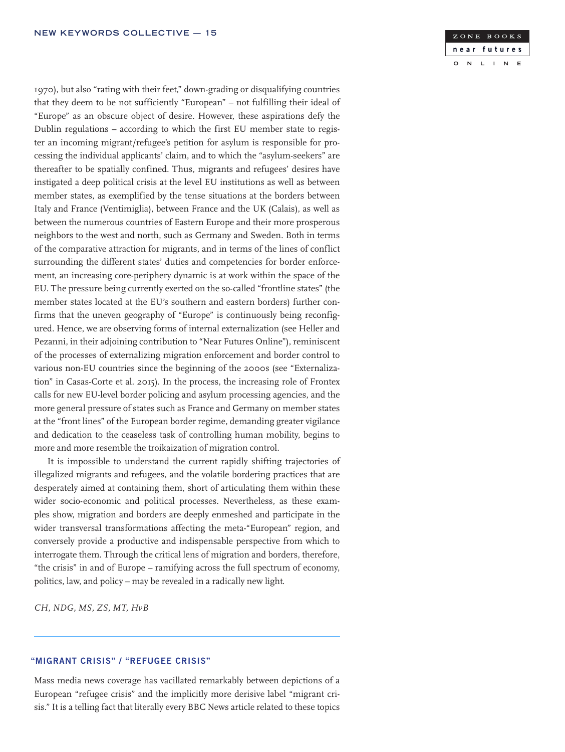1970), but also "rating with their feet," down-grading or disqualifying countries that they deem to be not sufficiently "European" – not fulfilling their ideal of "Europe" as an obscure object of desire. However, these aspirations defy the Dublin regulations – according to which the first EU member state to register an incoming migrant/refugee's petition for asylum is responsible for processing the individual applicants' claim, and to which the "asylum-seekers" are thereafter to be spatially confined. Thus, migrants and refugees' desires have instigated a deep political crisis at the level EU institutions as well as between member states, as exemplified by the tense situations at the borders between Italy and France (Ventimiglia), between France and the UK (Calais), as well as between the numerous countries of Eastern Europe and their more prosperous neighbors to the west and north, such as Germany and Sweden. Both in terms of the comparative attraction for migrants, and in terms of the lines of conflict surrounding the different states' duties and competencies for border enforcement, an increasing core-periphery dynamic is at work within the space of the EU. The pressure being currently exerted on the so-called "frontline states" (the member states located at the EU's southern and eastern borders) further confirms that the uneven geography of "Europe" is continuously being reconfigured. Hence, we are observing forms of internal externalization (see Heller and Pezanni, in their adjoining contribution to "Near Futures Online"), reminiscent of the processes of externalizing migration enforcement and border control to various non-EU countries since the beginning of the 2000s (see "Externalization" in Casas-Corte et al. 2015). In the process, the increasing role of Frontex calls for new EU-level border policing and asylum processing agencies, and the more general pressure of states such as France and Germany on member states at the "front lines" of the European border regime, demanding greater vigilance and dedication to the ceaseless task of controlling human mobility, begins to more and more resemble the troikaization of migration control.

It is impossible to understand the current rapidly shifting trajectories of illegalized migrants and refugees, and the volatile bordering practices that are desperately aimed at containing them, short of articulating them within these wider socio-economic and political processes. Nevertheless, as these examples show, migration and borders are deeply enmeshed and participate in the wider transversal transformations affecting the meta-"European" region, and conversely provide a productive and indispensable perspective from which to interrogate them. Through the critical lens of migration and borders, therefore, "the crisis" in and of Europe – ramifying across the full spectrum of economy, politics, law, and policy – may be revealed in a radically new light.

*CH, NDG, MS, ZS, MT, HvB*

---

## "MIGRANT CRISIS" / "REFUGEE CRISIS"

Mass media news coverage has vacillated remarkably between depictions of a European "refugee crisis" and the implicitly more derisive label "migrant crisis." It is a telling fact that literally every BBC News article related to these topics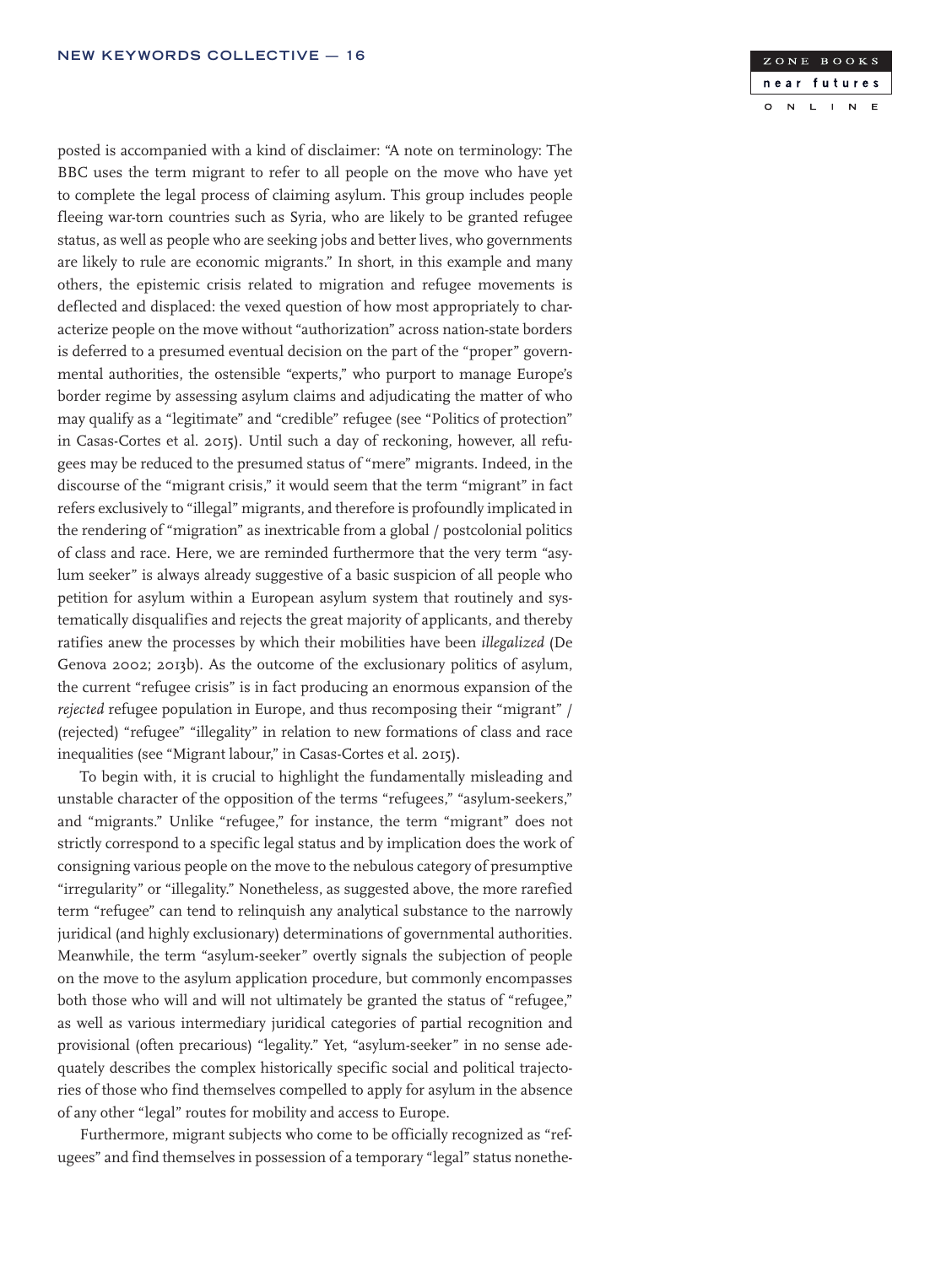posted is accompanied with a kind of disclaimer: "A note on terminology: The BBC uses the term migrant to refer to all people on the move who have yet to complete the legal process of claiming asylum. This group includes people fleeing war-torn countries such as Syria, who are likely to be granted refugee status, as well as people who are seeking jobs and better lives, who governments are likely to rule are economic migrants." In short, in this example and many others, the epistemic crisis related to migration and refugee movements is deflected and displaced: the vexed question of how most appropriately to characterize people on the move without "authorization" across nation-state borders is deferred to a presumed eventual decision on the part of the "proper" governmental authorities, the ostensible "experts," who purport to manage Europe's border regime by assessing asylum claims and adjudicating the matter of who may qualify as a "legitimate" and "credible" refugee (see "Politics of protection" in Casas-Cortes et al. 2015). Until such a day of reckoning, however, all refugees may be reduced to the presumed status of "mere" migrants. Indeed, in the discourse of the "migrant crisis," it would seem that the term "migrant" in fact refers exclusively to "illegal" migrants, and therefore is profoundly implicated in the rendering of "migration" as inextricable from a global / postcolonial politics of class and race. Here, we are reminded furthermore that the very term "asylum seeker" is always already suggestive of a basic suspicion of all people who petition for asylum within a European asylum system that routinely and systematically disqualifies and rejects the great majority of applicants, and thereby ratifies anew the processes by which their mobilities have been *illegalized* (De Genova 2002; 2013b). As the outcome of the exclusionary politics of asylum, the current "refugee crisis" is in fact producing an enormous expansion of the *rejected* refugee population in Europe, and thus recomposing their "migrant" / (rejected) "refugee" "illegality" in relation to new formations of class and race inequalities (see "Migrant labour," in Casas-Cortes et al. 2015).

To begin with, it is crucial to highlight the fundamentally misleading and unstable character of the opposition of the terms "refugees," "asylum-seekers," and "migrants." Unlike "refugee," for instance, the term "migrant" does not strictly correspond to a specific legal status and by implication does the work of consigning various people on the move to the nebulous category of presumptive "irregularity" or "illegality." Nonetheless, as suggested above, the more rarefied term "refugee" can tend to relinquish any analytical substance to the narrowly juridical (and highly exclusionary) determinations of governmental authorities. Meanwhile, the term "asylum-seeker" overtly signals the subjection of people on the move to the asylum application procedure, but commonly encompasses both those who will and will not ultimately be granted the status of "refugee," as well as various intermediary juridical categories of partial recognition and provisional (often precarious) "legality." Yet, "asylum-seeker" in no sense adequately describes the complex historically specific social and political trajectories of those who find themselves compelled to apply for asylum in the absence of any other "legal" routes for mobility and access to Europe.

Furthermore, migrant subjects who come to be officially recognized as "refugees" and find themselves in possession of a temporary "legal" status nonethe-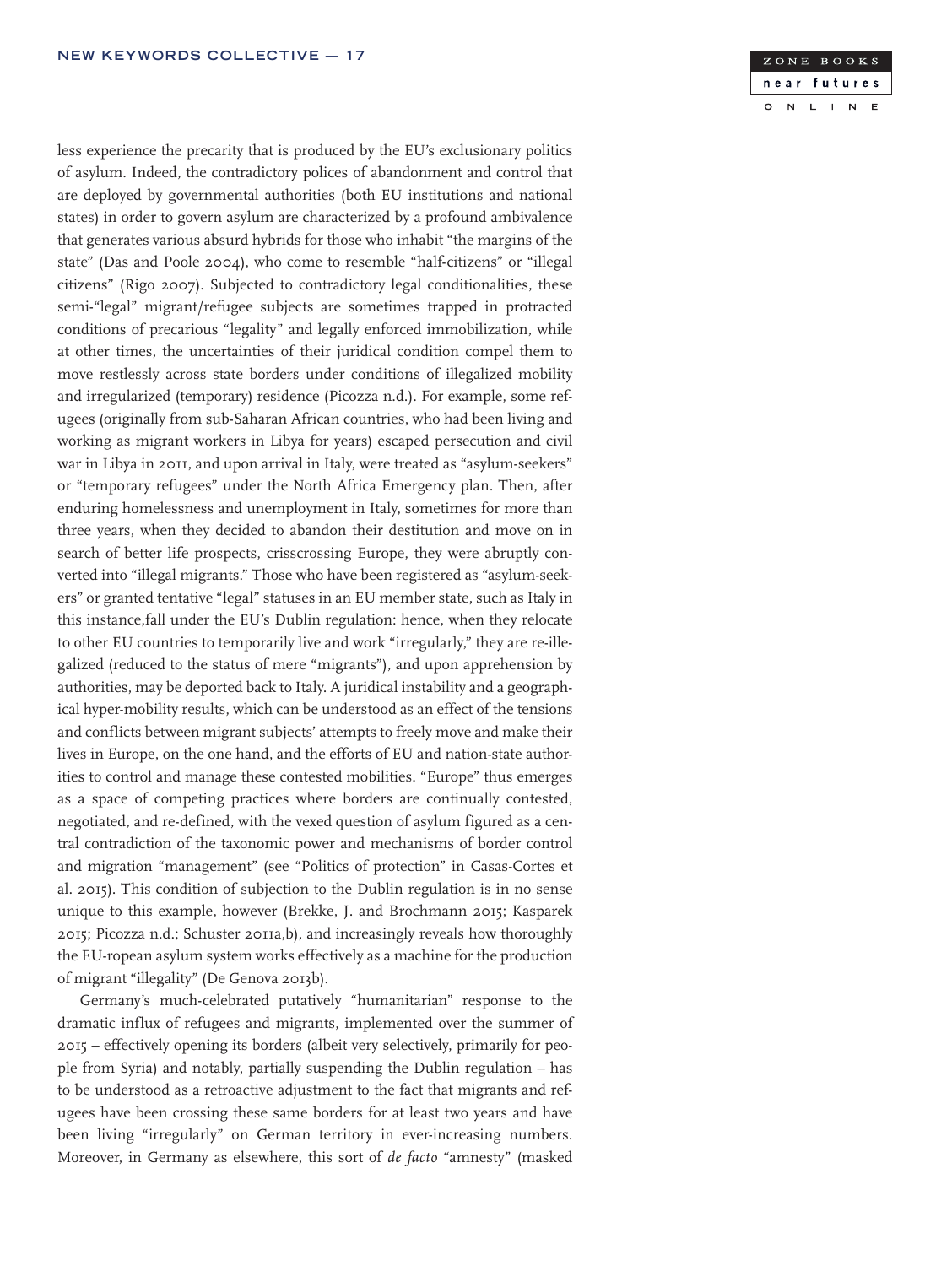less experience the precarity that is produced by the EU's exclusionary politics of asylum. Indeed, the contradictory polices of abandonment and control that are deployed by governmental authorities (both EU institutions and national states) in order to govern asylum are characterized by a profound ambivalence that generates various absurd hybrids for those who inhabit "the margins of the state" (Das and Poole 2004), who come to resemble "half-citizens" or "illegal citizens" (Rigo 2007). Subjected to contradictory legal conditionalities, these semi-"legal" migrant/refugee subjects are sometimes trapped in protracted conditions of precarious "legality" and legally enforced immobilization, while at other times, the uncertainties of their juridical condition compel them to move restlessly across state borders under conditions of illegalized mobility and irregularized (temporary) residence (Picozza n.d.). For example, some refugees (originally from sub-Saharan African countries, who had been living and working as migrant workers in Libya for years) escaped persecution and civil war in Libya in 2011, and upon arrival in Italy, were treated as "asylum-seekers" or "temporary refugees" under the North Africa Emergency plan. Then, after enduring homelessness and unemployment in Italy, sometimes for more than three years, when they decided to abandon their destitution and move on in search of better life prospects, crisscrossing Europe, they were abruptly converted into "illegal migrants." Those who have been registered as "asylum-seekers" or granted tentative "legal" statuses in an EU member state, such as Italy in this instance,fall under the EU's Dublin regulation: hence, when they relocate to other EU countries to temporarily live and work "irregularly," they are re-illegalized (reduced to the status of mere "migrants"), and upon apprehension by authorities, may be deported back to Italy. A juridical instability and a geographical hyper-mobility results, which can be understood as an effect of the tensions and conflicts between migrant subjects' attempts to freely move and make their lives in Europe, on the one hand, and the efforts of EU and nation-state authorities to control and manage these contested mobilities. "Europe" thus emerges as a space of competing practices where borders are continually contested, negotiated, and re-defined, with the vexed question of asylum figured as a central contradiction of the taxonomic power and mechanisms of border control and migration "management" (see "Politics of protection" in Casas-Cortes et al. 2015). This condition of subjection to the Dublin regulation is in no sense unique to this example, however (Brekke, J. and Brochmann 2015; Kasparek 2015; Picozza n.d.; Schuster 2011a,b), and increasingly reveals how thoroughly the EU-ropean asylum system works effectively as a machine for the production of migrant "illegality" (De Genova 2013b).

Germany's much-celebrated putatively "humanitarian" response to the dramatic influx of refugees and migrants, implemented over the summer of 2015 – effectively opening its borders (albeit very selectively, primarily for people from Syria) and notably, partially suspending the Dublin regulation – has to be understood as a retroactive adjustment to the fact that migrants and refugees have been crossing these same borders for at least two years and have been living "irregularly" on German territory in ever-increasing numbers. Moreover, in Germany as elsewhere, this sort of *de facto* "amnesty" (masked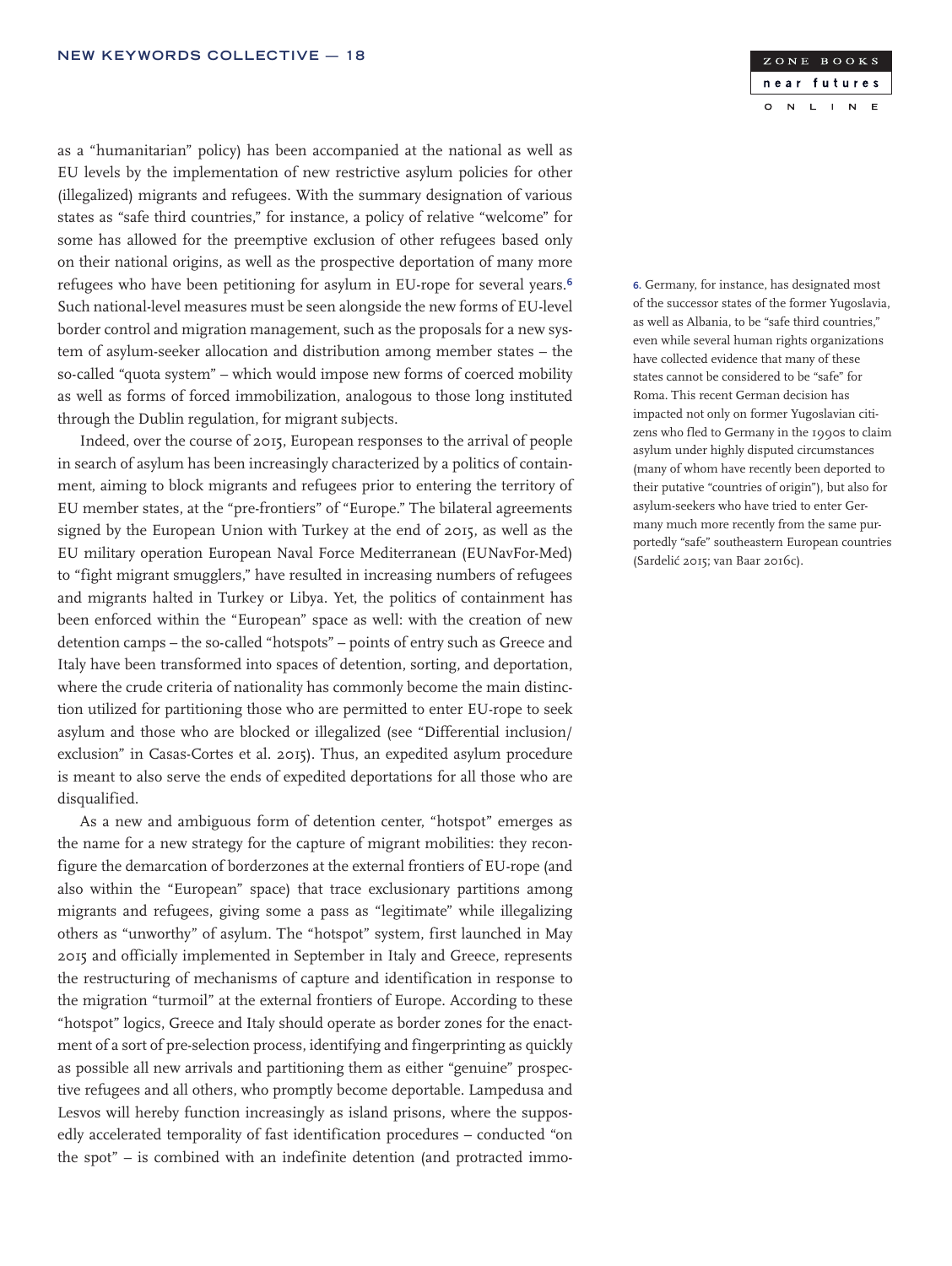as a "humanitarian" policy) has been accompanied at the national as well as EU levels by the implementation of new restrictive asylum policies for other (illegalized) migrants and refugees. With the summary designation of various states as "safe third countries," for instance, a policy of relative "welcome" for some has allowed for the preemptive exclusion of other refugees based only on their national origins, as well as the prospective deportation of many more refugees who have been petitioning for asylum in EU-rope for several years.[6] Such national-level measures must be seen alongside the new forms of EU-level border control and migration management, such as the proposals for a new system of asylum-seeker allocation and distribution among member states – the so-called "quota system" – which would impose new forms of coerced mobility as well as forms of forced immobilization, analogous to those long instituted through the Dublin regulation, for migrant subjects.

Indeed, over the course of 2015, European responses to the arrival of people in search of asylum has been increasingly characterized by a politics of containment, aiming to block migrants and refugees prior to entering the territory of EU member states, at the "pre-frontiers" of "Europe." The bilateral agreements signed by the European Union with Turkey at the end of 2015, as well as the EU military operation European Naval Force Mediterranean (EUNavFor-Med) to "fight migrant smugglers," have resulted in increasing numbers of refugees and migrants halted in Turkey or Libya. Yet, the politics of containment has been enforced within the "European" space as well: with the creation of new detention camps – the so-called "hotspots" – points of entry such as Greece and Italy have been transformed into spaces of detention, sorting, and deportation, where the crude criteria of nationality has commonly become the main distinction utilized for partitioning those who are permitted to enter EU-rope to seek asylum and those who are blocked or illegalized (see "Differential inclusion/exclusion" in Casas-Cortes et al. 2015). Thus, an expedited asylum procedure is meant to also serve the ends of expedited deportations for all those who are disqualified.

As a new and ambiguous form of detention center, "hotspot" emerges as the name for a new strategy for the capture of migrant mobilities: they reconfigure the demarcation of borderzones at the external frontiers of EU-rope (and also within the "European" space) that trace exclusionary partitions among migrants and refugees, giving some a pass as "legitimate" while illegalizing others as "unworthy" of asylum. The "hotspot" system, first launched in May 2015 and officially implemented in September in Italy and Greece, represents the restructuring of mechanisms of capture and identification in response to the migration "turmoil" at the external frontiers of Europe. According to these "hotspot" logics, Greece and Italy should operate as border zones for the enactment of a sort of pre-selection process, identifying and fingerprinting as quickly as possible all new arrivals and partitioning them as either "genuine" prospective refugees and all others, who promptly become deportable. Lampedusa and Lesvos will hereby function increasingly as island prisons, where the supposedly accelerated temporality of fast identification procedures – conducted "on the spot" – is combined with an indefinite detention (and protracted immo-

6. Germany, for instance, has designated most of the successor states of the former Yugoslavia, as well as Albania, to be "safe third countries," even while several human rights organizations have collected evidence that many of these states cannot be considered to be "safe" for Roma. This recent German decision has impacted not only on former Yugoslavian citizens who fled to Germany in the 1990s to claim asylum under highly disputed circumstances (many of whom have recently been deported to their putative "countries of origin"), but also for asylum-seekers who have tried to enter Germany much more recently from the same purportedly "safe" southeastern European countries (Sardelić 2015; van Baar 2016c).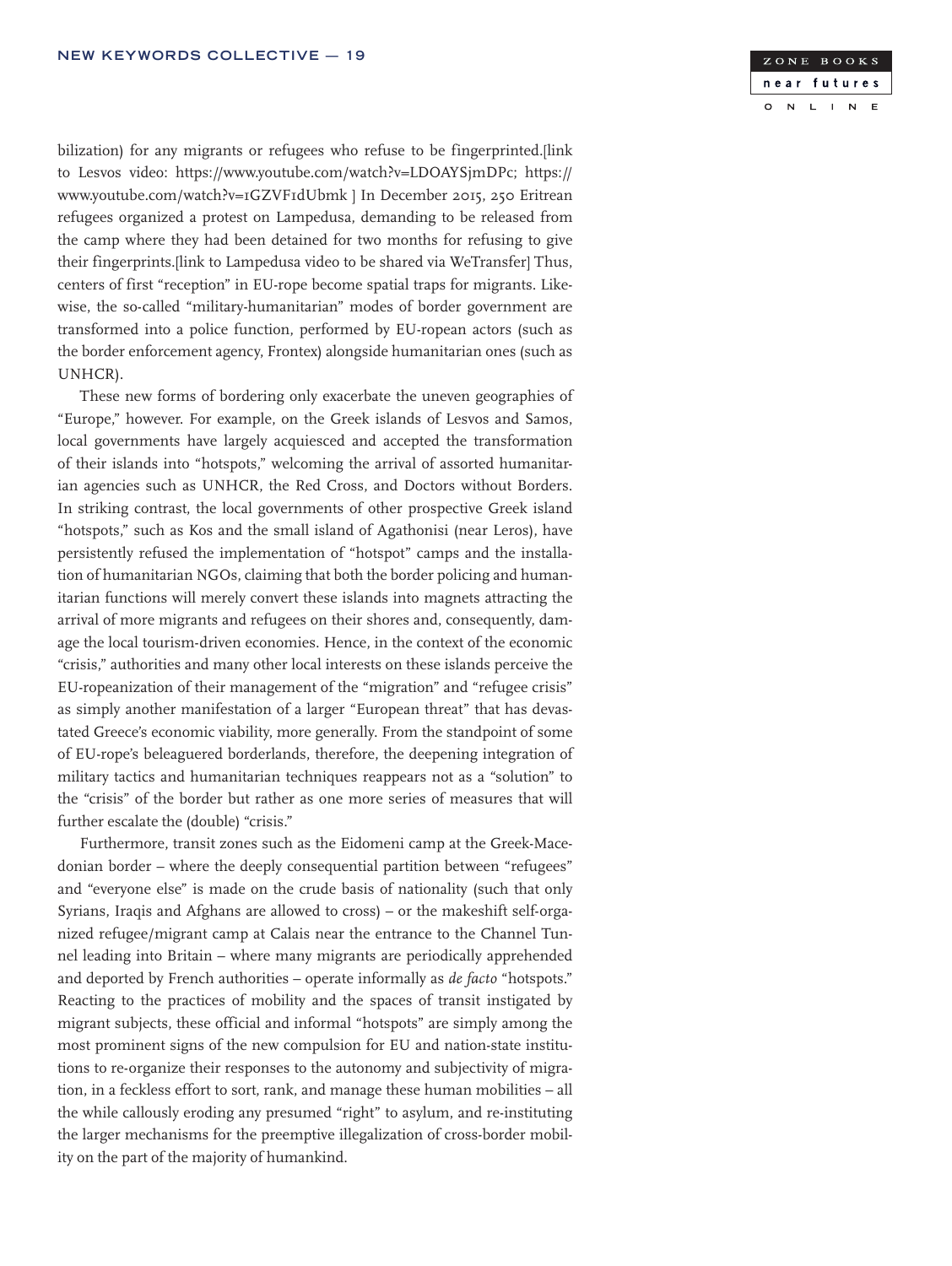bilization) for any migrants or refugees who refuse to be fingerprinted.[link to Lesvos video: https://www.youtube.com/watch?v=LDOAYSjmDPc; https://www.youtube.com/watch?v=1GZVF1dUbmk ] In December 2015, 250 Eritrean refugees organized a protest on Lampedusa, demanding to be released from the camp where they had been detained for two months for refusing to give their fingerprints.[link to Lampedusa video to be shared via WeTransfer] Thus, centers of first "reception" in EU-rope become spatial traps for migrants. Likewise, the so-called "military-humanitarian" modes of border government are transformed into a police function, performed by EU-ropean actors (such as the border enforcement agency, Frontex) alongside humanitarian ones (such as UNHCR).

These new forms of bordering only exacerbate the uneven geographies of "Europe," however. For example, on the Greek islands of Lesvos and Samos, local governments have largely acquiesced and accepted the transformation of their islands into "hotspots," welcoming the arrival of assorted humanitarian agencies such as UNHCR, the Red Cross, and Doctors without Borders. In striking contrast, the local governments of other prospective Greek island "hotspots," such as Kos and the small island of Agathonisi (near Leros), have persistently refused the implementation of "hotspot" camps and the installation of humanitarian NGOs, claiming that both the border policing and humanitarian functions will merely convert these islands into magnets attracting the arrival of more migrants and refugees on their shores and, consequently, damage the local tourism-driven economies. Hence, in the context of the economic "crisis," authorities and many other local interests on these islands perceive the EU-ropeanization of their management of the "migration" and "refugee crisis" as simply another manifestation of a larger "European threat" that has devastated Greece's economic viability, more generally. From the standpoint of some of EU-rope's beleaguered borderlands, therefore, the deepening integration of military tactics and humanitarian techniques reappears not as a "solution" to the "crisis" of the border but rather as one more series of measures that will further escalate the (double) "crisis."

Furthermore, transit zones such as the Eidomeni camp at the Greek-Macedonian border – where the deeply consequential partition between "refugees" and "everyone else" is made on the crude basis of nationality (such that only Syrians, Iraqis and Afghans are allowed to cross) – or the makeshift self-organized refugee/migrant camp at Calais near the entrance to the Channel Tunnel leading into Britain – where many migrants are periodically apprehended and deported by French authorities – operate informally as *de facto* "hotspots." Reacting to the practices of mobility and the spaces of transit instigated by migrant subjects, these official and informal "hotspots" are simply among the most prominent signs of the new compulsion for EU and nation-state institutions to re-organize their responses to the autonomy and subjectivity of migration, in a feckless effort to sort, rank, and manage these human mobilities – all the while callously eroding any presumed "right" to asylum, and re-instituting the larger mechanisms for the preemptive illegalization of cross-border mobility on the part of the majority of humankind.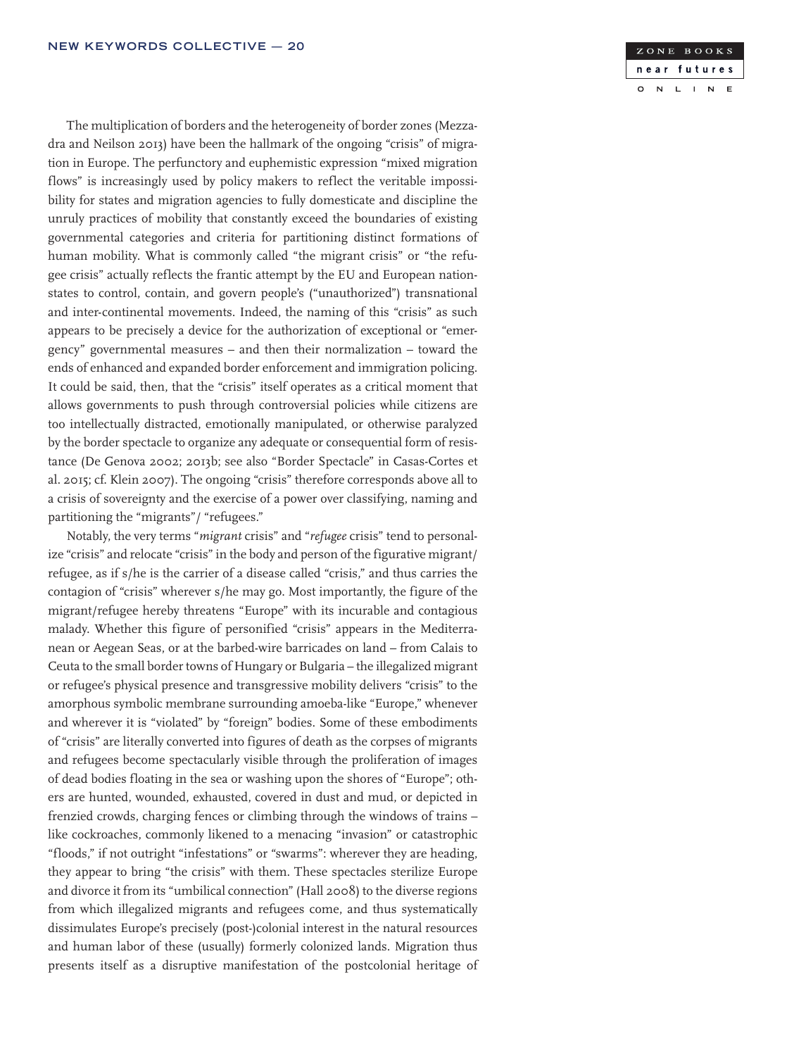The multiplication of borders and the heterogeneity of border zones (Mezzadra and Neilson 2013) have been the hallmark of the ongoing "crisis" of migration in Europe. The perfunctory and euphemistic expression "mixed migration flows" is increasingly used by policy makers to reflect the veritable impossibility for states and migration agencies to fully domesticate and discipline the unruly practices of mobility that constantly exceed the boundaries of existing governmental categories and criteria for partitioning distinct formations of human mobility. What is commonly called "the migrant crisis" or "the refugee crisis" actually reflects the frantic attempt by the EU and European nation-states to control, contain, and govern people's ("unauthorized") transnational and inter-continental movements. Indeed, the naming of this "crisis" as such appears to be precisely a device for the authorization of exceptional or "emergency" governmental measures – and then their normalization – toward the ends of enhanced and expanded border enforcement and immigration policing. It could be said, then, that the "crisis" itself operates as a critical moment that allows governments to push through controversial policies while citizens are too intellectually distracted, emotionally manipulated, or otherwise paralyzed by the border spectacle to organize any adequate or consequential form of resistance (De Genova 2002; 2013b; see also "Border Spectacle" in Casas-Cortes et al. 2015; cf. Klein 2007). The ongoing "crisis" therefore corresponds above all to a crisis of sovereignty and the exercise of a power over classifying, naming and partitioning the "migrants"/ "refugees."

Notably, the very terms "*migrant* crisis" and "*refugee* crisis" tend to personalize "crisis" and relocate "crisis" in the body and person of the figurative migrant/refugee, as if s/he is the carrier of a disease called "crisis," and thus carries the contagion of "crisis" wherever s/he may go. Most importantly, the figure of the migrant/refugee hereby threatens "Europe" with its incurable and contagious malady. Whether this figure of personified "crisis" appears in the Mediterranean or Aegean Seas, or at the barbed-wire barricades on land – from Calais to Ceuta to the small border towns of Hungary or Bulgaria – the illegalized migrant or refugee's physical presence and transgressive mobility delivers "crisis" to the amorphous symbolic membrane surrounding amoeba-like "Europe," whenever and wherever it is "violated" by "foreign" bodies. Some of these embodiments of "crisis" are literally converted into figures of death as the corpses of migrants and refugees become spectacularly visible through the proliferation of images of dead bodies floating in the sea or washing upon the shores of "Europe"; others are hunted, wounded, exhausted, covered in dust and mud, or depicted in frenzied crowds, charging fences or climbing through the windows of trains – like cockroaches, commonly likened to a menacing "invasion" or catastrophic "floods," if not outright "infestations" or "swarms": wherever they are heading, they appear to bring "the crisis" with them. These spectacles sterilize Europe and divorce it from its "umbilical connection" (Hall 2008) to the diverse regions from which illegalized migrants and refugees come, and thus systematically dissimulates Europe's precisely (post-)colonial interest in the natural resources and human labor of these (usually) formerly colonized lands. Migration thus presents itself as a disruptive manifestation of the postcolonial heritage of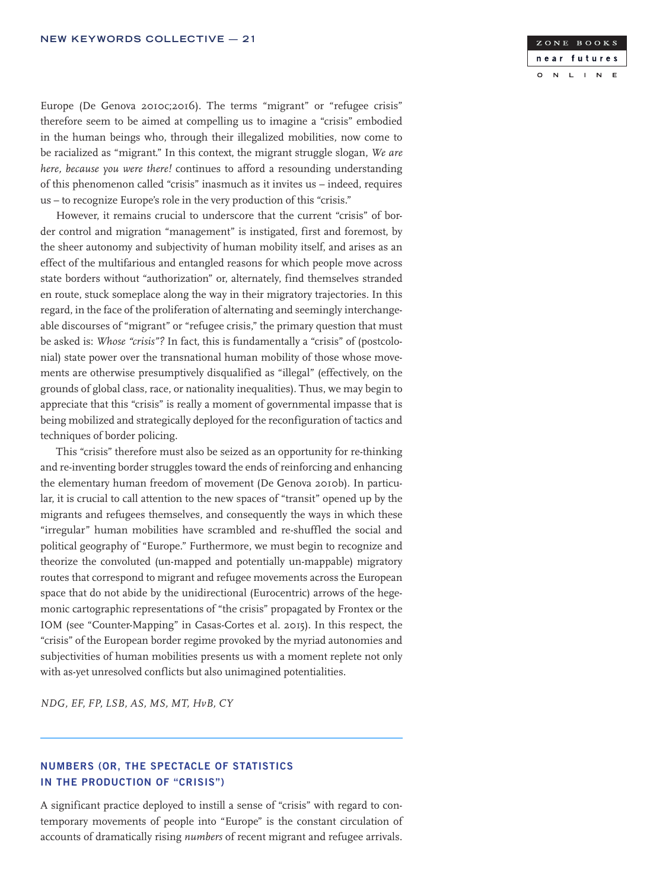Europe (De Genova 2010c;2016). The terms "migrant" or "refugee crisis" therefore seem to be aimed at compelling us to imagine a "crisis" embodied in the human beings who, through their illegalized mobilities, now come to be racialized as "migrant." In this context, the migrant struggle slogan, *We are here, because you were there!* continues to afford a resounding understanding of this phenomenon called "crisis" inasmuch as it invites us – indeed, requires us – to recognize Europe's role in the very production of this "crisis."

However, it remains crucial to underscore that the current "crisis" of border control and migration "management" is instigated, first and foremost, by the sheer autonomy and subjectivity of human mobility itself, and arises as an effect of the multifarious and entangled reasons for which people move across state borders without "authorization" or, alternately, find themselves stranded en route, stuck someplace along the way in their migratory trajectories. In this regard, in the face of the proliferation of alternating and seemingly interchangeable discourses of "migrant" or "refugee crisis," the primary question that must be asked is: *Whose "crisis"*? In fact, this is fundamentally a "crisis" of (postcolonial) state power over the transnational human mobility of those whose movements are otherwise presumptively disqualified as "illegal" (effectively, on the grounds of global class, race, or nationality inequalities). Thus, we may begin to appreciate that this "crisis" is really a moment of governmental impasse that is being mobilized and strategically deployed for the reconfiguration of tactics and techniques of border policing.

This "crisis" therefore must also be seized as an opportunity for re-thinking and re-inventing border struggles toward the ends of reinforcing and enhancing the elementary human freedom of movement (De Genova 2010b). In particular, it is crucial to call attention to the new spaces of "transit" opened up by the migrants and refugees themselves, and consequently the ways in which these "irregular" human mobilities have scrambled and re-shuffled the social and political geography of "Europe." Furthermore, we must begin to recognize and theorize the convoluted (un-mapped and potentially un-mappable) migratory routes that correspond to migrant and refugee movements across the European space that do not abide by the unidirectional (Eurocentric) arrows of the hegemonic cartographic representations of "the crisis" propagated by Frontex or the IOM (see "Counter-Mapping" in Casas-Cortes et al. 2015). In this respect, the "crisis" of the European border regime provoked by the myriad autonomies and subjectivities of human mobilities presents us with a moment replete not only with as-yet unresolved conflicts but also unimagined potentialities.

*NDG, EF, FP, LSB, AS, MS, MT, HvB, CY*

## NUMBERS (OR, THE SPECTACLE OF STATISTICS IN THE PRODUCTION OF "CRISIS")

A significant practice deployed to instill a sense of "crisis" with regard to contemporary movements of people into "Europe" is the constant circulation of accounts of dramatically rising *numbers* of recent migrant and refugee arrivals.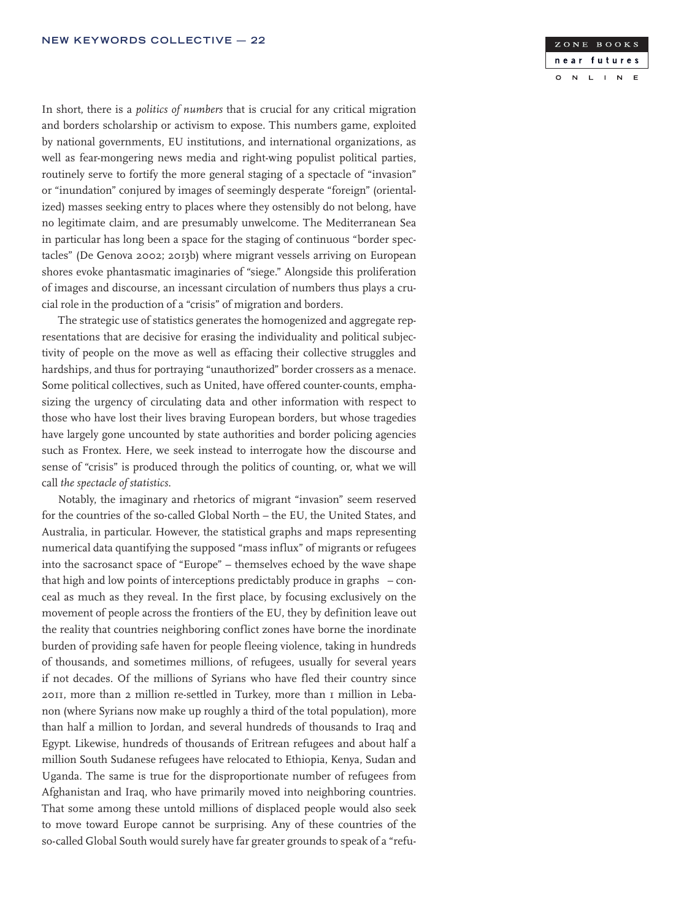In short, there is a *politics of numbers* that is crucial for any critical migration and borders scholarship or activism to expose. This numbers game, exploited by national governments, EU institutions, and international organizations, as well as fear-mongering news media and right-wing populist political parties, routinely serve to fortify the more general staging of a spectacle of "invasion" or "inundation" conjured by images of seemingly desperate "foreign" (orientalized) masses seeking entry to places where they ostensibly do not belong, have no legitimate claim, and are presumably unwelcome. The Mediterranean Sea in particular has long been a space for the staging of continuous "border spectacles" (De Genova 2002; 2013b) where migrant vessels arriving on European shores evoke phantasmatic imaginaries of "siege." Alongside this proliferation of images and discourse, an incessant circulation of numbers thus plays a crucial role in the production of a "crisis" of migration and borders.

The strategic use of statistics generates the homogenized and aggregate representations that are decisive for erasing the individuality and political subjectivity of people on the move as well as effacing their collective struggles and hardships, and thus for portraying "unauthorized" border crossers as a menace. Some political collectives, such as United, have offered counter-counts, emphasizing the urgency of circulating data and other information with respect to those who have lost their lives braving European borders, but whose tragedies have largely gone uncounted by state authorities and border policing agencies such as Frontex. Here, we seek instead to interrogate how the discourse and sense of "crisis" is produced through the politics of counting, or, what we will call *the spectacle of statistics*.

Notably, the imaginary and rhetorics of migrant "invasion" seem reserved for the countries of the so-called Global North – the EU, the United States, and Australia, in particular. However, the statistical graphs and maps representing numerical data quantifying the supposed "mass influx" of migrants or refugees into the sacrosanct space of "Europe" – themselves echoed by the wave shape that high and low points of interceptions predictably produce in graphs – conceal as much as they reveal. In the first place, by focusing exclusively on the movement of people across the frontiers of the EU, they by definition leave out the reality that countries neighboring conflict zones have borne the inordinate burden of providing safe haven for people fleeing violence, taking in hundreds of thousands, and sometimes millions, of refugees, usually for several years if not decades. Of the millions of Syrians who have fled their country since 2011, more than 2 million re-settled in Turkey, more than 1 million in Lebanon (where Syrians now make up roughly a third of the total population), more than half a million to Jordan, and several hundreds of thousands to Iraq and Egypt. Likewise, hundreds of thousands of Eritrean refugees and about half a million South Sudanese refugees have relocated to Ethiopia, Kenya, Sudan and Uganda. The same is true for the disproportionate number of refugees from Afghanistan and Iraq, who have primarily moved into neighboring countries. That some among these untold millions of displaced people would also seek to move toward Europe cannot be surprising. Any of these countries of the so-called Global South would surely have far greater grounds to speak of a "refu-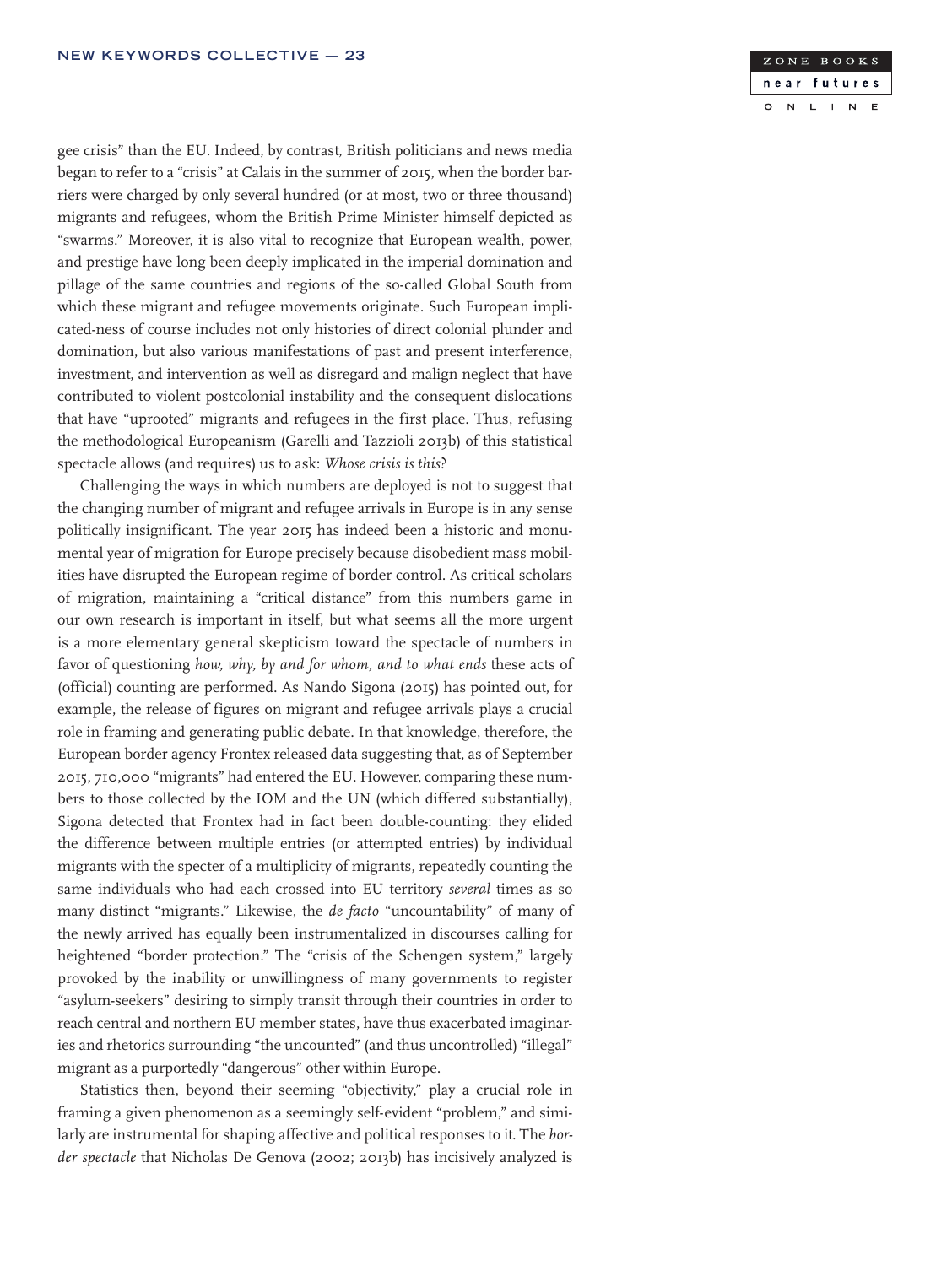gee crisis" than the EU. Indeed, by contrast, British politicians and news media began to refer to a "crisis" at Calais in the summer of 2015, when the border barriers were charged by only several hundred (or at most, two or three thousand) migrants and refugees, whom the British Prime Minister himself depicted as "swarms." Moreover, it is also vital to recognize that European wealth, power, and prestige have long been deeply implicated in the imperial domination and pillage of the same countries and regions of the so-called Global South from which these migrant and refugee movements originate. Such European implicated-ness of course includes not only histories of direct colonial plunder and domination, but also various manifestations of past and present interference, investment, and intervention as well as disregard and malign neglect that have contributed to violent postcolonial instability and the consequent dislocations that have "uprooted" migrants and refugees in the first place. Thus, refusing the methodological Europeanism (Garelli and Tazzioli 2013b) of this statistical spectacle allows (and requires) us to ask: *Whose crisis is this*?

Challenging the ways in which numbers are deployed is not to suggest that the changing number of migrant and refugee arrivals in Europe is in any sense politically insignificant. The year 2015 has indeed been a historic and monumental year of migration for Europe precisely because disobedient mass mobilities have disrupted the European regime of border control. As critical scholars of migration, maintaining a "critical distance" from this numbers game in our own research is important in itself, but what seems all the more urgent is a more elementary general skepticism toward the spectacle of numbers in favor of questioning *how, why, by and for whom, and to what ends* these acts of (official) counting are performed. As Nando Sigona (2015) has pointed out, for example, the release of figures on migrant and refugee arrivals plays a crucial role in framing and generating public debate. In that knowledge, therefore, the European border agency Frontex released data suggesting that, as of September 2015, 710,000 "migrants" had entered the EU. However, comparing these numbers to those collected by the IOM and the UN (which differed substantially), Sigona detected that Frontex had in fact been double-counting: they elided the difference between multiple entries (or attempted entries) by individual migrants with the specter of a multiplicity of migrants, repeatedly counting the same individuals who had each crossed into EU territory *several* times as so many distinct "migrants." Likewise, the *de facto* "uncountability" of many of the newly arrived has equally been instrumentalized in discourses calling for heightened "border protection." The "crisis of the Schengen system," largely provoked by the inability or unwillingness of many governments to register "asylum-seekers" desiring to simply transit through their countries in order to reach central and northern EU member states, have thus exacerbated imaginaries and rhetorics surrounding "the uncounted" (and thus uncontrolled) "illegal" migrant as a purportedly "dangerous" other within Europe.

Statistics then, beyond their seeming "objectivity," play a crucial role in framing a given phenomenon as a seemingly self-evident "problem," and similarly are instrumental for shaping affective and political responses to it. The *border spectacle* that Nicholas De Genova (2002; 2013b) has incisively analyzed is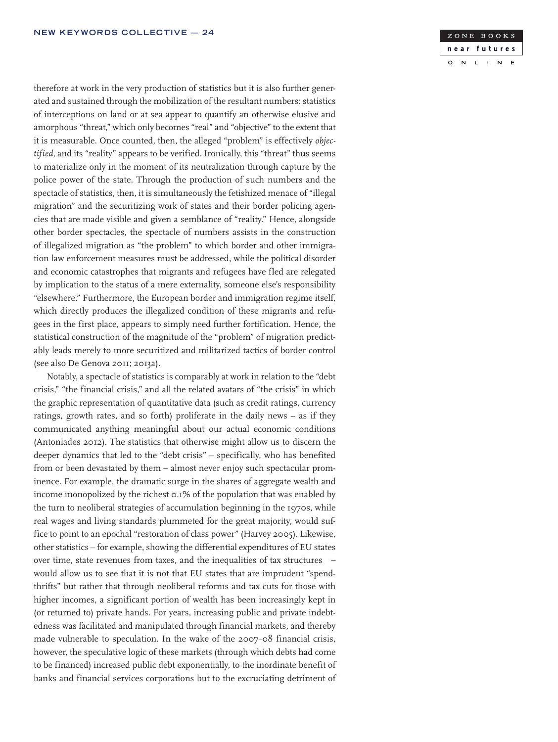therefore at work in the very production of statistics but it is also further generated and sustained through the mobilization of the resultant numbers: statistics of interceptions on land or at sea appear to quantify an otherwise elusive and amorphous "threat," which only becomes "real" and "objective" to the extent that it is measurable. Once counted, then, the alleged "problem" is effectively *objectified*, and its "reality" appears to be verified. Ironically, this "threat" thus seems to materialize only in the moment of its neutralization through capture by the police power of the state. Through the production of such numbers and the spectacle of statistics, then, it is simultaneously the fetishized menace of "illegal migration" and the securitizing work of states and their border policing agencies that are made visible and given a semblance of "reality." Hence, alongside other border spectacles, the spectacle of numbers assists in the construction of illegalized migration as "the problem" to which border and other immigration law enforcement measures must be addressed, while the political disorder and economic catastrophes that migrants and refugees have fled are relegated by implication to the status of a mere externality, someone else's responsibility "elsewhere." Furthermore, the European border and immigration regime itself, which directly produces the illegalized condition of these migrants and refugees in the first place, appears to simply need further fortification. Hence, the statistical construction of the magnitude of the "problem" of migration predictably leads merely to more securitized and militarized tactics of border control (see also De Genova 2011; 2013a).

Notably, a spectacle of statistics is comparably at work in relation to the "debt crisis," "the financial crisis," and all the related avatars of "the crisis" in which the graphic representation of quantitative data (such as credit ratings, currency ratings, growth rates, and so forth) proliferate in the daily news – as if they communicated anything meaningful about our actual economic conditions (Antoniades 2012). The statistics that otherwise might allow us to discern the deeper dynamics that led to the "debt crisis" – specifically, who has benefited from or been devastated by them – almost never enjoy such spectacular prominence. For example, the dramatic surge in the shares of aggregate wealth and income monopolized by the richest 0.1% of the population that was enabled by the turn to neoliberal strategies of accumulation beginning in the 1970s, while real wages and living standards plummeted for the great majority, would suffice to point to an epochal "restoration of class power" (Harvey 2005). Likewise, other statistics – for example, showing the differential expenditures of EU states over time, state revenues from taxes, and the inequalities of tax structures – would allow us to see that it is not that EU states that are imprudent "spendthrifts" but rather that through neoliberal reforms and tax cuts for those with higher incomes, a significant portion of wealth has been increasingly kept in (or returned to) private hands. For years, increasing public and private indebtedness was facilitated and manipulated through financial markets, and thereby made vulnerable to speculation. In the wake of the 2007–08 financial crisis, however, the speculative logic of these markets (through which debts had come to be financed) increased public debt exponentially, to the inordinate benefit of banks and financial services corporations but to the excruciating detriment of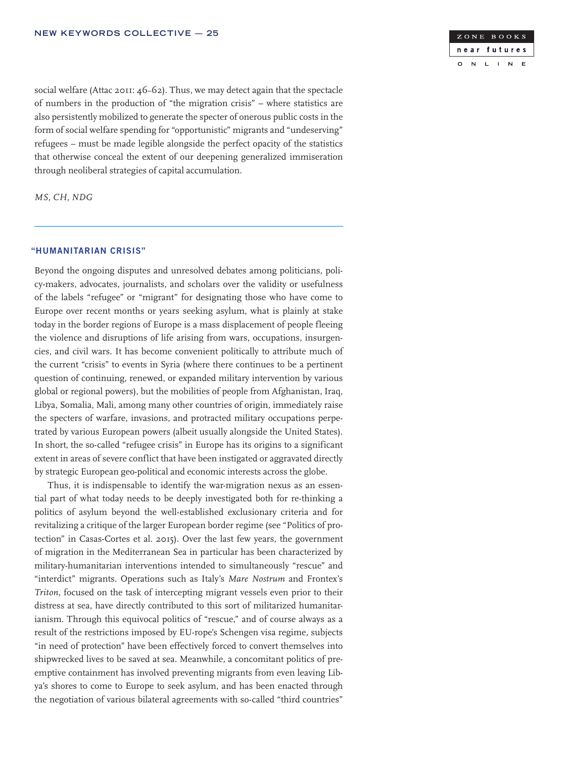social welfare (Attac 2011: 46–62). Thus, we may detect again that the spectacle of numbers in the production of "the migration crisis" – where statistics are also persistently mobilized to generate the specter of onerous public costs in the form of social welfare spending for "opportunistic" migrants and "undeserving" refugees – must be made legible alongside the perfect opacity of the statistics that otherwise conceal the extent of our deepening generalized immiseration through neoliberal strategies of capital accumulation.

*MS, CH, NDG*

---

## "HUMANITARIAN CRISIS"

Beyond the ongoing disputes and unresolved debates among politicians, policy-makers, advocates, journalists, and scholars over the validity or usefulness of the labels "refugee" or "migrant" for designating those who have come to Europe over recent months or years seeking asylum, what is plainly at stake today in the border regions of Europe is a mass displacement of people fleeing the violence and disruptions of life arising from wars, occupations, insurgencies, and civil wars. It has become convenient politically to attribute much of the current "crisis" to events in Syria (where there continues to be a pertinent question of continuing, renewed, or expanded military intervention by various global or regional powers), but the mobilities of people from Afghanistan, Iraq, Libya, Somalia, Mali, among many other countries of origin, immediately raise the specters of warfare, invasions, and protracted military occupations perpetrated by various European powers (albeit usually alongside the United States). In short, the so-called "refugee crisis" in Europe has its origins to a significant extent in areas of severe conflict that have been instigated or aggravated directly by strategic European geo-political and economic interests across the globe.

Thus, it is indispensable to identify the war-migration nexus as an essential part of what today needs to be deeply investigated both for re-thinking a politics of asylum beyond the well-established exclusionary criteria and for revitalizing a critique of the larger European border regime (see "Politics of protection" in Casas-Cortes et al. 2015). Over the last few years, the government of migration in the Mediterranean Sea in particular has been characterized by military-humanitarian interventions intended to simultaneously "rescue" and "interdict" migrants. Operations such as Italy's *Mare Nostrum* and Frontex's *Triton*, focused on the task of intercepting migrant vessels even prior to their distress at sea, have directly contributed to this sort of militarized humanitarianism. Through this equivocal politics of "rescue," and of course always as a result of the restrictions imposed by EU-rope's Schengen visa regime, subjects "in need of protection" have been effectively forced to convert themselves into shipwrecked lives to be saved at sea. Meanwhile, a concomitant politics of preemptive containment has involved preventing migrants from even leaving Libya's shores to come to Europe to seek asylum, and has been enacted through the negotiation of various bilateral agreements with so-called "third countries"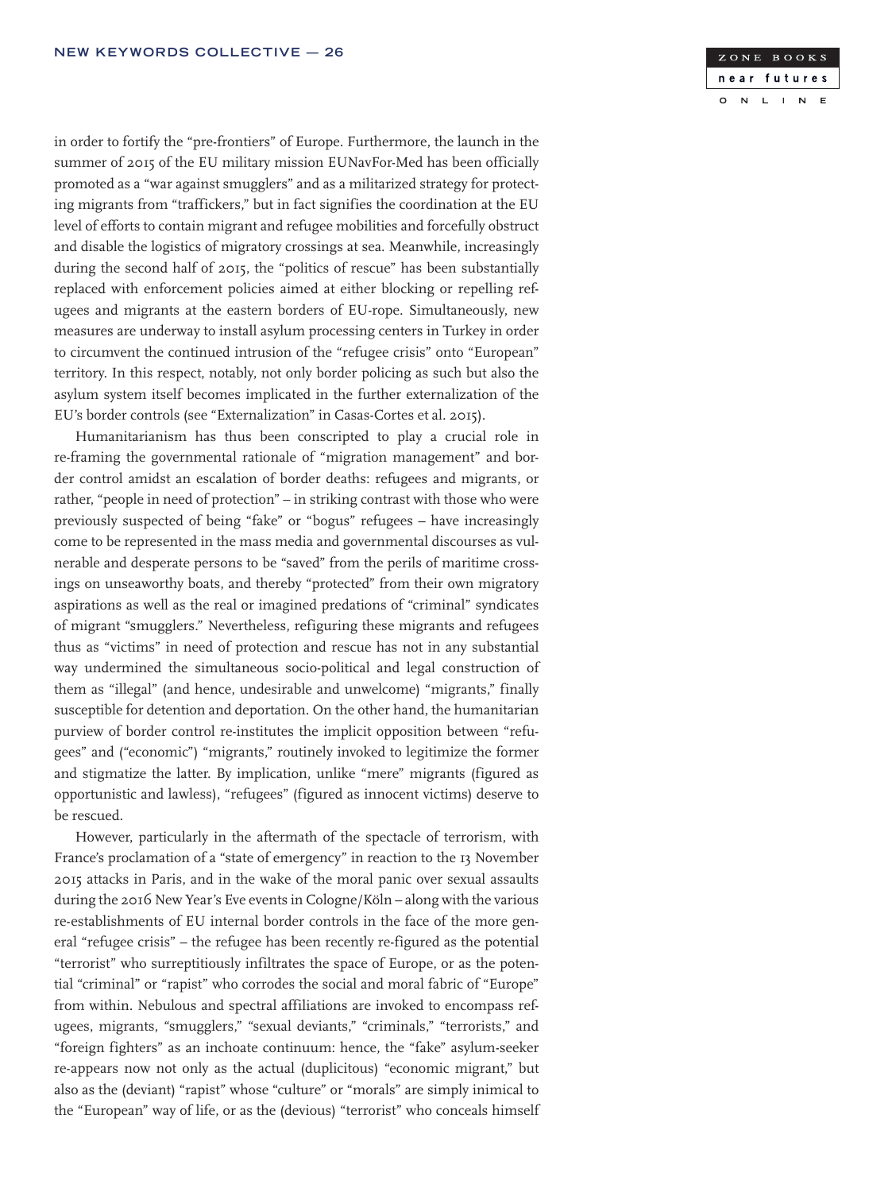in order to fortify the "pre-frontiers" of Europe. Furthermore, the launch in the summer of 2015 of the EU military mission EUNavFor-Med has been officially promoted as a "war against smugglers" and as a militarized strategy for protecting migrants from "traffickers," but in fact signifies the coordination at the EU level of efforts to contain migrant and refugee mobilities and forcefully obstruct and disable the logistics of migratory crossings at sea. Meanwhile, increasingly during the second half of 2015, the "politics of rescue" has been substantially replaced with enforcement policies aimed at either blocking or repelling refugees and migrants at the eastern borders of EU-rope. Simultaneously, new measures are underway to install asylum processing centers in Turkey in order to circumvent the continued intrusion of the "refugee crisis" onto "European" territory. In this respect, notably, not only border policing as such but also the asylum system itself becomes implicated in the further externalization of the EU's border controls (see "Externalization" in Casas-Cortes et al. 2015).

Humanitarianism has thus been conscripted to play a crucial role in re-framing the governmental rationale of "migration management" and border control amidst an escalation of border deaths: refugees and migrants, or rather, "people in need of protection" – in striking contrast with those who were previously suspected of being "fake" or "bogus" refugees – have increasingly come to be represented in the mass media and governmental discourses as vulnerable and desperate persons to be "saved" from the perils of maritime crossings on unseaworthy boats, and thereby "protected" from their own migratory aspirations as well as the real or imagined predations of "criminal" syndicates of migrant "smugglers." Nevertheless, refiguring these migrants and refugees thus as "victims" in need of protection and rescue has not in any substantial way undermined the simultaneous socio-political and legal construction of them as "illegal" (and hence, undesirable and unwelcome) "migrants," finally susceptible for detention and deportation. On the other hand, the humanitarian purview of border control re-institutes the implicit opposition between "refugees" and ("economic") "migrants," routinely invoked to legitimize the former and stigmatize the latter. By implication, unlike "mere" migrants (figured as opportunistic and lawless), "refugees" (figured as innocent victims) deserve to be rescued.

However, particularly in the aftermath of the spectacle of terrorism, with France's proclamation of a "state of emergency" in reaction to the 13 November 2015 attacks in Paris, and in the wake of the moral panic over sexual assaults during the 2016 New Year's Eve events in Cologne/Köln – along with the various re-establishments of EU internal border controls in the face of the more general "refugee crisis" – the refugee has been recently re-figured as the potential "terrorist" who surreptitiously infiltrates the space of Europe, or as the potential "criminal" or "rapist" who corrodes the social and moral fabric of "Europe" from within. Nebulous and spectral affiliations are invoked to encompass refugees, migrants, "smugglers," "sexual deviants," "criminals," "terrorists," and "foreign fighters" as an inchoate continuum: hence, the "fake" asylum-seeker re-appears now not only as the actual (duplicitous) "economic migrant," but also as the (deviant) "rapist" whose "culture" or "morals" are simply inimical to the "European" way of life, or as the (devious) "terrorist" who conceals himself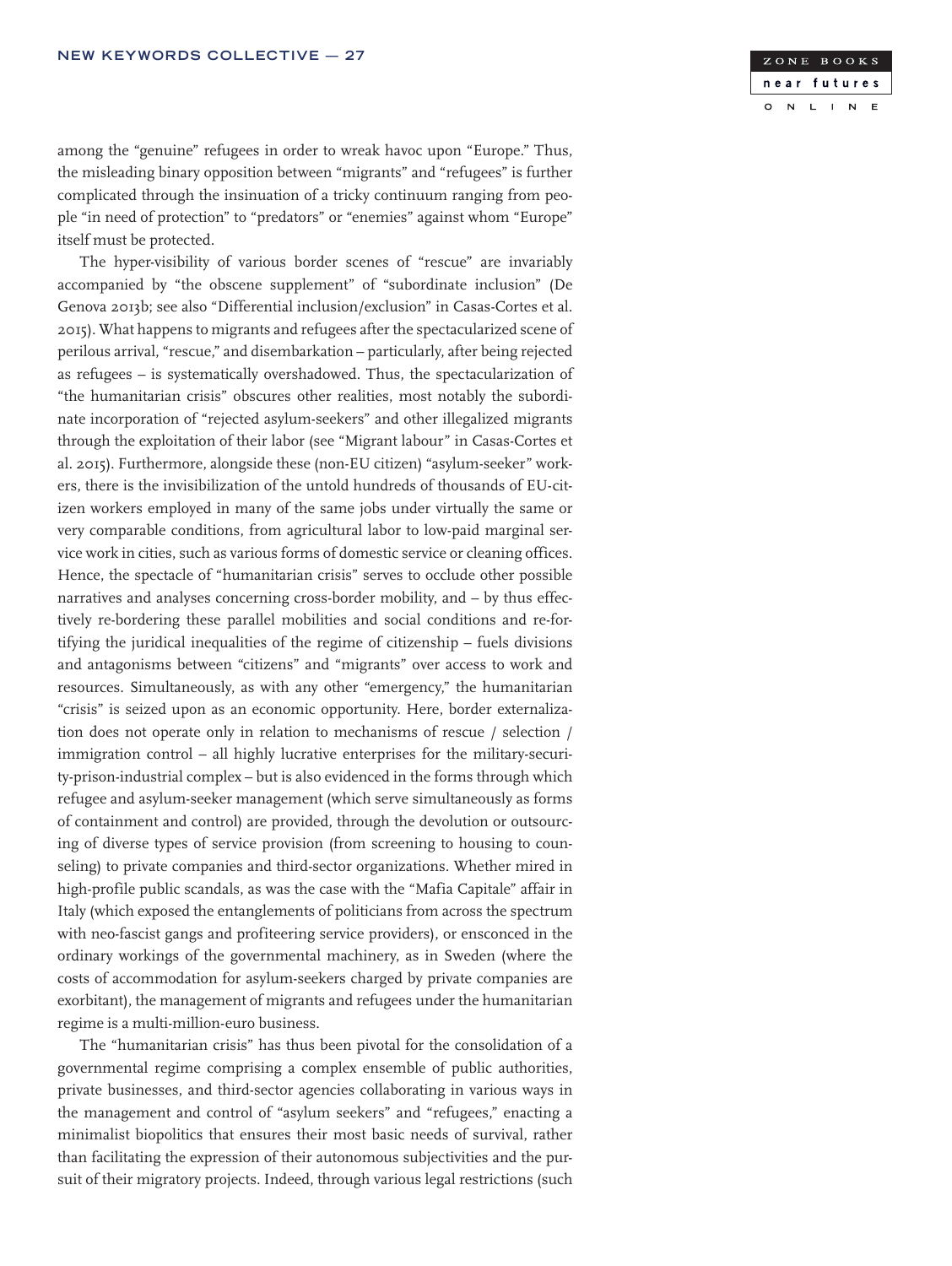among the "genuine" refugees in order to wreak havoc upon "Europe." Thus, the misleading binary opposition between "migrants" and "refugees" is further complicated through the insinuation of a tricky continuum ranging from people "in need of protection" to "predators" or "enemies" against whom "Europe" itself must be protected.

The hyper-visibility of various border scenes of "rescue" are invariably accompanied by "the obscene supplement" of "subordinate inclusion" (De Genova 2013b; see also "Differential inclusion/exclusion" in Casas-Cortes et al. 2015). What happens to migrants and refugees after the spectacularized scene of perilous arrival, "rescue," and disembarkation – particularly, after being rejected as refugees – is systematically overshadowed. Thus, the spectacularization of "the humanitarian crisis" obscures other realities, most notably the subordinate incorporation of "rejected asylum-seekers" and other illegalized migrants through the exploitation of their labor (see "Migrant labour" in Casas-Cortes et al. 2015). Furthermore, alongside these (non-EU citizen) "asylum-seeker" workers, there is the invisibilization of the untold hundreds of thousands of EU-citizen workers employed in many of the same jobs under virtually the same or very comparable conditions, from agricultural labor to low-paid marginal service work in cities, such as various forms of domestic service or cleaning offices. Hence, the spectacle of "humanitarian crisis" serves to occlude other possible narratives and analyses concerning cross-border mobility, and – by thus effectively re-bordering these parallel mobilities and social conditions and re-fortifying the juridical inequalities of the regime of citizenship – fuels divisions and antagonisms between "citizens" and "migrants" over access to work and resources. Simultaneously, as with any other "emergency," the humanitarian "crisis" is seized upon as an economic opportunity. Here, border externalization does not operate only in relation to mechanisms of rescue / selection / immigration control – all highly lucrative enterprises for the military-security-prison-industrial complex – but is also evidenced in the forms through which refugee and asylum-seeker management (which serve simultaneously as forms of containment and control) are provided, through the devolution or outsourcing of diverse types of service provision (from screening to housing to counseling) to private companies and third-sector organizations. Whether mired in high-profile public scandals, as was the case with the "Mafia Capitale" affair in Italy (which exposed the entanglements of politicians from across the spectrum with neo-fascist gangs and profiteering service providers), or ensconced in the ordinary workings of the governmental machinery, as in Sweden (where the costs of accommodation for asylum-seekers charged by private companies are exorbitant), the management of migrants and refugees under the humanitarian regime is a multi-million-euro business.

The "humanitarian crisis" has thus been pivotal for the consolidation of a governmental regime comprising a complex ensemble of public authorities, private businesses, and third-sector agencies collaborating in various ways in the management and control of "asylum seekers" and "refugees," enacting a minimalist biopolitics that ensures their most basic needs of survival, rather than facilitating the expression of their autonomous subjectivities and the pursuit of their migratory projects. Indeed, through various legal restrictions (such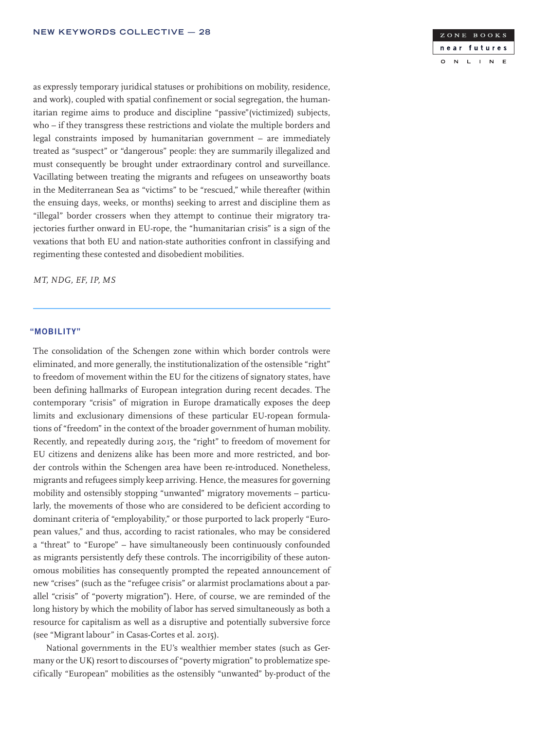as expressly temporary juridical statuses or prohibitions on mobility, residence, and work), coupled with spatial confinement or social segregation, the humanitarian regime aims to produce and discipline "passive"(victimized) subjects, who – if they transgress these restrictions and violate the multiple borders and legal constraints imposed by humanitarian government – are immediately treated as "suspect" or "dangerous" people: they are summarily illegalized and must consequently be brought under extraordinary control and surveillance. Vacillating between treating the migrants and refugees on unseaworthy boats in the Mediterranean Sea as "victims" to be "rescued," while thereafter (within the ensuing days, weeks, or months) seeking to arrest and discipline them as "illegal" border crossers when they attempt to continue their migratory trajectories further onward in EU-rope, the "humanitarian crisis" is a sign of the vexations that both EU and nation-state authorities confront in classifying and regimenting these contested and disobedient mobilities.

*MT, NDG, EF, IP, MS*

---

## "MOBILITY"

The consolidation of the Schengen zone within which border controls were eliminated, and more generally, the institutionalization of the ostensible "right" to freedom of movement within the EU for the citizens of signatory states, have been defining hallmarks of European integration during recent decades. The contemporary "crisis" of migration in Europe dramatically exposes the deep limits and exclusionary dimensions of these particular EU-ropean formulations of "freedom" in the context of the broader government of human mobility. Recently, and repeatedly during 2015, the "right" to freedom of movement for EU citizens and denizens alike has been more and more restricted, and border controls within the Schengen area have been re-introduced. Nonetheless, migrants and refugees simply keep arriving. Hence, the measures for governing mobility and ostensibly stopping "unwanted" migratory movements – particularly, the movements of those who are considered to be deficient according to dominant criteria of "employability," or those purported to lack properly "European values," and thus, according to racist rationales, who may be considered a "threat" to "Europe" – have simultaneously been continuously confounded as migrants persistently defy these controls. The incorrigibility of these autonomous mobilities has consequently prompted the repeated announcement of new "crises" (such as the "refugee crisis" or alarmist proclamations about a parallel "crisis" of "poverty migration"). Here, of course, we are reminded of the long history by which the mobility of labor has served simultaneously as both a resource for capitalism as well as a disruptive and potentially subversive force (see "Migrant labour" in Casas-Cortes et al. 2015).

National governments in the EU's wealthier member states (such as Germany or the UK) resort to discourses of "poverty migration" to problematize specifically "European" mobilities as the ostensibly "unwanted" by-product of the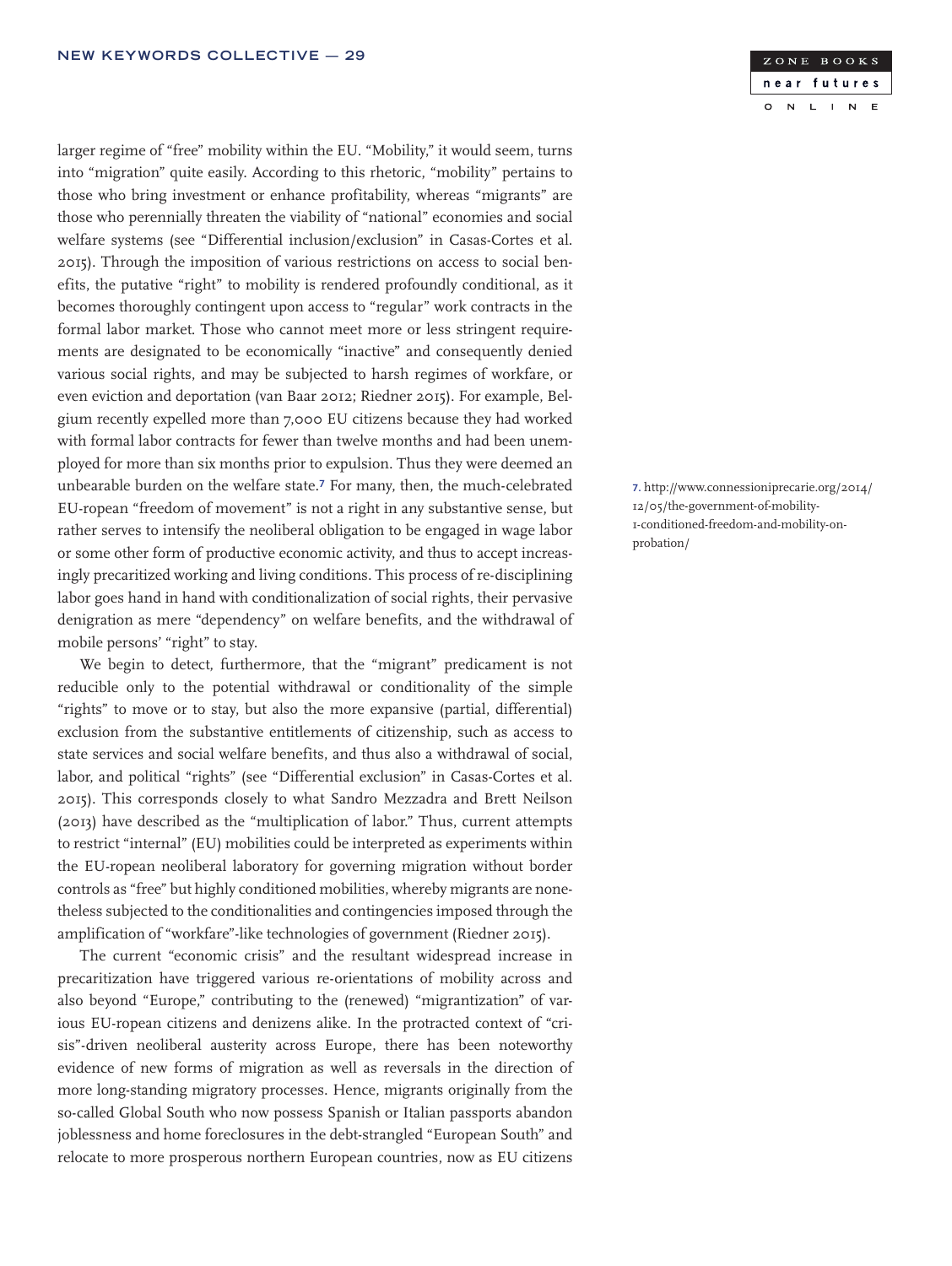larger regime of "free" mobility within the EU. "Mobility," it would seem, turns into "migration" quite easily. According to this rhetoric, "mobility" pertains to those who bring investment or enhance profitability, whereas "migrants" are those who perennially threaten the viability of "national" economies and social welfare systems (see "Differential inclusion/exclusion" in Casas-Cortes et al. 2015). Through the imposition of various restrictions on access to social benefits, the putative "right" to mobility is rendered profoundly conditional, as it becomes thoroughly contingent upon access to "regular" work contracts in the formal labor market. Those who cannot meet more or less stringent requirements are designated to be economically "inactive" and consequently denied various social rights, and may be subjected to harsh regimes of workfare, or even eviction and deportation (van Baar 2012; Riedner 2015). For example, Belgium recently expelled more than 7,000 EU citizens because they had worked with formal labor contracts for fewer than twelve months and had been unemployed for more than six months prior to expulsion. Thus they were deemed an unbearable burden on the welfare state.[7] For many, then, the much-celebrated EU-ropean "freedom of movement" is not a right in any substantive sense, but rather serves to intensify the neoliberal obligation to be engaged in wage labor or some other form of productive economic activity, and thus to accept increasingly precaritized working and living conditions. This process of re-disciplining labor goes hand in hand with conditionalization of social rights, their pervasive denigration as mere "dependency" on welfare benefits, and the withdrawal of mobile persons' "right" to stay.

We begin to detect, furthermore, that the "migrant" predicament is not reducible only to the potential withdrawal or conditionality of the simple "rights" to move or to stay, but also the more expansive (partial, differential) exclusion from the substantive entitlements of citizenship, such as access to state services and social welfare benefits, and thus also a withdrawal of social, labor, and political "rights" (see "Differential exclusion" in Casas-Cortes et al. 2015). This corresponds closely to what Sandro Mezzadra and Brett Neilson (2013) have described as the "multiplication of labor." Thus, current attempts to restrict "internal" (EU) mobilities could be interpreted as experiments within the EU-ropean neoliberal laboratory for governing migration without border controls as "free" but highly conditioned mobilities, whereby migrants are nonetheless subjected to the conditionalities and contingencies imposed through the amplification of "workfare"-like technologies of government (Riedner 2015).

The current "economic crisis" and the resultant widespread increase in precaritization have triggered various re-orientations of mobility across and also beyond "Europe," contributing to the (renewed) "migrantization" of various EU-ropean citizens and denizens alike. In the protracted context of "crisis"-driven neoliberal austerity across Europe, there has been noteworthy evidence of new forms of migration as well as reversals in the direction of more long-standing migratory processes. Hence, migrants originally from the so-called Global South who now possess Spanish or Italian passports abandon joblessness and home foreclosures in the debt-strangled "European South" and relocate to more prosperous northern European countries, now as EU citizens

7. http://www.connessioniprecarie.org/2014/12/05/the-government-of-mobility-1-conditioned-freedom-and-mobility-on-probation/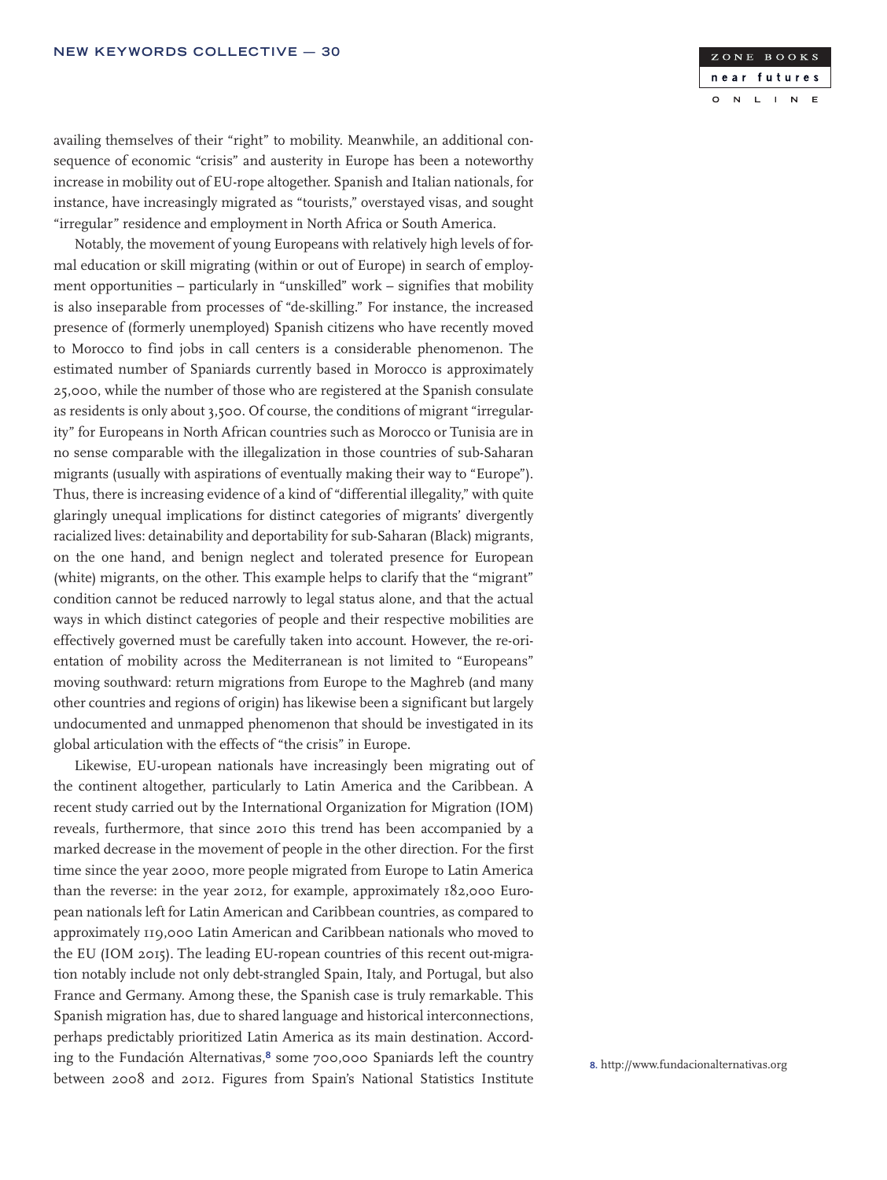availing themselves of their "right" to mobility. Meanwhile, an additional consequence of economic "crisis" and austerity in Europe has been a noteworthy increase in mobility out of EU-rope altogether. Spanish and Italian nationals, for instance, have increasingly migrated as "tourists," overstayed visas, and sought "irregular" residence and employment in North Africa or South America.

Notably, the movement of young Europeans with relatively high levels of formal education or skill migrating (within or out of Europe) in search of employment opportunities – particularly in "unskilled" work – signifies that mobility is also inseparable from processes of "de-skilling." For instance, the increased presence of (formerly unemployed) Spanish citizens who have recently moved to Morocco to find jobs in call centers is a considerable phenomenon. The estimated number of Spaniards currently based in Morocco is approximately 25,000, while the number of those who are registered at the Spanish consulate as residents is only about 3,500. Of course, the conditions of migrant "irregularity" for Europeans in North African countries such as Morocco or Tunisia are in no sense comparable with the illegalization in those countries of sub-Saharan migrants (usually with aspirations of eventually making their way to "Europe"). Thus, there is increasing evidence of a kind of "differential illegality," with quite glaringly unequal implications for distinct categories of migrants' divergently racialized lives: detainability and deportability for sub-Saharan (Black) migrants, on the one hand, and benign neglect and tolerated presence for European (white) migrants, on the other. This example helps to clarify that the "migrant" condition cannot be reduced narrowly to legal status alone, and that the actual ways in which distinct categories of people and their respective mobilities are effectively governed must be carefully taken into account. However, the re-orientation of mobility across the Mediterranean is not limited to "Europeans" moving southward: return migrations from Europe to the Maghreb (and many other countries and regions of origin) has likewise been a significant but largely undocumented and unmapped phenomenon that should be investigated in its global articulation with the effects of "the crisis" in Europe.

Likewise, EU-uropean nationals have increasingly been migrating out of the continent altogether, particularly to Latin America and the Caribbean. A recent study carried out by the International Organization for Migration (IOM) reveals, furthermore, that since 2010 this trend has been accompanied by a marked decrease in the movement of people in the other direction. For the first time since the year 2000, more people migrated from Europe to Latin America than the reverse: in the year 2012, for example, approximately 182,000 European nationals left for Latin American and Caribbean countries, as compared to approximately 119,000 Latin American and Caribbean nationals who moved to the EU (IOM 2015). The leading EU-ropean countries of this recent out-migration notably include not only debt-strangled Spain, Italy, and Portugal, but also France and Germany. Among these, the Spanish case is truly remarkable. This Spanish migration has, due to shared language and historical interconnections, perhaps predictably prioritized Latin America as its main destination. According to the Fundación Alternativas,[8] some 700,000 Spaniards left the country between 2008 and 2012. Figures from Spain's National Statistics Institute

8. http://www.fundacionalternativas.org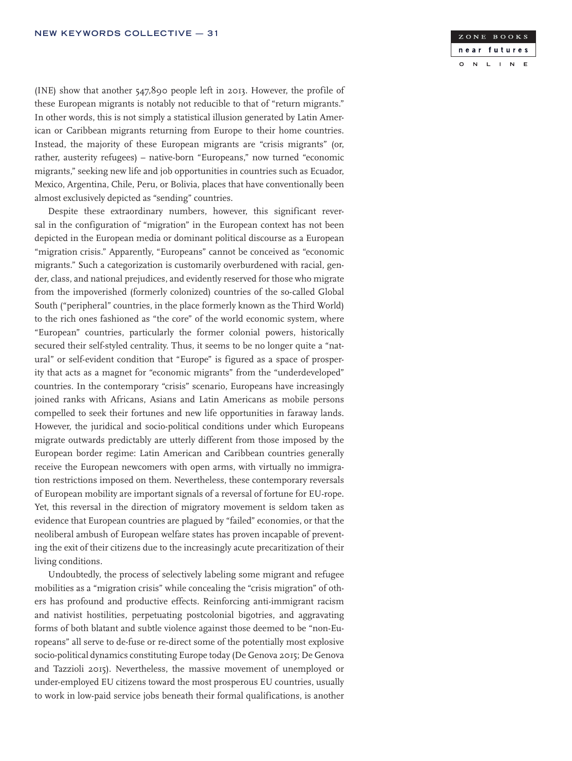(INE) show that another 547,890 people left in 2013. However, the profile of these European migrants is notably not reducible to that of "return migrants." In other words, this is not simply a statistical illusion generated by Latin American or Caribbean migrants returning from Europe to their home countries. Instead, the majority of these European migrants are "crisis migrants" (or, rather, austerity refugees) – native-born "Europeans," now turned "economic migrants," seeking new life and job opportunities in countries such as Ecuador, Mexico, Argentina, Chile, Peru, or Bolivia, places that have conventionally been almost exclusively depicted as "sending" countries.

Despite these extraordinary numbers, however, this significant reversal in the configuration of "migration" in the European context has not been depicted in the European media or dominant political discourse as a European "migration crisis." Apparently, "Europeans" cannot be conceived as "economic migrants." Such a categorization is customarily overburdened with racial, gender, class, and national prejudices, and evidently reserved for those who migrate from the impoverished (formerly colonized) countries of the so-called Global South ("peripheral" countries, in the place formerly known as the Third World) to the rich ones fashioned as "the core" of the world economic system, where "European" countries, particularly the former colonial powers, historically secured their self-styled centrality. Thus, it seems to be no longer quite a "natural" or self-evident condition that "Europe" is figured as a space of prosperity that acts as a magnet for "economic migrants" from the "underdeveloped" countries. In the contemporary "crisis" scenario, Europeans have increasingly joined ranks with Africans, Asians and Latin Americans as mobile persons compelled to seek their fortunes and new life opportunities in faraway lands. However, the juridical and socio-political conditions under which Europeans migrate outwards predictably are utterly different from those imposed by the European border regime: Latin American and Caribbean countries generally receive the European newcomers with open arms, with virtually no immigration restrictions imposed on them. Nevertheless, these contemporary reversals of European mobility are important signals of a reversal of fortune for EU-rope. Yet, this reversal in the direction of migratory movement is seldom taken as evidence that European countries are plagued by "failed" economies, or that the neoliberal ambush of European welfare states has proven incapable of preventing the exit of their citizens due to the increasingly acute precaritization of their living conditions.

Undoubtedly, the process of selectively labeling some migrant and refugee mobilities as a "migration crisis" while concealing the "crisis migration" of others has profound and productive effects. Reinforcing anti-immigrant racism and nativist hostilities, perpetuating postcolonial bigotries, and aggravating forms of both blatant and subtle violence against those deemed to be "non-Europeans" all serve to de-fuse or re-direct some of the potentially most explosive socio-political dynamics constituting Europe today (De Genova 2015; De Genova and Tazzioli 2015). Nevertheless, the massive movement of unemployed or under-employed EU citizens toward the most prosperous EU countries, usually to work in low-paid service jobs beneath their formal qualifications, is another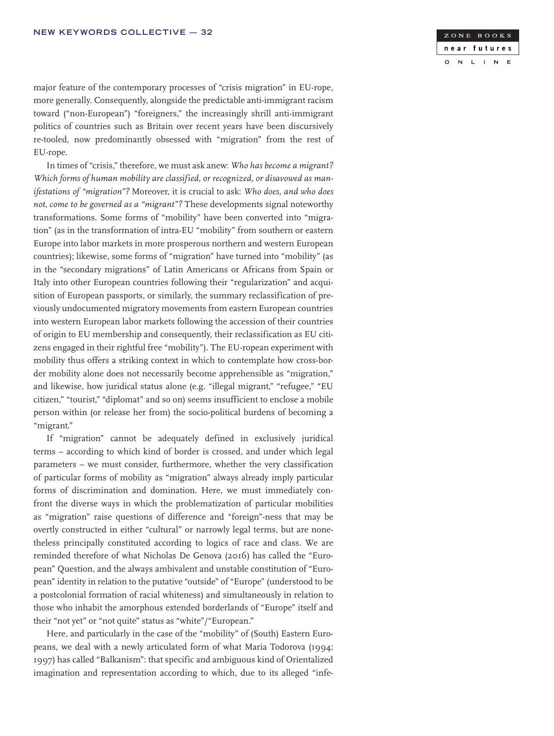major feature of the contemporary processes of "crisis migration" in EU-rope, more generally. Consequently, alongside the predictable anti-immigrant racism toward ("non-European") "foreigners," the increasingly shrill anti-immigrant politics of countries such as Britain over recent years have been discursively re-tooled, now predominantly obsessed with "migration" from the rest of EU-rope.

In times of "crisis," therefore, we must ask anew: *Who has become a migrant? Which forms of human mobility are classified, or recognized, or disavowed as manifestations of "migration"?* Moreover, it is crucial to ask: *Who does, and who does not, come to be governed as a "migrant"?* These developments signal noteworthy transformations. Some forms of "mobility" have been converted into "migration" (as in the transformation of intra-EU "mobility" from southern or eastern Europe into labor markets in more prosperous northern and western European countries); likewise, some forms of "migration" have turned into "mobility" (as in the "secondary migrations" of Latin Americans or Africans from Spain or Italy into other European countries following their "regularization" and acquisition of European passports, or similarly, the summary reclassification of previously undocumented migratory movements from eastern European countries into western European labor markets following the accession of their countries of origin to EU membership and consequently, their reclassification as EU citizens engaged in their rightful free "mobility"). The EU-ropean experiment with mobility thus offers a striking context in which to contemplate how cross-border mobility alone does not necessarily become apprehensible as "migration," and likewise, how juridical status alone (e.g. "illegal migrant," "refugee," "EU citizen," "tourist," "diplomat" and so on) seems insufficient to enclose a mobile person within (or release her from) the socio-political burdens of becoming a "migrant."

If "migration" cannot be adequately defined in exclusively juridical terms – according to which kind of border is crossed, and under which legal parameters – we must consider, furthermore, whether the very classification of particular forms of mobility as "migration" always already imply particular forms of discrimination and domination. Here, we must immediately confront the diverse ways in which the problematization of particular mobilities as "migration" raise questions of difference and "foreign"-ness that may be overtly constructed in either "cultural" or narrowly legal terms, but are nonetheless principally constituted according to logics of race and class. We are reminded therefore of what Nicholas De Genova (2016) has called the "European" Question, and the always ambivalent and unstable constitution of "European" identity in relation to the putative "outside" of "Europe" (understood to be a postcolonial formation of racial whiteness) and simultaneously in relation to those who inhabit the amorphous extended borderlands of "Europe" itself and their "not yet" or "not quite" status as "white"/"European."

Here, and particularly in the case of the "mobility" of (South) Eastern Europeans, we deal with a newly articulated form of what Maria Todorova (1994; 1997) has called "Balkanism": that specific and ambiguous kind of Orientalized imagination and representation according to which, due to its alleged "infe-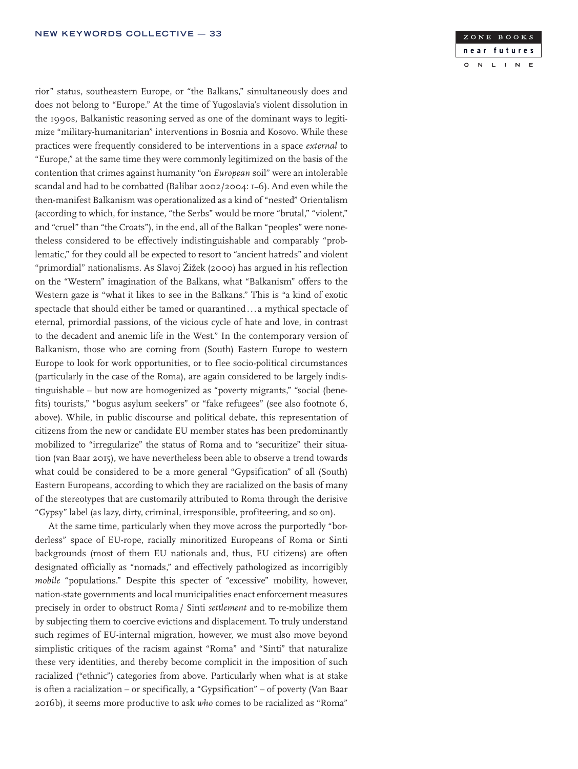rior" status, southeastern Europe, or "the Balkans," simultaneously does and does not belong to "Europe." At the time of Yugoslavia's violent dissolution in the 1990s, Balkanistic reasoning served as one of the dominant ways to legitimize "military-humanitarian" interventions in Bosnia and Kosovo. While these practices were frequently considered to be interventions in a space *external* to "Europe," at the same time they were commonly legitimized on the basis of the contention that crimes against humanity "on *European* soil" were an intolerable scandal and had to be combatted (Balibar 2002/2004: 1–6). And even while the then-manifest Balkanism was operationalized as a kind of "nested" Orientalism (according to which, for instance, "the Serbs" would be more "brutal," "violent," and "cruel" than "the Croats"), in the end, all of the Balkan "peoples" were nonetheless considered to be effectively indistinguishable and comparably "problematic," for they could all be expected to resort to "ancient hatreds" and violent "primordial" nationalisms. As Slavoj Žižek (2000) has argued in his reflection on the "Western" imagination of the Balkans, what "Balkanism" offers to the Western gaze is "what it likes to see in the Balkans." This is "a kind of exotic spectacle that should either be tamed or quarantined . . . a mythical spectacle of eternal, primordial passions, of the vicious cycle of hate and love, in contrast to the decadent and anemic life in the West." In the contemporary version of Balkanism, those who are coming from (South) Eastern Europe to western Europe to look for work opportunities, or to flee socio-political circumstances (particularly in the case of the Roma), are again considered to be largely indistinguishable – but now are homogenized as "poverty migrants," "social (benefits) tourists," "bogus asylum seekers" or "fake refugees" (see also footnote 6, above). While, in public discourse and political debate, this representation of citizens from the new or candidate EU member states has been predominantly mobilized to "irregularize" the status of Roma and to "securitize" their situation (van Baar 2015), we have nevertheless been able to observe a trend towards what could be considered to be a more general "Gypsification" of all (South) Eastern Europeans, according to which they are racialized on the basis of many of the stereotypes that are customarily attributed to Roma through the derisive "Gypsy" label (as lazy, dirty, criminal, irresponsible, profiteering, and so on).

At the same time, particularly when they move across the purportedly "borderless" space of EU-rope, racially minoritized Europeans of Roma or Sinti backgrounds (most of them EU nationals and, thus, EU citizens) are often designated officially as "nomads," and effectively pathologized as incorrigibly *mobile* "populations." Despite this specter of "excessive" mobility, however, nation-state governments and local municipalities enact enforcement measures precisely in order to obstruct Roma / Sinti *settlement* and to re-mobilize them by subjecting them to coercive evictions and displacement. To truly understand such regimes of EU-internal migration, however, we must also move beyond simplistic critiques of the racism against "Roma" and "Sinti" that naturalize these very identities, and thereby become complicit in the imposition of such racialized ("ethnic") categories from above. Particularly when what is at stake is often a racialization – or specifically, a "Gypsification" – of poverty (Van Baar 2016b), it seems more productive to ask *who* comes to be racialized as "Roma"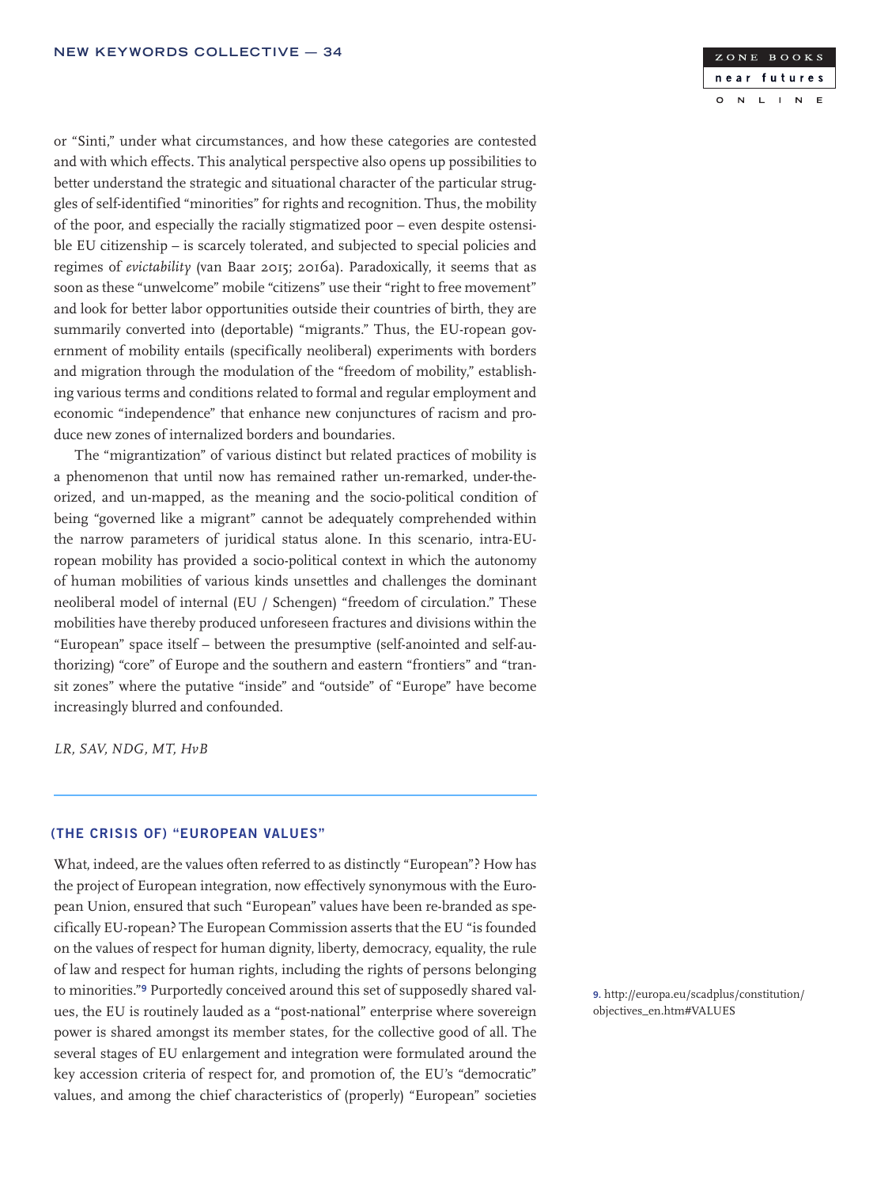or "Sinti," under what circumstances, and how these categories are contested and with which effects. This analytical perspective also opens up possibilities to better understand the strategic and situational character of the particular struggles of self-identified "minorities" for rights and recognition. Thus, the mobility of the poor, and especially the racially stigmatized poor – even despite ostensible EU citizenship – is scarcely tolerated, and subjected to special policies and regimes of *evictability* (van Baar 2015; 2016a). Paradoxically, it seems that as soon as these "unwelcome" mobile "citizens" use their "right to free movement" and look for better labor opportunities outside their countries of birth, they are summarily converted into (deportable) "migrants." Thus, the EU-ropean government of mobility entails (specifically neoliberal) experiments with borders and migration through the modulation of the "freedom of mobility," establishing various terms and conditions related to formal and regular employment and economic "independence" that enhance new conjunctures of racism and produce new zones of internalized borders and boundaries.

The "migrantization" of various distinct but related practices of mobility is a phenomenon that until now has remained rather un-remarked, under-theorized, and un-mapped, as the meaning and the socio-political condition of being "governed like a migrant" cannot be adequately comprehended within the narrow parameters of juridical status alone. In this scenario, intra-EU-ropean mobility has provided a socio-political context in which the autonomy of human mobilities of various kinds unsettles and challenges the dominant neoliberal model of internal (EU / Schengen) "freedom of circulation." These mobilities have thereby produced unforeseen fractures and divisions within the "European" space itself – between the presumptive (self-anointed and self-authorizing) "core" of Europe and the southern and eastern "frontiers" and "transit zones" where the putative "inside" and "outside" of "Europe" have become increasingly blurred and confounded.

*LR, SAV, NDG, MT, HvB*

## (THE CRISIS OF) "EUROPEAN VALUES"

What, indeed, are the values often referred to as distinctly "European"? How has the project of European integration, now effectively synonymous with the European Union, ensured that such "European" values have been re-branded as specifically EU-ropean? The European Commission asserts that the EU "is founded on the values of respect for human dignity, liberty, democracy, equality, the rule of law and respect for human rights, including the rights of persons belonging to minorities."[9] Purportedly conceived around this set of supposedly shared values, the EU is routinely lauded as a "post-national" enterprise where sovereign power is shared amongst its member states, for the collective good of all. The several stages of EU enlargement and integration were formulated around the key accession criteria of respect for, and promotion of, the EU's "democratic" values, and among the chief characteristics of (properly) "European" societies

9. http://europa.eu/scadplus/constitution/objectives_en.htm#VALUES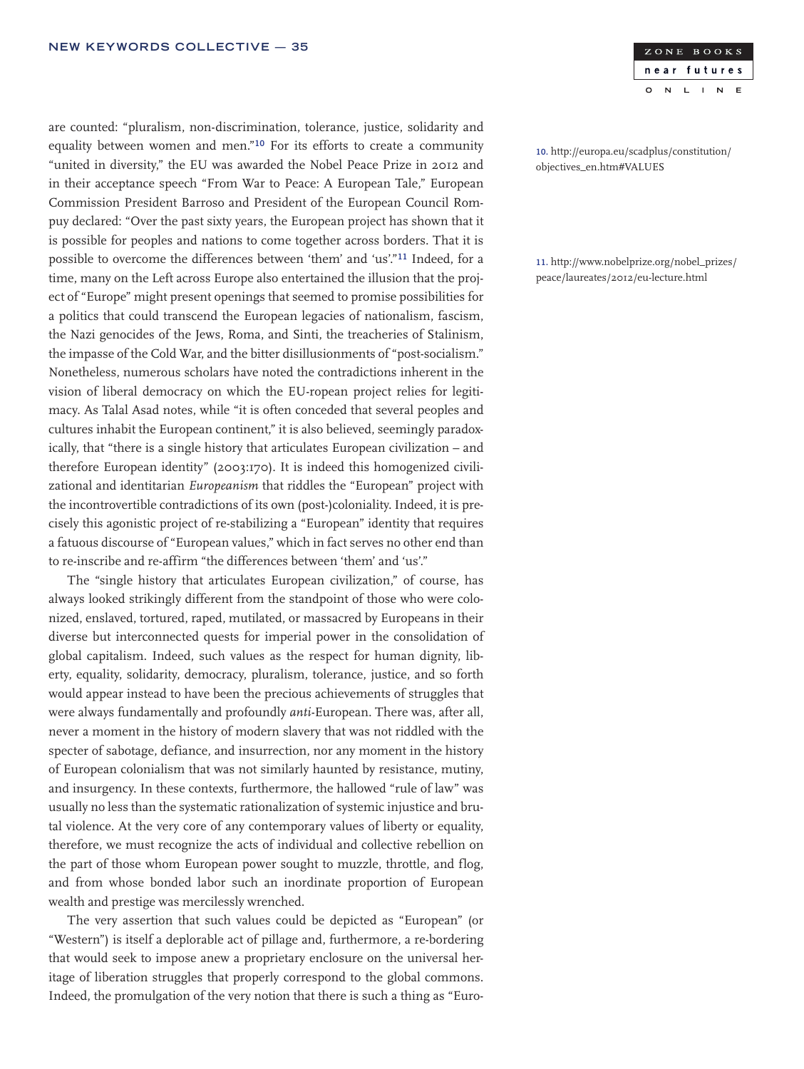are counted: "pluralism, non-discrimination, tolerance, justice, solidarity and equality between women and men."[10] For its efforts to create a community "united in diversity," the EU was awarded the Nobel Peace Prize in 2012 and in their acceptance speech "From War to Peace: A European Tale," European Commission President Barroso and President of the European Council Rompuy declared: "Over the past sixty years, the European project has shown that it is possible for peoples and nations to come together across borders. That it is possible to overcome the differences between 'them' and 'us'."[11] Indeed, for a time, many on the Left across Europe also entertained the illusion that the project of "Europe" might present openings that seemed to promise possibilities for a politics that could transcend the European legacies of nationalism, fascism, the Nazi genocides of the Jews, Roma, and Sinti, the treacheries of Stalinism, the impasse of the Cold War, and the bitter disillusionments of "post-socialism." Nonetheless, numerous scholars have noted the contradictions inherent in the vision of liberal democracy on which the EU-ropean project relies for legitimacy. As Talal Asad notes, while "it is often conceded that several peoples and cultures inhabit the European continent," it is also believed, seemingly paradoxically, that "there is a single history that articulates European civilization – and therefore European identity" (2003:170). It is indeed this homogenized civilizational and identitarian *Europeanism* that riddles the "European" project with the incontrovertible contradictions of its own (post-)coloniality. Indeed, it is precisely this agonistic project of re-stabilizing a "European" identity that requires a fatuous discourse of "European values," which in fact serves no other end than to re-inscribe and re-affirm "the differences between 'them' and 'us'."

The "single history that articulates European civilization," of course, has always looked strikingly different from the standpoint of those who were colonized, enslaved, tortured, raped, mutilated, or massacred by Europeans in their diverse but interconnected quests for imperial power in the consolidation of global capitalism. Indeed, such values as the respect for human dignity, liberty, equality, solidarity, democracy, pluralism, tolerance, justice, and so forth would appear instead to have been the precious achievements of struggles that were always fundamentally and profoundly *anti*-European. There was, after all, never a moment in the history of modern slavery that was not riddled with the specter of sabotage, defiance, and insurrection, nor any moment in the history of European colonialism that was not similarly haunted by resistance, mutiny, and insurgency. In these contexts, furthermore, the hallowed "rule of law" was usually no less than the systematic rationalization of systemic injustice and brutal violence. At the very core of any contemporary values of liberty or equality, therefore, we must recognize the acts of individual and collective rebellion on the part of those whom European power sought to muzzle, throttle, and flog, and from whose bonded labor such an inordinate proportion of European wealth and prestige was mercilessly wrenched.

The very assertion that such values could be depicted as "European" (or "Western") is itself a deplorable act of pillage and, furthermore, a re-bordering that would seek to impose anew a proprietary enclosure on the universal heritage of liberation struggles that properly correspond to the global commons. Indeed, the promulgation of the very notion that there is such a thing as "Euro-

10. http://europa.eu/scadplus/constitution/objectives_en.htm#VALUES

11. http://www.nobelprize.org/nobel_prizes/peace/laureates/2012/eu-lecture.html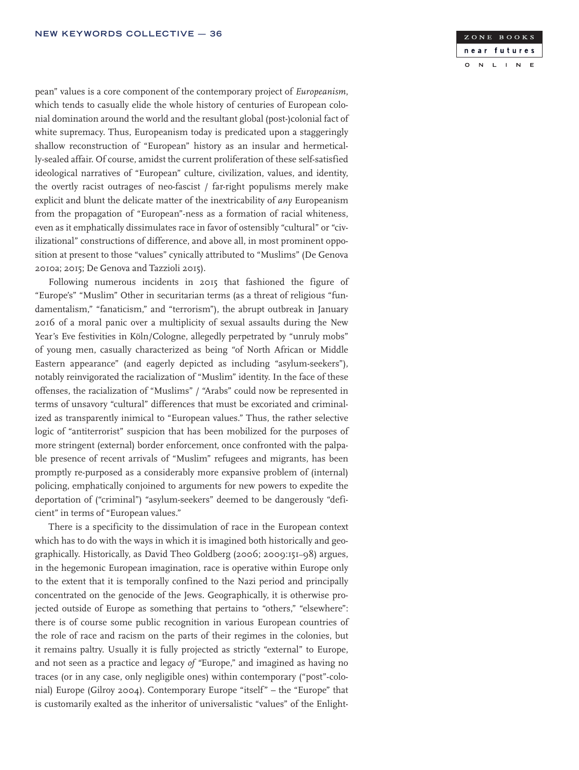pean" values is a core component of the contemporary project of *Europeanism*, which tends to casually elide the whole history of centuries of European colonial domination around the world and the resultant global (post-)colonial fact of white supremacy. Thus, Europeanism today is predicated upon a staggeringly shallow reconstruction of "European" history as an insular and hermetically-sealed affair. Of course, amidst the current proliferation of these self-satisfied ideological narratives of "European" culture, civilization, values, and identity, the overtly racist outrages of neo-fascist / far-right populisms merely make explicit and blunt the delicate matter of the inextricability of *any* Europeanism from the propagation of "European"-ness as a formation of racial whiteness, even as it emphatically dissimulates race in favor of ostensibly "cultural" or "civilizational" constructions of difference, and above all, in most prominent opposition at present to those "values" cynically attributed to "Muslims" (De Genova 2010a; 2015; De Genova and Tazzioli 2015).

Following numerous incidents in 2015 that fashioned the figure of "Europe's" "Muslim" Other in securitarian terms (as a threat of religious "fundamentalism," "fanaticism," and "terrorism"), the abrupt outbreak in January 2016 of a moral panic over a multiplicity of sexual assaults during the New Year's Eve festivities in Köln/Cologne, allegedly perpetrated by "unruly mobs" of young men, casually characterized as being "of North African or Middle Eastern appearance" (and eagerly depicted as including "asylum-seekers"), notably reinvigorated the racialization of "Muslim" identity. In the face of these offenses, the racialization of "Muslims" / "Arabs" could now be represented in terms of unsavory "cultural" differences that must be excoriated and criminalized as transparently inimical to "European values." Thus, the rather selective logic of "antiterrorist" suspicion that has been mobilized for the purposes of more stringent (external) border enforcement, once confronted with the palpable presence of recent arrivals of "Muslim" refugees and migrants, has been promptly re-purposed as a considerably more expansive problem of (internal) policing, emphatically conjoined to arguments for new powers to expedite the deportation of ("criminal") "asylum-seekers" deemed to be dangerously "deficient" in terms of "European values."

There is a specificity to the dissimulation of race in the European context which has to do with the ways in which it is imagined both historically and geographically. Historically, as David Theo Goldberg (2006; 2009:151–98) argues, in the hegemonic European imagination, race is operative within Europe only to the extent that it is temporally confined to the Nazi period and principally concentrated on the genocide of the Jews. Geographically, it is otherwise projected outside of Europe as something that pertains to "others," "elsewhere": there is of course some public recognition in various European countries of the role of race and racism on the parts of their regimes in the colonies, but it remains paltry. Usually it is fully projected as strictly "external" to Europe, and not seen as a practice and legacy *of* "Europe," and imagined as having no traces (or in any case, only negligible ones) within contemporary ("post"-colonial) Europe (Gilroy 2004). Contemporary Europe "itself" – the "Europe" that is customarily exalted as the inheritor of universalistic "values" of the Enlight-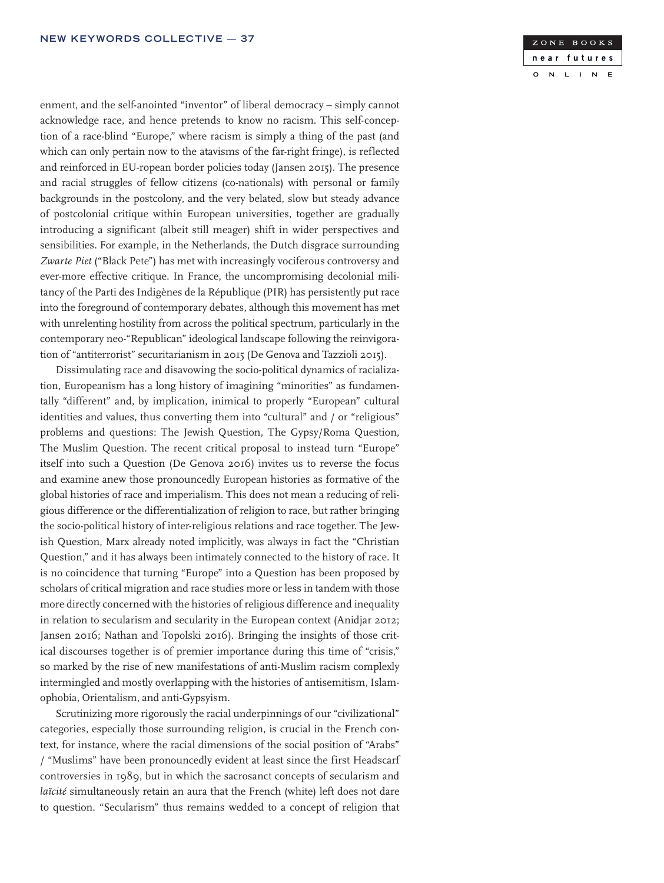enment, and the self-anointed "inventor" of liberal democracy – simply cannot acknowledge race, and hence pretends to know no racism. This self-conception of a race-blind "Europe," where racism is simply a thing of the past (and which can only pertain now to the atavisms of the far-right fringe), is reflected and reinforced in EU-ropean border policies today (Jansen 2015). The presence and racial struggles of fellow citizens (co-nationals) with personal or family backgrounds in the postcolony, and the very belated, slow but steady advance of postcolonial critique within European universities, together are gradually introducing a significant (albeit still meager) shift in wider perspectives and sensibilities. For example, in the Netherlands, the Dutch disgrace surrounding *Zwarte Piet* ("Black Pete") has met with increasingly vociferous controversy and ever-more effective critique. In France, the uncompromising decolonial militancy of the Parti des Indigènes de la République (PIR) has persistently put race into the foreground of contemporary debates, although this movement has met with unrelenting hostility from across the political spectrum, particularly in the contemporary neo-"Republican" ideological landscape following the reinvigoration of "antiterrorist" securitarianism in 2015 (De Genova and Tazzioli 2015).

Dissimulating race and disavowing the socio-political dynamics of racialization, Europeanism has a long history of imagining "minorities" as fundamentally "different" and, by implication, inimical to properly "European" cultural identities and values, thus converting them into "cultural" and / or "religious" problems and questions: The Jewish Question, The Gypsy/Roma Question, The Muslim Question. The recent critical proposal to instead turn "Europe" itself into such a Question (De Genova 2016) invites us to reverse the focus and examine anew those pronouncedly European histories as formative of the global histories of race and imperialism. This does not mean a reducing of religious difference or the differentialization of religion to race, but rather bringing the socio-political history of inter-religious relations and race together. The Jewish Question, Marx already noted implicitly, was always in fact the "Christian Question," and it has always been intimately connected to the history of race. It is no coincidence that turning "Europe" into a Question has been proposed by scholars of critical migration and race studies more or less in tandem with those more directly concerned with the histories of religious difference and inequality in relation to secularism and secularity in the European context (Anidjar 2012; Jansen 2016; Nathan and Topolski 2016). Bringing the insights of those critical discourses together is of premier importance during this time of "crisis," so marked by the rise of new manifestations of anti-Muslim racism complexly intermingled and mostly overlapping with the histories of antisemitism, Islamophobia, Orientalism, and anti-Gypsyism.

Scrutinizing more rigorously the racial underpinnings of our "civilizational" categories, especially those surrounding religion, is crucial in the French context, for instance, where the racial dimensions of the social position of "Arabs" / "Muslims" have been pronouncedly evident at least since the first Headscarf controversies in 1989, but in which the sacrosanct concepts of secularism and *laïcité* simultaneously retain an aura that the French (white) left does not dare to question. "Secularism" thus remains wedded to a concept of religion that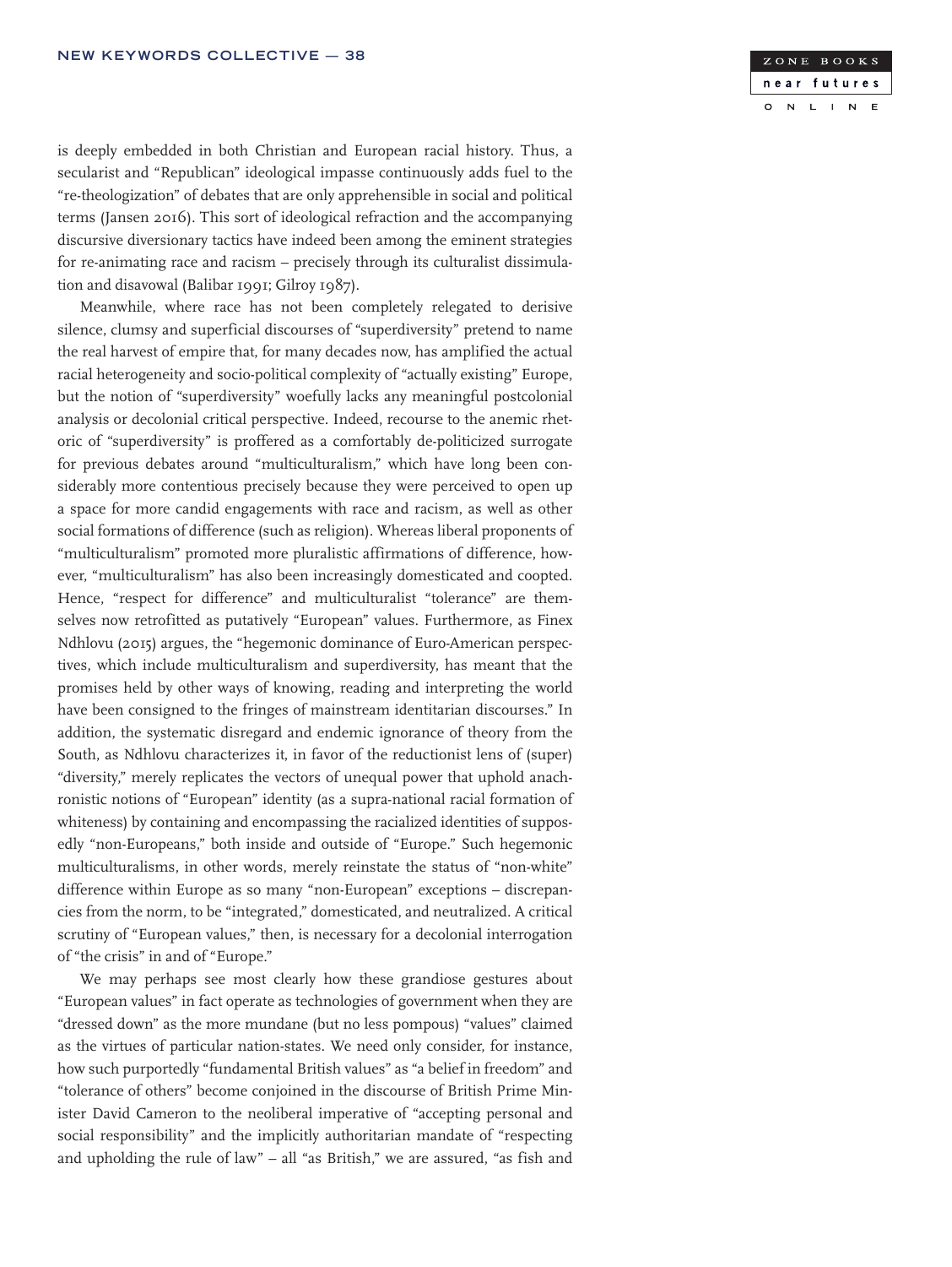is deeply embedded in both Christian and European racial history. Thus, a secularist and "Republican" ideological impasse continuously adds fuel to the "re-theologization" of debates that are only apprehensible in social and political terms (Jansen 2016). This sort of ideological refraction and the accompanying discursive diversionary tactics have indeed been among the eminent strategies for re-animating race and racism – precisely through its culturalist dissimulation and disavowal (Balibar 1991; Gilroy 1987).

Meanwhile, where race has not been completely relegated to derisive silence, clumsy and superficial discourses of "superdiversity" pretend to name the real harvest of empire that, for many decades now, has amplified the actual racial heterogeneity and socio-political complexity of "actually existing" Europe, but the notion of "superdiversity" woefully lacks any meaningful postcolonial analysis or decolonial critical perspective. Indeed, recourse to the anemic rhetoric of "superdiversity" is proffered as a comfortably de-politicized surrogate for previous debates around "multiculturalism," which have long been considerably more contentious precisely because they were perceived to open up a space for more candid engagements with race and racism, as well as other social formations of difference (such as religion). Whereas liberal proponents of "multiculturalism" promoted more pluralistic affirmations of difference, however, "multiculturalism" has also been increasingly domesticated and coopted. Hence, "respect for difference" and multiculturalist "tolerance" are themselves now retrofitted as putatively "European" values. Furthermore, as Finex Ndhlovu (2015) argues, the "hegemonic dominance of Euro-American perspectives, which include multiculturalism and superdiversity, has meant that the promises held by other ways of knowing, reading and interpreting the world have been consigned to the fringes of mainstream identitarian discourses." In addition, the systematic disregard and endemic ignorance of theory from the South, as Ndhlovu characterizes it, in favor of the reductionist lens of (super) "diversity," merely replicates the vectors of unequal power that uphold anachronistic notions of "European" identity (as a supra-national racial formation of whiteness) by containing and encompassing the racialized identities of supposedly "non-Europeans," both inside and outside of "Europe." Such hegemonic multiculturalisms, in other words, merely reinstate the status of "non-white" difference within Europe as so many "non-European" exceptions – discrepancies from the norm, to be "integrated," domesticated, and neutralized. A critical scrutiny of "European values," then, is necessary for a decolonial interrogation of "the crisis" in and of "Europe."

We may perhaps see most clearly how these grandiose gestures about "European values" in fact operate as technologies of government when they are "dressed down" as the more mundane (but no less pompous) "values" claimed as the virtues of particular nation-states. We need only consider, for instance, how such purportedly "fundamental British values" as "a belief in freedom" and "tolerance of others" become conjoined in the discourse of British Prime Minister David Cameron to the neoliberal imperative of "accepting personal and social responsibility" and the implicitly authoritarian mandate of "respecting and upholding the rule of law" – all "as British," we are assured, "as fish and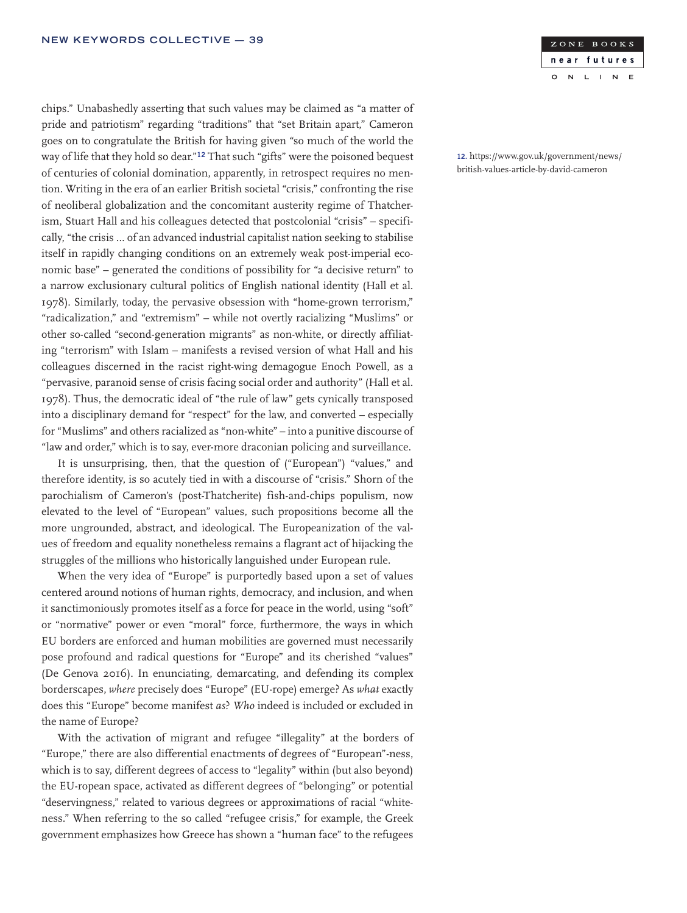chips." Unabashedly asserting that such values may be claimed as "a matter of pride and patriotism" regarding "traditions" that "set Britain apart," Cameron goes on to congratulate the British for having given "so much of the world the way of life that they hold so dear."[12] That such "gifts" were the poisoned bequest of centuries of colonial domination, apparently, in retrospect requires no mention. Writing in the era of an earlier British societal "crisis," confronting the rise of neoliberal globalization and the concomitant austerity regime of Thatcherism, Stuart Hall and his colleagues detected that postcolonial "crisis" – specifically, "the crisis ... of an advanced industrial capitalist nation seeking to stabilise itself in rapidly changing conditions on an extremely weak post-imperial economic base" – generated the conditions of possibility for "a decisive return" to a narrow exclusionary cultural politics of English national identity (Hall et al. 1978). Similarly, today, the pervasive obsession with "home-grown terrorism," "radicalization," and "extremism" – while not overtly racializing "Muslims" or other so-called "second-generation migrants" as non-white, or directly affiliating "terrorism" with Islam – manifests a revised version of what Hall and his colleagues discerned in the racist right-wing demagogue Enoch Powell, as a "pervasive, paranoid sense of crisis facing social order and authority" (Hall et al. 1978). Thus, the democratic ideal of "the rule of law" gets cynically transposed into a disciplinary demand for "respect" for the law, and converted – especially for "Muslims" and others racialized as "non-white" – into a punitive discourse of "law and order," which is to say, ever-more draconian policing and surveillance.

It is unsurprising, then, that the question of ("European") "values," and therefore identity, is so acutely tied in with a discourse of "crisis." Shorn of the parochialism of Cameron's (post-Thatcherite) fish-and-chips populism, now elevated to the level of "European" values, such propositions become all the more ungrounded, abstract, and ideological. The Europeanization of the values of freedom and equality nonetheless remains a flagrant act of hijacking the struggles of the millions who historically languished under European rule.

When the very idea of "Europe" is purportedly based upon a set of values centered around notions of human rights, democracy, and inclusion, and when it sanctimoniously promotes itself as a force for peace in the world, using "soft" or "normative" power or even "moral" force, furthermore, the ways in which EU borders are enforced and human mobilities are governed must necessarily pose profound and radical questions for "Europe" and its cherished "values" (De Genova 2016). In enunciating, demarcating, and defending its complex borderscapes, *where* precisely does "Europe" (EU-rope) emerge? As *what* exactly does this "Europe" become manifest *as*? *Who* indeed is included or excluded in the name of Europe?

With the activation of migrant and refugee "illegality" at the borders of "Europe," there are also differential enactments of degrees of "European"-ness, which is to say, different degrees of access to "legality" within (but also beyond) the EU-ropean space, activated as different degrees of "belonging" or potential "deservingness," related to various degrees or approximations of racial "whiteness." When referring to the so called "refugee crisis," for example, the Greek government emphasizes how Greece has shown a "human face" to the refugees

12. https://www.gov.uk/government/news/british-values-article-by-david-cameron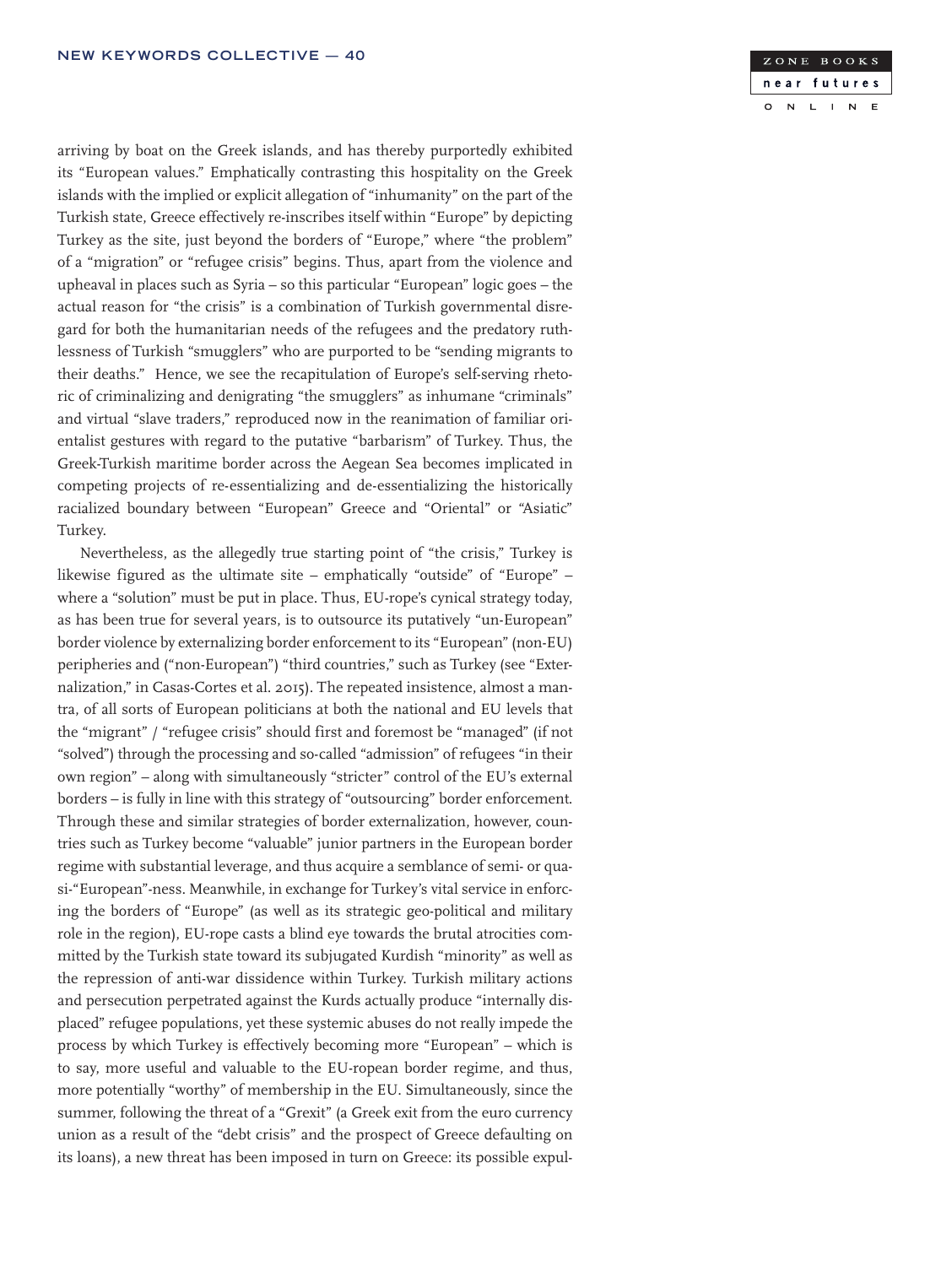arriving by boat on the Greek islands, and has thereby purportedly exhibited its "European values." Emphatically contrasting this hospitality on the Greek islands with the implied or explicit allegation of "inhumanity" on the part of the Turkish state, Greece effectively re-inscribes itself within "Europe" by depicting Turkey as the site, just beyond the borders of "Europe," where "the problem" of a "migration" or "refugee crisis" begins. Thus, apart from the violence and upheaval in places such as Syria – so this particular "European" logic goes – the actual reason for "the crisis" is a combination of Turkish governmental disregard for both the humanitarian needs of the refugees and the predatory ruthlessness of Turkish "smugglers" who are purported to be "sending migrants to their deaths." Hence, we see the recapitulation of Europe's self-serving rhetoric of criminalizing and denigrating "the smugglers" as inhumane "criminals" and virtual "slave traders," reproduced now in the reanimation of familiar orientalist gestures with regard to the putative "barbarism" of Turkey. Thus, the Greek-Turkish maritime border across the Aegean Sea becomes implicated in competing projects of re-essentializing and de-essentializing the historically racialized boundary between "European" Greece and "Oriental" or "Asiatic" Turkey.

Nevertheless, as the allegedly true starting point of "the crisis," Turkey is likewise figured as the ultimate site – emphatically "outside" of "Europe" – where a "solution" must be put in place. Thus, EU-rope's cynical strategy today, as has been true for several years, is to outsource its putatively "un-European" border violence by externalizing border enforcement to its "European" (non-EU) peripheries and ("non-European") "third countries," such as Turkey (see "Externalization," in Casas-Cortes et al. 2015). The repeated insistence, almost a mantra, of all sorts of European politicians at both the national and EU levels that the "migrant" / "refugee crisis" should first and foremost be "managed" (if not "solved") through the processing and so-called "admission" of refugees "in their own region" – along with simultaneously "stricter" control of the EU's external borders – is fully in line with this strategy of "outsourcing" border enforcement. Through these and similar strategies of border externalization, however, countries such as Turkey become "valuable" junior partners in the European border regime with substantial leverage, and thus acquire a semblance of semi- or quasi-"European"-ness. Meanwhile, in exchange for Turkey's vital service in enforcing the borders of "Europe" (as well as its strategic geo-political and military role in the region), EU-rope casts a blind eye towards the brutal atrocities committed by the Turkish state toward its subjugated Kurdish "minority" as well as the repression of anti-war dissidence within Turkey. Turkish military actions and persecution perpetrated against the Kurds actually produce "internally displaced" refugee populations, yet these systemic abuses do not really impede the process by which Turkey is effectively becoming more "European" – which is to say, more useful and valuable to the EU-ropean border regime, and thus, more potentially "worthy" of membership in the EU. Simultaneously, since the summer, following the threat of a "Grexit" (a Greek exit from the euro currency union as a result of the "debt crisis" and the prospect of Greece defaulting on its loans), a new threat has been imposed in turn on Greece: its possible expul-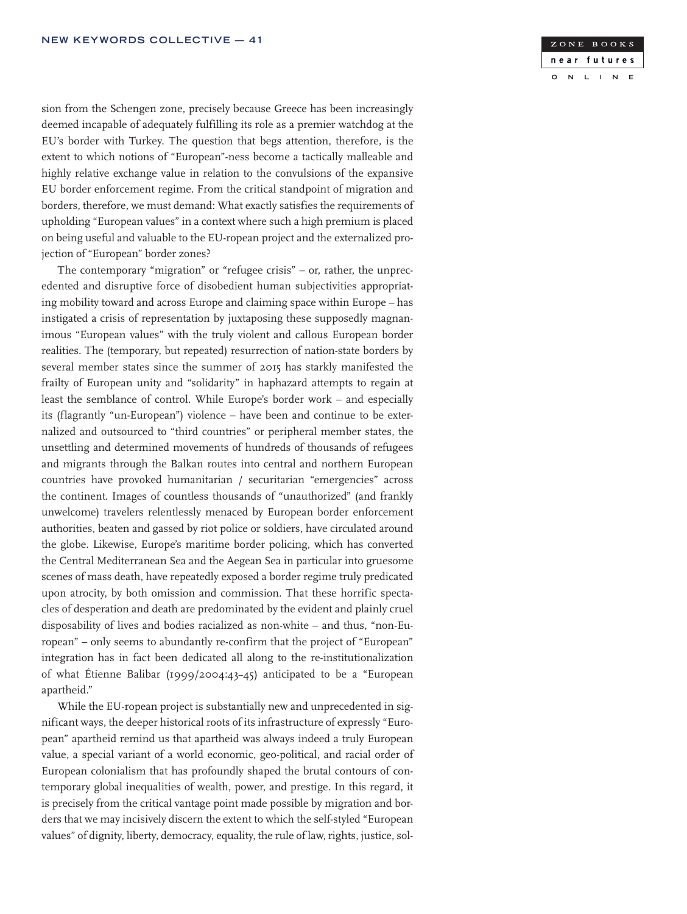sion from the Schengen zone, precisely because Greece has been increasingly deemed incapable of adequately fulfilling its role as a premier watchdog at the EU's border with Turkey. The question that begs attention, therefore, is the extent to which notions of "European"-ness become a tactically malleable and highly relative exchange value in relation to the convulsions of the expansive EU border enforcement regime. From the critical standpoint of migration and borders, therefore, we must demand: What exactly satisfies the requirements of upholding "European values" in a context where such a high premium is placed on being useful and valuable to the EU-ropean project and the externalized projection of "European" border zones?

The contemporary "migration" or "refugee crisis" – or, rather, the unprecedented and disruptive force of disobedient human subjectivities appropriating mobility toward and across Europe and claiming space within Europe – has instigated a crisis of representation by juxtaposing these supposedly magnanimous "European values" with the truly violent and callous European border realities. The (temporary, but repeated) resurrection of nation-state borders by several member states since the summer of 2015 has starkly manifested the frailty of European unity and "solidarity" in haphazard attempts to regain at least the semblance of control. While Europe's border work – and especially its (flagrantly "un-European") violence – have been and continue to be externalized and outsourced to "third countries" or peripheral member states, the unsettling and determined movements of hundreds of thousands of refugees and migrants through the Balkan routes into central and northern European countries have provoked humanitarian / securitarian "emergencies" across the continent. Images of countless thousands of "unauthorized" (and frankly unwelcome) travelers relentlessly menaced by European border enforcement authorities, beaten and gassed by riot police or soldiers, have circulated around the globe. Likewise, Europe's maritime border policing, which has converted the Central Mediterranean Sea and the Aegean Sea in particular into gruesome scenes of mass death, have repeatedly exposed a border regime truly predicated upon atrocity, by both omission and commission. That these horrific spectacles of desperation and death are predominated by the evident and plainly cruel disposability of lives and bodies racialized as non-white – and thus, "non-European" – only seems to abundantly re-confirm that the project of "European" integration has in fact been dedicated all along to the re-institutionalization of what Étienne Balibar (1999/2004:43–45) anticipated to be a "European apartheid."

While the EU-ropean project is substantially new and unprecedented in significant ways, the deeper historical roots of its infrastructure of expressly "European" apartheid remind us that apartheid was always indeed a truly European value, a special variant of a world economic, geo-political, and racial order of European colonialism that has profoundly shaped the brutal contours of contemporary global inequalities of wealth, power, and prestige. In this regard, it is precisely from the critical vantage point made possible by migration and borders that we may incisively discern the extent to which the self-styled "European values" of dignity, liberty, democracy, equality, the rule of law, rights, justice, sol-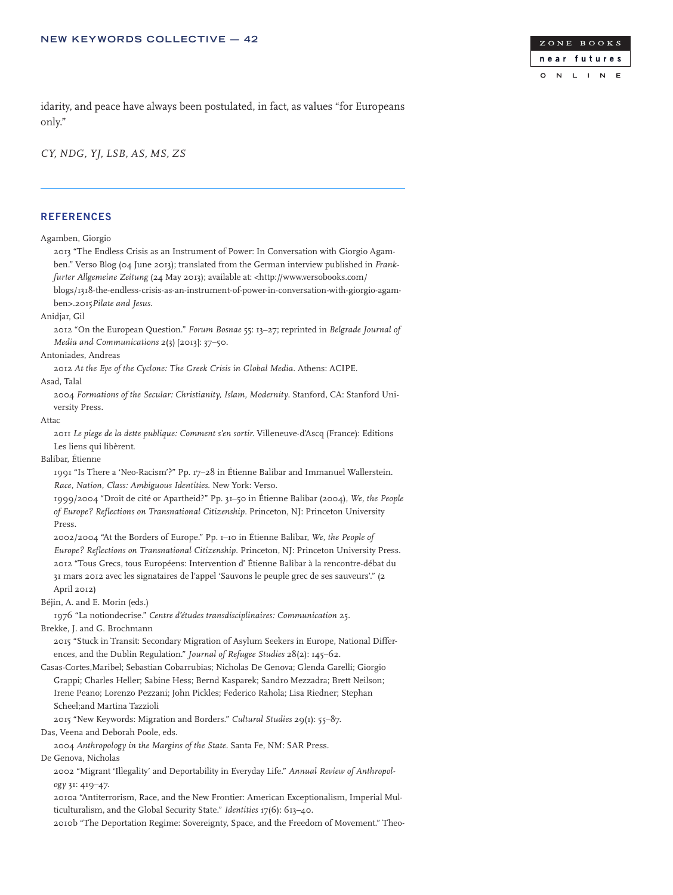idarity, and peace have always been postulated, in fact, as values "for Europeans only."

*CY, NDG, YJ, LSB, AS, MS, ZS*

---

## REFERENCES

Agamben, Giorgio

2013 "The Endless Crisis as an Instrument of Power: In Conversation with Giorgio Agamben." Verso Blog (04 June 2013); translated from the German interview published in *Frankfurter Allgemeine Zeitung* (24 May 2013); available at: <http://www.versobooks.com/blogs/1318-the-endless-crisis-as-an-instrument-of-power-in-conversation-with-giorgio-agamben>.2015*Pilate and Jesus.*

Anidjar, Gil

2012 "On the European Question." *Forum Bosnae* 55: 13–27; reprinted in *Belgrade Journal of Media and Communications* 2(3) [2013]: 37–50.

Antoniades, Andreas

2012 *At the Eye of the Cyclone: The Greek Crisis in Global Media*. Athens: ACIPE.

Asad, Talal

2004 *Formations of the Secular: Christianity, Islam, Modernity*. Stanford, CA: Stanford University Press.

Attac

2011 *Le piege de la dette publique: Comment s'en sortir*. Villeneuve-d'Ascq (France): Editions Les liens qui libèrent.

Balibar, Étienne

1991 "Is There a 'Neo-Racism'?" Pp. 17–28 in Étienne Balibar and Immanuel Wallerstein. *Race, Nation, Class: Ambiguous Identities*. New York: Verso.

1999/2004 "Droit de cité or Apartheid?" Pp. 31–50 in Étienne Balibar (2004), *We, the People of Europe? Reflections on Transnational Citizenship*. Princeton, NJ: Princeton University Press.

2002/2004 "At the Borders of Europe." Pp. 1–10 in Étienne Balibar, *We, the People of Europe? Reflections on Transnational Citizenship*. Princeton, NJ: Princeton University Press.

2012 "Tous Grecs, tous Européens: Intervention d' Étienne Balibar à la rencontre-débat du 31 mars 2012 avec les signataires de l'appel 'Sauvons le peuple grec de ses sauveurs'." (2 April 2012)

Béjin, A. and E. Morin (eds.)

1976 "La notiondecrise." *Centre d'études transdisciplinaires: Communication* 25.

Brekke, J. and G. Brochmann

2015 "Stuck in Transit: Secondary Migration of Asylum Seekers in Europe, National Differences, and the Dublin Regulation." *Journal of Refugee Studies* 28(2): 145–62.

Casas-Cortes,Maribel; Sebastian Cobarrubias; Nicholas De Genova; Glenda Garelli; Giorgio Grappi; Charles Heller; Sabine Hess; Bernd Kasparek; Sandro Mezzadra; Brett Neilson; Irene Peano; Lorenzo Pezzani; John Pickles; Federico Rahola; Lisa Riedner; Stephan Scheel;and Martina Tazzioli

2015 "New Keywords: Migration and Borders." *Cultural Studies* 29(1): 55–87.

Das, Veena and Deborah Poole, eds.

2004 *Anthropology in the Margins of the State*. Santa Fe, NM: SAR Press.

De Genova, Nicholas

2002 "Migrant 'Illegality' and Deportability in Everyday Life." *Annual Review of Anthropology* 31: 419–47.

2010a "Antiterrorism, Race, and the New Frontier: American Exceptionalism, Imperial Multiculturalism, and the Global Security State." *Identities* 17(6): 613–40.

2010b "The Deportation Regime: Sovereignty, Space, and the Freedom of Movement." Theo-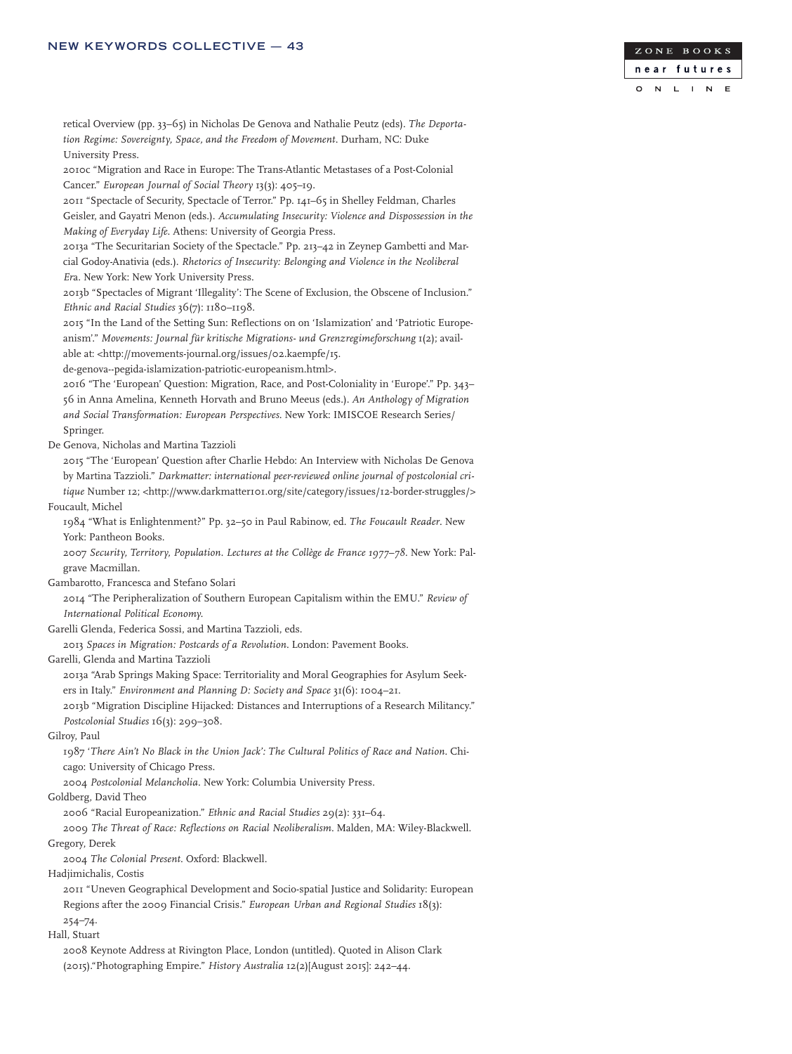retical Overview (pp. 33–65) in Nicholas De Genova and Nathalie Peutz (eds). *The Deportation Regime: Sovereignty, Space, and the Freedom of Movement*. Durham, NC: Duke University Press.

2010c "Migration and Race in Europe: The Trans-Atlantic Metastases of a Post-Colonial Cancer." *European Journal of Social Theory* 13(3): 405–19.

2011 "Spectacle of Security, Spectacle of Terror." Pp. 141–65 in Shelley Feldman, Charles Geisler, and Gayatri Menon (eds.). *Accumulating Insecurity: Violence and Dispossession in the Making of Everyday Life*. Athens: University of Georgia Press.

2013a "The Securitarian Society of the Spectacle." Pp. 213–42 in Zeynep Gambetti and Marcial Godoy-Anativia (eds.). *Rhetorics of Insecurity: Belonging and Violence in the Neoliberal Era*. New York: New York University Press.

2013b "Spectacles of Migrant 'Illegality': The Scene of Exclusion, the Obscene of Inclusion." *Ethnic and Racial Studies* 36(7): 1180–1198.

2015 "In the Land of the Setting Sun: Reflections on on 'Islamization' and 'Patriotic Europeanism'." *Movements: Journal für kritische Migrations- und Grenzregimeforschung* 1(2); available at: <http://movements-journal.org/issues/02.kaempfe/15.de-genova--pegida-islamization-patriotic-europeanism.html>.

2016 "The 'European' Question: Migration, Race, and Post-Coloniality in 'Europe'." Pp. 343–56 in Anna Amelina, Kenneth Horvath and Bruno Meeus (eds.). *An Anthology of Migration and Social Transformation: European Perspectives*. New York: IMISCOE Research Series/Springer.

De Genova, Nicholas and Martina Tazzioli

2015 "The 'European' Question after Charlie Hebdo: An Interview with Nicholas De Genova by Martina Tazzioli." *Darkmatter: international peer-reviewed online journal of postcolonial critique* Number 12; <http://www.darkmatter101.org/site/category/issues/12-border-struggles/>

Foucault, Michel

1984 "What is Enlightenment?" Pp. 32–50 in Paul Rabinow, ed. *The Foucault Reader*. New York: Pantheon Books.

2007 *Security, Territory, Population. Lectures at the Collège de France 1977–78*. New York: Palgrave Macmillan.

Gambarotto, Francesca and Stefano Solari

2014 "The Peripheralization of Southern European Capitalism within the EMU." *Review of International Political Economy*.

Garelli Glenda, Federica Sossi, and Martina Tazzioli, eds.

2013 *Spaces in Migration: Postcards of a Revolution*. London: Pavement Books.

Garelli, Glenda and Martina Tazzioli

2013a "Arab Springs Making Space: Territoriality and Moral Geographies for Asylum Seekers in Italy." *Environment and Planning D: Society and Space* 31(6): 1004–21.

2013b "Migration Discipline Hijacked: Distances and Interruptions of a Research Militancy." *Postcolonial Studies* 16(3): 299–308.

Gilroy, Paul

1987 *'There Ain't No Black in the Union Jack': The Cultural Politics of Race and Nation*. Chicago: University of Chicago Press.

2004 *Postcolonial Melancholia*. New York: Columbia University Press.

Goldberg, David Theo

2006 "Racial Europeanization." *Ethnic and Racial Studies* 29(2): 331–64.

2009 *The Threat of Race: Reflections on Racial Neoliberalism*. Malden, MA: Wiley-Blackwell.

Gregory, Derek

2004 *The Colonial Present*. Oxford: Blackwell.

Hadjimichalis, Costis

2011 "Uneven Geographical Development and Socio-spatial Justice and Solidarity: European Regions after the 2009 Financial Crisis." *European Urban and Regional Studies* 18(3): 254–74.

Hall, Stuart

2008 Keynote Address at Rivington Place, London (untitled). Quoted in Alison Clark (2015)."Photographing Empire." *History Australia* 12(2)[August 2015]: 242–44.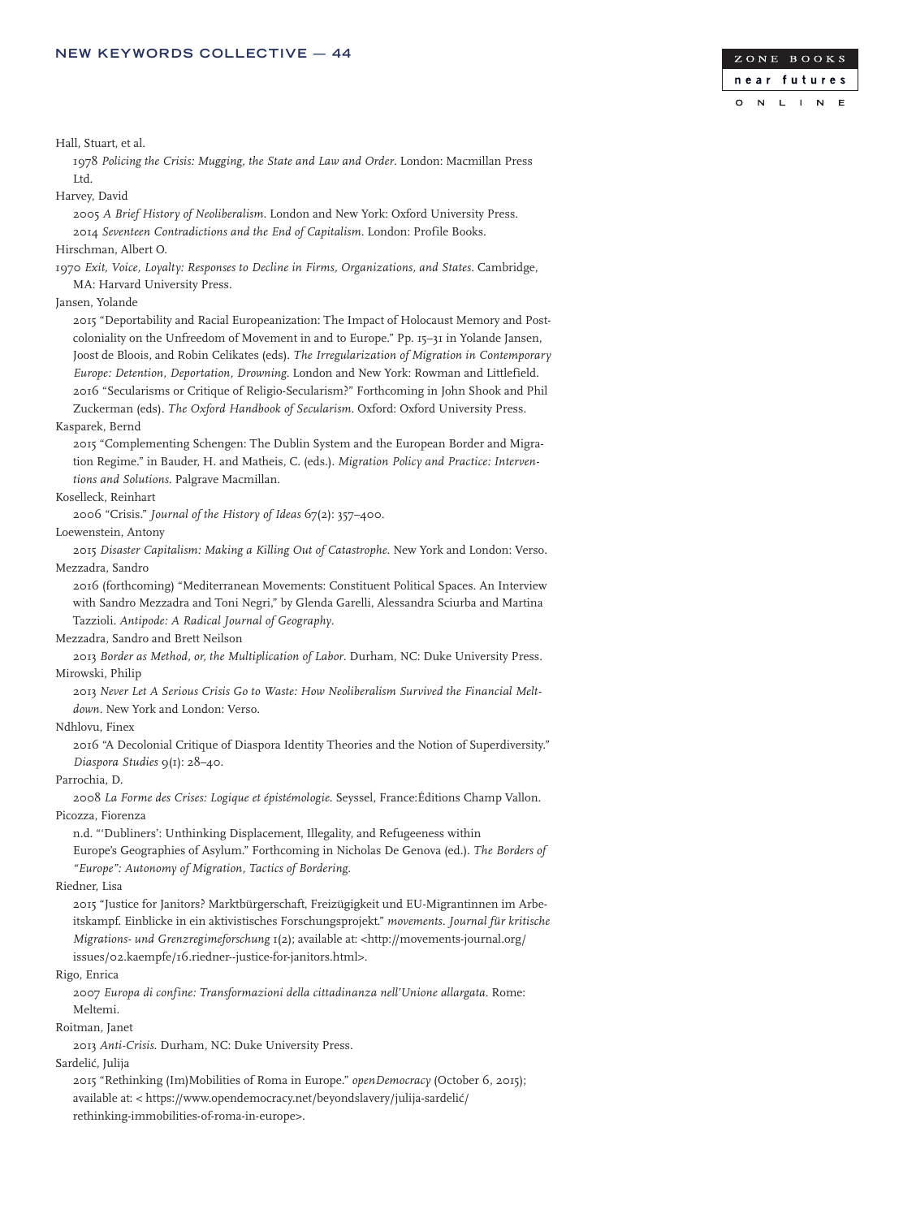Hall, Stuart, et al.

1978 *Policing the Crisis: Mugging, the State and Law and Order*. London: Macmillan Press Ltd.

Harvey, David

2005 *A Brief History of Neoliberalism*. London and New York: Oxford University Press.

2014 *Seventeen Contradictions and the End of Capitalism*. London: Profile Books.

Hirschman, Albert O.

1970 *Exit, Voice, Loyalty: Responses to Decline in Firms, Organizations, and States*. Cambridge, MA: Harvard University Press.

Jansen, Yolande

2015 "Deportability and Racial Europeanization: The Impact of Holocaust Memory and Postcoloniality on the Unfreedom of Movement in and to Europe." Pp. 15–31 in Yolande Jansen, Joost de Bloois, and Robin Celikates (eds). *The Irregularization of Migration in Contemporary Europe: Detention, Deportation, Drowning*. London and New York: Rowman and Littlefield.

2016 "Secularisms or Critique of Religio-Secularism?" Forthcoming in John Shook and Phil Zuckerman (eds). *The Oxford Handbook of Secularism*. Oxford: Oxford University Press.

Kasparek, Bernd

2015 "Complementing Schengen: The Dublin System and the European Border and Migration Regime." in Bauder, H. and Matheis, C. (eds.). *Migration Policy and Practice: Interventions and Solutions*. Palgrave Macmillan.

Koselleck, Reinhart

2006 "Crisis." *Journal of the History of Ideas* 67(2): 357–400.

Loewenstein, Antony

2015 *Disaster Capitalism: Making a Killing Out of Catastrophe*. New York and London: Verso.

Mezzadra, Sandro

2016 (forthcoming) "Mediterranean Movements: Constituent Political Spaces. An Interview with Sandro Mezzadra and Toni Negri," by Glenda Garelli, Alessandra Sciurba and Martina Tazzioli. *Antipode: A Radical Journal of Geography*.

Mezzadra, Sandro and Brett Neilson

2013 *Border as Method, or, the Multiplication of Labor*. Durham, NC: Duke University Press.

Mirowski, Philip

2013 *Never Let A Serious Crisis Go to Waste: How Neoliberalism Survived the Financial Meltdown*. New York and London: Verso.

Ndhlovu, Finex

2016 "A Decolonial Critique of Diaspora Identity Theories and the Notion of Superdiversity." *Diaspora Studies* 9(1): 28–40.

Parrochia, D.

2008 *La Forme des Crises: Logique et épistémologie*. Seyssel, France:Éditions Champ Vallon.

Picozza, Fiorenza

n.d. "'Dubliners': Unthinking Displacement, Illegality, and Refugeeness within Europe's Geographies of Asylum." Forthcoming in Nicholas De Genova (ed.). *The Borders of "Europe": Autonomy of Migration, Tactics of Bordering*.

Riedner, Lisa

2015 "Justice for Janitors? Marktbürgerschaft, Freizügigkeit und EU-Migrantinnen im Arbeitskampf. Einblicke in ein aktivistisches Forschungsprojekt." *movements. Journal für kritische Migrations- und Grenzregimeforschung* 1(2); available at: <http://movements-journal.org/issues/02.kaempfe/16.riedner--justice-for-janitors.html>.

Rigo, Enrica

2007 *Europa di confine: Transformazioni della cittadinanza nell'Unione allargata*. Rome: Meltemi.

Roitman, Janet

2013 *Anti-Crisis*. Durham, NC: Duke University Press.

Sardelić, Julija

2015 "Rethinking (Im)Mobilities of Roma in Europe." *openDemocracy* (October 6, 2015); available at: < https://www.opendemocracy.net/beyondslavery/julija-sardelić/rethinking-immobilities-of-roma-in-europe>.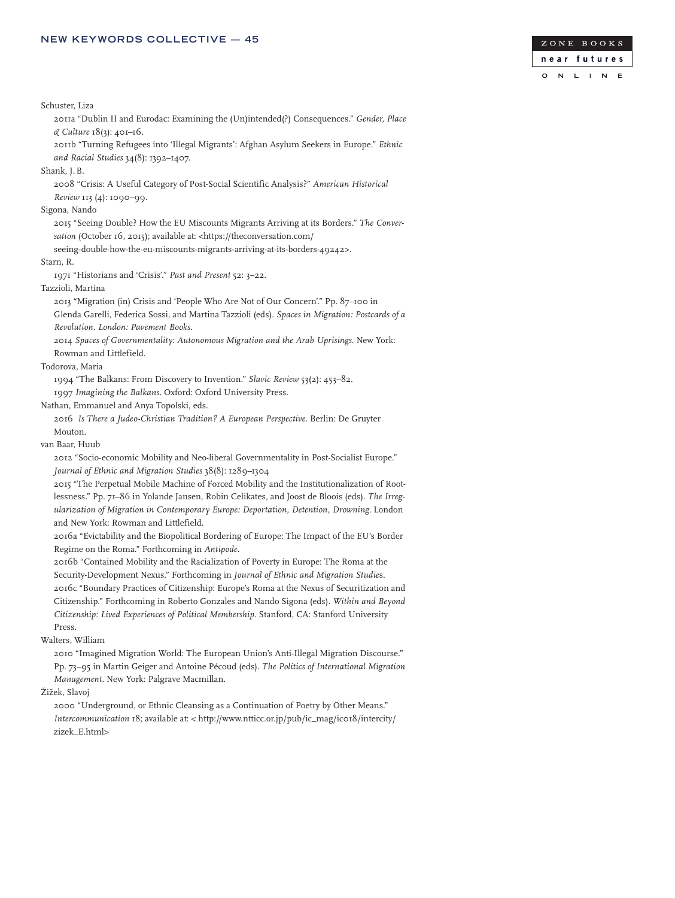Schuster, Liza

2011a "Dublin II and Eurodac: Examining the (Un)intended(?) Consequences." *Gender, Place & Culture* 18(3): 401–16.

2011b "Turning Refugees into 'Illegal Migrants': Afghan Asylum Seekers in Europe." *Ethnic and Racial Studies* 34(8): 1392–1407.

Shank, J. B.

2008 "Crisis: A Useful Category of Post-Social Scientific Analysis?" *American Historical Review* 113 (4): 1090–99.

Sigona, Nando

2015 "Seeing Double? How the EU Miscounts Migrants Arriving at its Borders." *The Conversation* (October 16, 2015); available at: <https://theconversation.com/seeing-double-how-the-eu-miscounts-migrants-arriving-at-its-borders-49242>.

Starn, R.

1971 "Historians and 'Crisis'." *Past and Present* 52: 3–22.

Tazzioli, Martina

2013 "Migration (in) Crisis and 'People Who Are Not of Our Concern'." Pp. 87–100 in Glenda Garelli, Federica Sossi, and Martina Tazzioli (eds). *Spaces in Migration: Postcards of a Revolution. London: Pavement Books.*

2014 *Spaces of Governmentality: Autonomous Migration and the Arab Uprisings.* New York: Rowman and Littlefield.

Todorova, Maria

1994 "The Balkans: From Discovery to Invention." *Slavic Review* 53(2): 453–82.

1997 *Imagining the Balkans.* Oxford: Oxford University Press.

Nathan, Emmanuel and Anya Topolski, eds.

2016 *Is There a Judeo-Christian Tradition? A European Perspective*. Berlin: De Gruyter Mouton.

van Baar, Huub

2012 "Socio-economic Mobility and Neo-liberal Governmentality in Post-Socialist Europe." *Journal of Ethnic and Migration Studies* 38(8): 1289–1304

2015 "The Perpetual Mobile Machine of Forced Mobility and the Institutionalization of Rootlessness." Pp. 71–86 in Yolande Jansen, Robin Celikates, and Joost de Bloois (eds). *The Irregularization of Migration in Contemporary Europe: Deportation, Detention, Drowning.* London and New York: Rowman and Littlefield.

2016a "Evictability and the Biopolitical Bordering of Europe: The Impact of the EU's Border Regime on the Roma." Forthcoming in *Antipode*.

2016b "Contained Mobility and the Racialization of Poverty in Europe: The Roma at the Security-Development Nexus." Forthcoming in *Journal of Ethnic and Migration Studies*.

2016c "Boundary Practices of Citizenship: Europe's Roma at the Nexus of Securitization and Citizenship." Forthcoming in Roberto Gonzales and Nando Sigona (eds). *Within and Beyond Citizenship: Lived Experiences of Political Membership.* Stanford, CA: Stanford University Press.

Walters, William

2010 "Imagined Migration World: The European Union's Anti-Illegal Migration Discourse." Pp. 73–95 in Martin Geiger and Antoine Pécoud (eds). *The Politics of International Migration Management.* New York: Palgrave Macmillan.

Žižek, Slavoj

2000 "Underground, or Ethnic Cleansing as a Continuation of Poetry by Other Means." *Intercommunication* 18; available at: < http://www.ntticc.or.jp/pub/ic_mag/ic018/intercity/zizek_E.html>